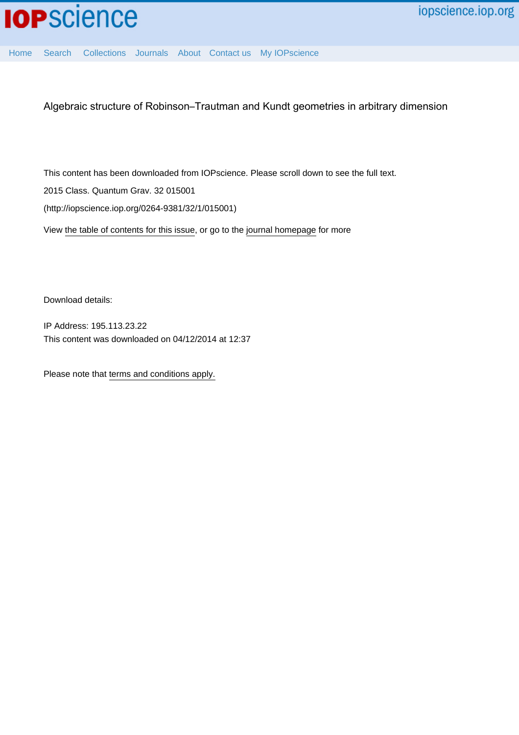# Algebraic structure of Robinson–Trautman and Kundt geometries in arbitrary dimension

This content has been downloaded from IOPscience. Please scroll down to see the full text.

2015 Class. Quantum Grav. 32 015001

(http://iopscience.iop.org/0264-9381/32/1/015001)

View the table of contents for this issue, or go to the journal homepage for more

Download details:

IP Address: 195.113.23.22

This content was downloaded on 04/12/2014 at 12:37

Please note that terms and conditions apply.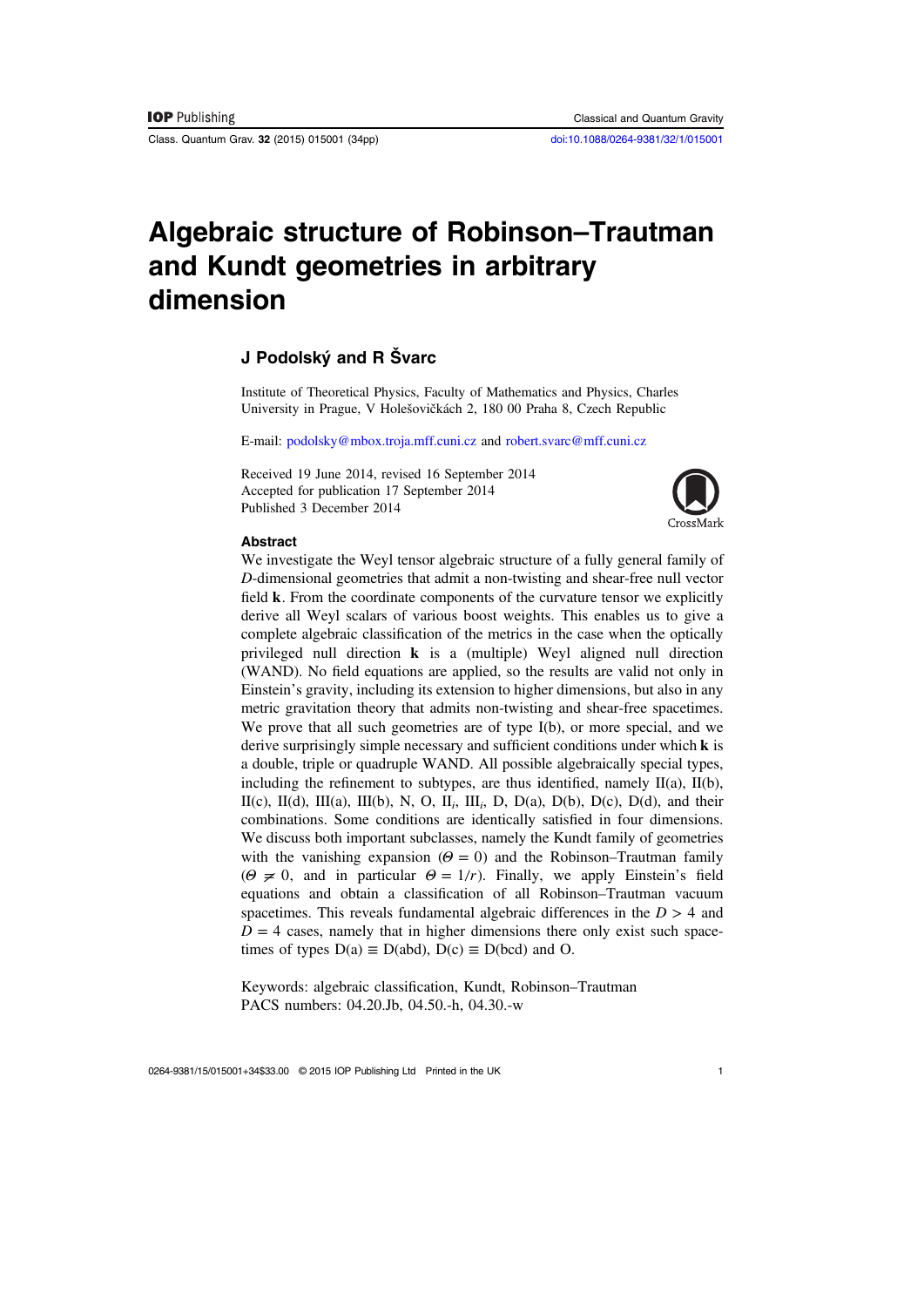# Algebraic structure of Robinson–Trautman and Kundt geometries in arbitrary dimension

**J Podolský and R Švarc**

Institute of Theoretical Physics, Faculty of Mathematics and Physics, Charles University in Prague, V Holešovičkách 2, 180 00 Praha 8, Czech Republic

E-mail: podolsky@mbox.troja.mff.cuni.cz and robert.svarc@mff.cuni.cz

Received 19 June 2014, revised 16 September 2014
Accepted for publication 17 September 2014
Published 3 December 2014

### Abstract

We investigate the Weyl tensor algebraic structure of a fully general family of $D$-dimensional geometries that admit a non-twisting and shear-free null vector field $\mathbf{k}$. From the coordinate components of the curvature tensor we explicitly derive all Weyl scalars of various boost weights. This enables us to give a complete algebraic classification of the metrics in the case when the optically privileged null direction $\mathbf{k}$ is a (multiple) Weyl aligned null direction (WAND). No field equations are applied, so the results are valid not only in Einstein's gravity, including its extension to higher dimensions, but also in any metric gravitation theory that admits non-twisting and shear-free spacetimes. We prove that all such geometries are of type I(b), or more special, and we derive surprisingly simple necessary and sufficient conditions under which $\mathbf{k}$ is a double, triple or quadruple WAND. All possible algebraically special types, including the refinement to subtypes, are thus identified, namely II(a), II(b), II(c), II(d), III(a), III(b), N, O, $\text{II}_i$, $\text{III}_i$, D, D(a), D(b), D(c), D(d), and their combinations. Some conditions are identically satisfied in four dimensions. We discuss both important subclasses, namely the Kundt family of geometries with the vanishing expansion ($\Theta = 0$) and the Robinson–Trautman family ($\Theta \neq 0$, and in particular $\Theta = 1/r$). Finally, we apply Einstein's field equations and obtain a classification of all Robinson–Trautman vacuum spacetimes. This reveals fundamental algebraic differences in the $D > 4$ and $D = 4$ cases, namely that in higher dimensions there only exist such spacetimes of types $\text{D(a)} \equiv \text{D(abd)}$, $\text{D(c)} \equiv \text{D(bcd)}$ and O.

Keywords: algebraic classification, Kundt, Robinson–Trautman
PACS numbers: 04.20.Jb, 04.50.-h, 04.30.-w

0264-9381/15/015001+34$33.00 © 2015 IOP Publishing Ltd Printed in the UK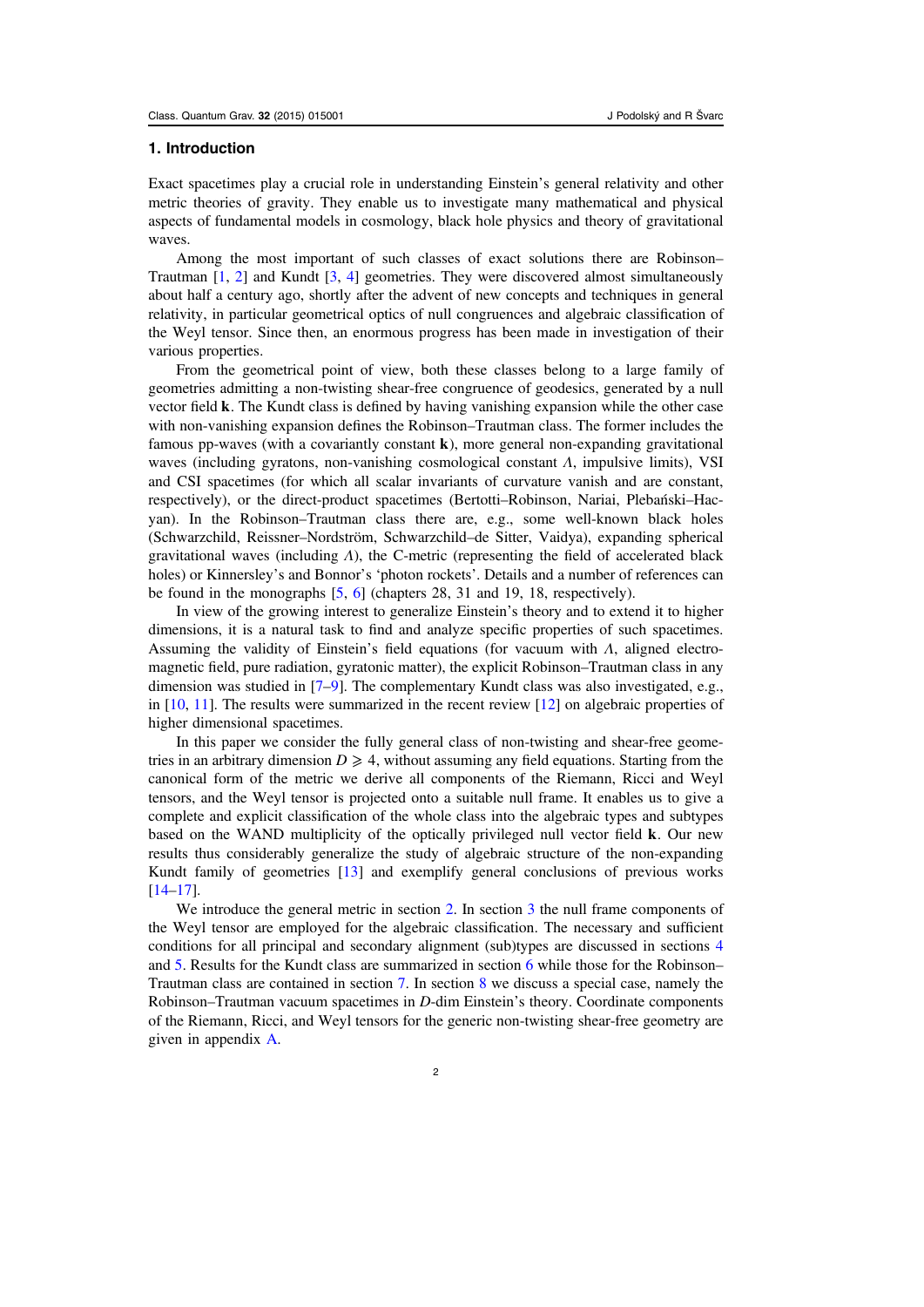## 1. Introduction

Exact spacetimes play a crucial role in understanding Einstein's general relativity and other metric theories of gravity. They enable us to investigate many mathematical and physical aspects of fundamental models in cosmology, black hole physics and theory of gravitational waves.

Among the most important of such classes of exact solutions there are Robinson–Trautman [1, 2] and Kundt [3, 4] geometries. They were discovered almost simultaneously about half a century ago, shortly after the advent of new concepts and techniques in general relativity, in particular geometrical optics of null congruences and algebraic classification of the Weyl tensor. Since then, an enormous progress has been made in investigation of their various properties.

From the geometrical point of view, both these classes belong to a large family of geometries admitting a non-twisting shear-free congruence of geodesics, generated by a null vector field $\mathbf{k}$. The Kundt class is defined by having vanishing expansion while the other case with non-vanishing expansion defines the Robinson–Trautman class. The former includes the famous pp-waves (with a covariantly constant $\mathbf{k}$), more general non-expanding gravitational waves (including gyratons, non-vanishing cosmological constant $\Lambda$, impulsive limits), VSI and CSI spacetimes (for which all scalar invariants of curvature vanish and are constant, respectively), or the direct-product spacetimes (Bertotti–Robinson, Nariai, Plebański–Hacyan). In the Robinson–Trautman class there are, e.g., some well-known black holes (Schwarzchild, Reissner–Nordström, Schwarzchild–de Sitter, Vaidya), expanding spherical gravitational waves (including $\Lambda$), the C-metric (representing the field of accelerated black holes) or Kinnersley's and Bonnor's 'photon rockets'. Details and a number of references can be found in the monographs [5, 6] (chapters 28, 31 and 19, 18, respectively).

In view of the growing interest to generalize Einstein's theory and to extend it to higher dimensions, it is a natural task to find and analyze specific properties of such spacetimes. Assuming the validity of Einstein's field equations (for vacuum with $\Lambda$, aligned electromagnetic field, pure radiation, gyratonic matter), the explicit Robinson–Trautman class in any dimension was studied in [7–9]. The complementary Kundt class was also investigated, e.g., in [10, 11]. The results were summarized in the recent review [12] on algebraic properties of higher dimensional spacetimes.

In this paper we consider the fully general class of non-twisting and shear-free geometries in an arbitrary dimension $D \geqslant 4$, without assuming any field equations. Starting from the canonical form of the metric we derive all components of the Riemann, Ricci and Weyl tensors, and the Weyl tensor is projected onto a suitable null frame. It enables us to give a complete and explicit classification of the whole class into the algebraic types and subtypes based on the WAND multiplicity of the optically privileged null vector field $\mathbf{k}$. Our new results thus considerably generalize the study of algebraic structure of the non-expanding Kundt family of geometries [13] and exemplify general conclusions of previous works [14–17].

We introduce the general metric in section 2. In section 3 the null frame components of the Weyl tensor are employed for the algebraic classification. The necessary and sufficient conditions for all principal and secondary alignment (sub)types are discussed in sections 4 and 5. Results for the Kundt class are summarized in section 6 while those for the Robinson–Trautman class are contained in section 7. In section 8 we discuss a special case, namely the Robinson–Trautman vacuum spacetimes in $D$-dim Einstein's theory. Coordinate components of the Riemann, Ricci, and Weyl tensors for the generic non-twisting shear-free geometry are given in appendix A.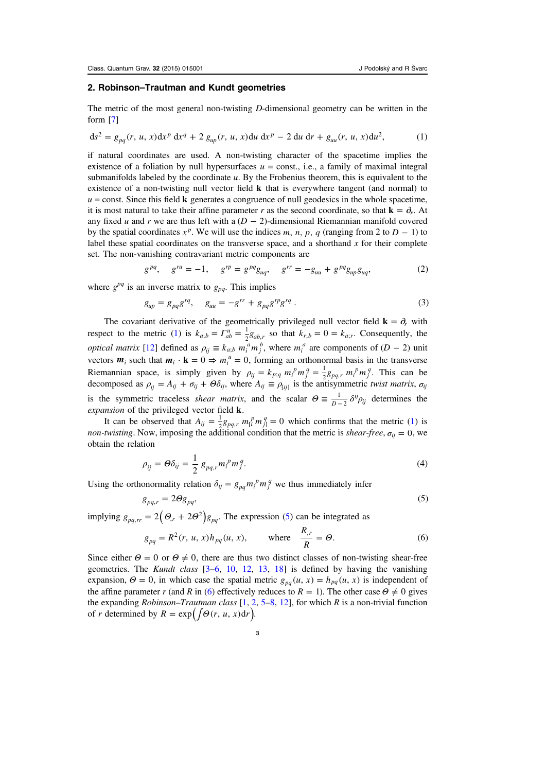## 2. Robinson–Trautman and Kundt geometries

The metric of the most general non-twisting $D$-dimensional geometry can be written in the form [7]

$$
\mathrm{d}s^2 = g_{pq}(r, u, x)\,\mathrm{d}x^p\,\mathrm{d}x^q + 2\,g_{up}(r, u, x)\mathrm{d}u\,\mathrm{d}x^p - 2\,\mathrm{d}u\,\mathrm{d}r + g_{uu}(r, u, x)\mathrm{d}u^2, \tag{1}
$$

if natural coordinates are used. A non-twisting character of the spacetime implies the existence of a foliation by null hypersurfaces $u = \text{const.}$, i.e., a family of maximal integral submanifolds labeled by the coordinate $u$. By the Frobenius theorem, this is equivalent to the existence of a non-twisting null vector field $\mathbf{k}$ that is everywhere tangent (and normal) to $u = \text{const}$. Since this field $\mathbf{k}$ generates a congruence of null geodesics in the whole spacetime, it is most natural to take their affine parameter $r$ as the second coordinate, so that $\mathbf{k} = \partial_r$. At any fixed $u$ and $r$ we are thus left with a $(D-2)$-dimensional Riemannian manifold covered by the spatial coordinates $x^p$. We will use the indices $m, n, p, q$ (ranging from 2 to $D-1$) to label these spatial coordinates on the transverse space, and a shorthand $x$ for their complete set. The non-vanishing contravariant metric components are

$$
g^{pq}, \quad g^{ru} = -1, \quad g^{rp} = g^{pq}g_{uq}, \quad g^{rr} = -g_{uu} + g^{pq}g_{up}g_{uq}, \tag{2}
$$

where $g^{pq}$ is an inverse matrix to $g_{pq}$. This implies

$$
g_{up} = g_{pq}g^{rq}, \quad g_{uu} = -g^{rr} + g_{pq}g^{rp}g^{rq}\,. \tag{3}
$$

The covariant derivative of the geometrically privileged null vector field $\mathbf{k} = \partial_r$ with respect to the metric (1) is $k_{a;b} = \Gamma^u_{ab} = \frac{1}{2}g_{ab,r}$ so that $k_{r;b} = 0 = k_{a;r}$. Consequently, the *optical matrix* [12] defined as $\rho_{ij} \equiv k_{a;b}\, m_i^{\,a} m_j^{\,b}$, where $m_i^{\,a}$ are components of $(D-2)$ unit vectors $\boldsymbol{m}_i$ such that $\boldsymbol{m}_i \cdot \mathbf{k} = 0 \Rightarrow m_i^{\,u} = 0$, forming an orthonormal basis in the transverse Riemannian space, is simply given by $\rho_{ij} = k_{p;q}\, m_i^{\,p} m_j^{\,q} = \frac{1}{2}g_{pq,r}\, m_i^{\,p} m_j^{\,q}$. This can be decomposed as $\rho_{ij} = A_{ij} + \sigma_{ij} + \Theta\delta_{ij}$, where $A_{ij} \equiv \rho_{[ij]}$ is the antisymmetric *twist matrix*, $\sigma_{ij}$ is the symmetric traceless *shear matrix*, and the scalar $\Theta \equiv \frac{1}{D-2}\,\delta^{ij}\rho_{ij}$ determines the *expansion* of the privileged vector field $\mathbf{k}$.

It can be observed that $A_{ij} = \frac{1}{2}g_{pq,r}\, m_{[i}^{\,p} m_{j]}^{\,q} = 0$ which confirms that the metric (1) is *non-twisting*. Now, imposing the additional condition that the metric is *shear-free*, $\sigma_{ij} = 0$, we obtain the relation

$$
\rho_{ij} = \Theta\delta_{ij} = \frac{1}{2}\,g_{pq,r} m_i^{\,p} m_j^{\,q}. \tag{4}
$$

Using the orthonormality relation $\delta_{ij} = g_{pq} m_i^{\,p} m_j^{\,q}$ we thus immediately infer

$$
g_{pq,r} = 2\Theta g_{pq}, \tag{5}
$$

implying $g_{pq,rr} = 2\left(\Theta_{,r} + 2\Theta^2\right)g_{pq}$. The expression (5) can be integrated as

$$
g_{pq} = R^2(r, u, x)h_{pq}(u, x), \qquad \text{where} \quad \frac{R_{,r}}{R} = \Theta. \tag{6}
$$

Since either $\Theta = 0$ or $\Theta \neq 0$, there are thus two distinct classes of non-twisting shear-free geometries. The *Kundt class* [3–6, 10, 12, 13, 18] is defined by having the vanishing expansion, $\Theta = 0$, in which case the spatial metric $g_{pq}(u, x) = h_{pq}(u, x)$ is independent of the affine parameter $r$ (and $R$ in (6) effectively reduces to $R = 1$). The other case $\Theta \neq 0$ gives the expanding *Robinson–Trautman class* [1, 2, 5–8, 12], for which $R$ is a non-trivial function of $r$ determined by $R = \exp\left(\int \Theta(r, u, x)\mathrm{d}r\right)$.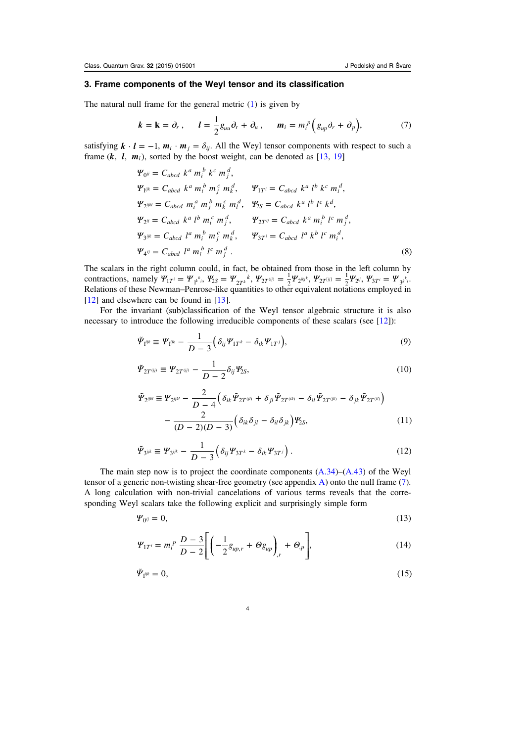## 3. Frame components of the Weyl tensor and its classification

The natural null frame for the general metric (1) is given by

$$\boldsymbol{k} = \mathbf{k} = \partial_r\,, \qquad \boldsymbol{l} = \frac{1}{2} g_{uu} \partial_r + \partial_u\,, \qquad \boldsymbol{m}_i = m_i^{\,p} \Big( g_{up} \partial_r + \partial_p \Big), \tag{7}$$

satisfying $\boldsymbol{k} \cdot \boldsymbol{l} = -1$, $\boldsymbol{m}_i \cdot \boldsymbol{m}_j = \delta_{ij}$. All the Weyl tensor components with respect to such a frame $(\boldsymbol{k},\ \boldsymbol{l},\ \boldsymbol{m}_i)$, sorted by the boost weight, can be denoted as [13, 19]

$$
\begin{aligned}
\Psi_{0^{ij}} &= C_{abcd}\ k^a\, m_i^{\,b}\, k^c\, m_j^{\,d}, \\
\Psi_{1^{ijk}} &= C_{abcd}\ k^a\, m_i^{\,b}\, m_j^{\,c}\, m_k^{\,d}, \qquad \Psi_{1T^i} = C_{abcd}\ k^a\, l^b\, k^c\, m_i^{\,d}, \\
\Psi_{2^{ijkl}} &= C_{abcd}\ m_i^{\,a}\, m_j^{\,b}\, m_k^{\,c}\, m_l^{\,d}, \quad\ \Psi_{2S} = C_{abcd}\ k^a\, l^b\, l^c\, k^d, \\
\Psi_{2^{ij}} &= C_{abcd}\ k^a\, l^b\, m_i^{\,c}\, m_j^{\,d}, \qquad\ \ \Psi_{2T^{ij}} = C_{abcd}\ k^a\, m_i^{\,b}\, l^c\, m_j^{\,d}, \\
\Psi_{3^{ijk}} &= C_{abcd}\ l^a\, m_i^{\,b}\, m_j^{\,c}\, m_k^{\,d}, \qquad\ \Psi_{3T^i} = C_{abcd}\ l^a\, k^b\, l^c\, m_i^{\,d}, \\
\Psi_{4^{ij}} &= C_{abcd}\ l^a\, m_i^{\,b}\, l^c\, m_j^{\,d}\ .
\end{aligned}
\tag{8}$$

The scalars in the right column could, in fact, be obtained from those in the left column by contractions, namely $\Psi_{1T^i} = \Psi_{1^k{}_{i}}{}^{k}$, $\Psi_{2S} = \Psi_{2T^k}{}^{k}$, $\Psi_{2T^{(ij)}} = \frac{1}{2}\Psi_{2^{ikj}}{}^{k}$, $\Psi_{2T^{[ij]}} = \frac{1}{2}\Psi_{2^{ij}}$, $\Psi_{3T^i} = \Psi_{3^{k}}{}^{k}{}_{i}$. Relations of these Newman–Penrose-like quantities to other equivalent notations employed in [12] and elsewhere can be found in [13].

For the invariant (sub)classification of the Weyl tensor algebraic structure it is also necessary to introduce the following irreducible components of these scalars (see [12]):

$$\tilde{\Psi}_{1^{ijk}} \equiv \Psi_{1^{ijk}} - \frac{1}{D-3}\Big( \delta_{ij} \Psi_{1T^k} - \delta_{ik} \Psi_{1T^j} \Big), \tag{9}$$

$$\tilde{\Psi}_{2T^{(ij)}} \equiv \Psi_{2T^{(ij)}} - \frac{1}{D-2} \delta_{ij} \Psi_{2S}, \tag{10}$$

$$
\begin{aligned}
\tilde{\Psi}_{2^{ijkl}} \equiv \Psi_{2^{ijkl}} &- \frac{2}{D-4}\Big( \delta_{ik} \tilde{\Psi}_{2T^{(jl)}} + \delta_{jl} \tilde{\Psi}_{2T^{(ik)}} - \delta_{il} \tilde{\Psi}_{2T^{(jk)}} - \delta_{jk} \tilde{\Psi}_{2T^{(il)}} \Big) \\
&- \frac{2}{(D-2)(D-3)} \Big( \delta_{ik} \delta_{jl} - \delta_{il} \delta_{jk} \Big) \Psi_{2S},
\end{aligned}
\tag{11}$$

$$\tilde{\Psi}_{3^{ijk}} \equiv \Psi_{3^{ijk}} - \frac{1}{D-3}\Big( \delta_{ij} \Psi_{3T^k} - \delta_{ik} \Psi_{3T^j} \Big)\,. \tag{12}$$

The main step now is to project the coordinate components (A.34)–(A.43) of the Weyl tensor of a generic non-twisting shear-free geometry (see appendix A) onto the null frame (7). A long calculation with non-trivial cancelations of various terms reveals that the corresponding Weyl scalars take the following explicit and surprisingly simple form

$$\Psi_{0^{ij}} = 0, \tag{13}$$

$$\Psi_{1T^i} = m_i^{\,p}\ \frac{D-3}{D-2} \Bigg[ \Big( -\frac{1}{2} g_{up,r} + \Theta g_{up} \Big)_{,r} + \Theta_{,p} \Bigg], \tag{14}$$

$$\tilde{\Psi}_{1^{ijk}} = 0, \tag{15}$$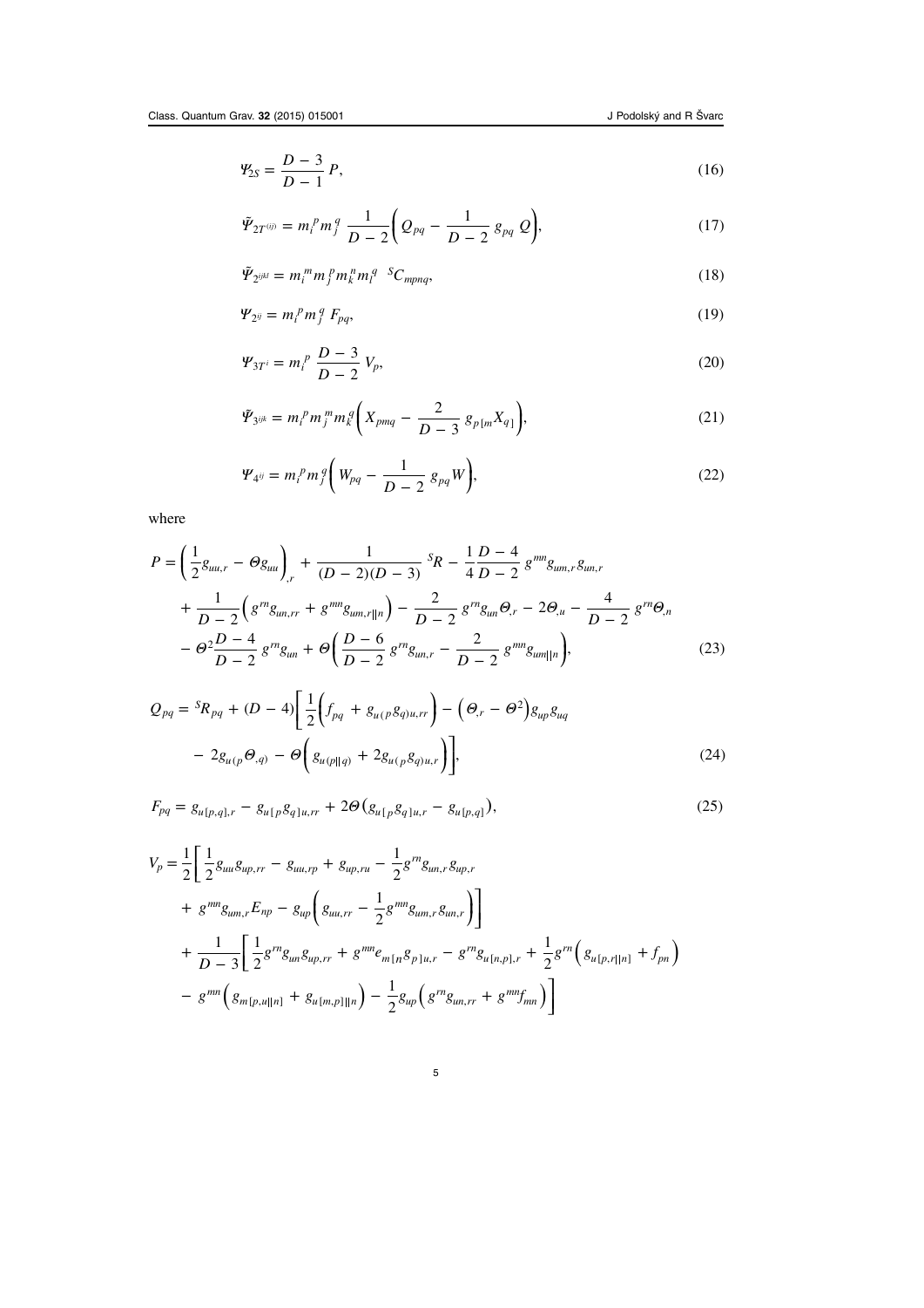$$\Psi_{2S} = \frac{D-3}{D-1}\, P, \tag{16}$$

$$\tilde{\Psi}_{2T^{(ij)}} = m_i^{\,p} m_j^{\,q}\ \frac{1}{D-2}\left( Q_{pq} - \frac{1}{D-2}\, g_{pq}\, Q \right), \tag{17}$$

$$\tilde{\Psi}_{2^{ijkl}} = m_i^{\,m} m_j^{\,p} m_k^{\,n} m_l^{\,q}\ \ {}^S C_{mpnq}, \tag{18}$$

$$\Psi_{2^{ij}} = m_i^{\,p} m_j^{\,q}\ F_{pq}, \tag{19}$$

$$\Psi_{3T^i} = m_i^{\,p}\ \frac{D-3}{D-2}\, V_p, \tag{20}$$

$$\tilde{\Psi}_{3^{ijk}} = m_i^{\,p} m_j^{\,m} m_k^{\,q}\left( X_{pmq} - \frac{2}{D-3}\, g_{p[m} X_{q]} \right), \tag{21}$$

$$\Psi_{4^{ij}} = m_i^{\,p} m_j^{\,q}\left( W_{pq} - \frac{1}{D-2}\, g_{pq} W \right), \tag{22}$$

where

$$\begin{aligned}
P = {} & \left( \frac{1}{2} g_{uu,r} - \Theta g_{uu} \right)_{,r} + \frac{1}{(D-2)(D-3)}\ {}^S R - \frac{1}{4}\frac{D-4}{D-2}\, g^{mn} g_{um,r} g_{un,r} \\
& + \frac{1}{D-2}\left( g^{rn} g_{un,rr} + g^{mn} g_{um,r||n} \right) - \frac{2}{D-2}\, g^{rn} g_{un} \Theta_{,r} - 2\Theta_{,u} - \frac{4}{D-2}\, g^{rn} \Theta_{,n} \\
& - \Theta^2 \frac{D-4}{D-2}\, g^{rn} g_{un} + \Theta\left( \frac{D-6}{D-2}\, g^{rn} g_{un,r} - \frac{2}{D-2}\, g^{mn} g_{um||n} \right),
\end{aligned} \tag{23}$$

$$\begin{aligned}
Q_{pq} = {} & {}^S R_{pq} + (D-4)\Bigg[ \frac{1}{2}\left( f_{pq} + g_{u(p} g_{q)u,rr} \right) - \left( \Theta_{,r} - \Theta^2 \right) g_{up} g_{uq} \\
& - 2 g_{u(p} \Theta_{,q)} - \Theta\left( g_{u(p||q)} + 2 g_{u(p} g_{q)u,r} \right) \Bigg],
\end{aligned} \tag{24}$$

$$F_{pq} = g_{u[p,q],r} - g_{u[p} g_{q]u,rr} + 2\Theta\left( g_{u[p} g_{q]u,r} - g_{u[p,q]} \right), \tag{25}$$

$$\begin{aligned}
V_p = {} & \frac{1}{2}\Bigg[ \frac{1}{2} g_{uu} g_{up,rr} - g_{uu,rp} + g_{up,ru} - \frac{1}{2} g^{rn} g_{un,r} g_{up,r} \\
& + g^{mn} g_{um,r} E_{np} - g_{up}\left( g_{uu,rr} - \frac{1}{2} g^{mn} g_{um,r} g_{un,r} \right) \Bigg] \\
& + \frac{1}{D-3}\Bigg[ \frac{1}{2} g^{rn} g_{un} g_{up,rr} + g^{mn} e_{m[n} g_{p]u,r} - g^{rn} g_{u[n,p],r} + \frac{1}{2} g^{rn}\left( g_{u[p,r||n]} + f_{pn} \right) \\
& - g^{mn}\left( g_{m[p,u||n]} + g_{u[m,p]||n} \right) - \frac{1}{2} g_{up}\left( g^{rn} g_{un,rr} + g^{mn} f_{mn} \right) \Bigg]
\end{aligned}$$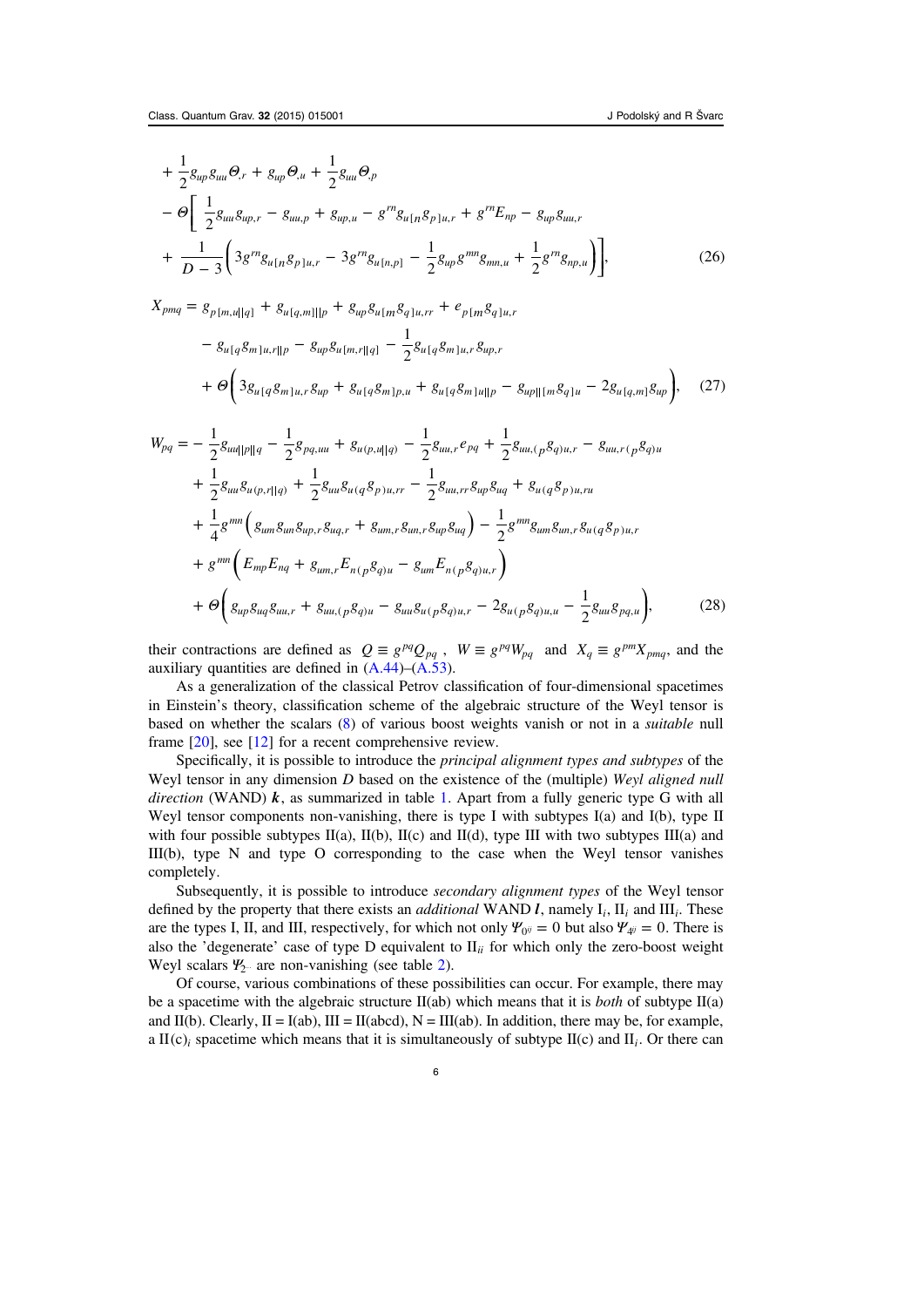$$
\begin{aligned}
&+\frac{1}{2}g_{up}g_{uu}\Theta_{,r}+g_{up}\Theta_{,u}+\frac{1}{2}g_{uu}\Theta_{,p}\\
&-\Theta\bigg[\frac{1}{2}g_{uu}g_{up,r}-g_{uu,p}+g_{up,u}-g^{rn}g_{u[n}g_{p]u,r}+g^{rn}E_{np}-g_{up}g_{uu,r}\\
&+\frac{1}{D-3}\bigg(3g^{rn}g_{u[n}g_{p]u,r}-3g^{rn}g_{u[n,p]}-\frac{1}{2}g_{up}g^{mn}g_{mn,u}+\frac{1}{2}g^{rn}g_{np,u}\bigg)\bigg],
\end{aligned}
\tag{26}
$$

$$
\begin{aligned}
X_{pmq}=\;&g_{p[m,u||q]}+g_{u[q,m]||p}+g_{up}g_{u[m}g_{q]u,rr}+e_{p[m}g_{q]u,r}\\
&-g_{u[q}g_{m]u,r||p}-g_{up}g_{u[m,r||q]}-\frac{1}{2}g_{u[q}g_{m]u,r}g_{up,r}\\
&+\Theta\Big(3g_{u[q}g_{m]u,r}g_{up}+g_{u[q}g_{m]p,u}+g_{u[q}g_{m]u||p}-g_{up||[m}g_{q]u}-2g_{u[q,m]}g_{up}\Big),
\end{aligned}
\tag{27}
$$

$$
\begin{aligned}
W_{pq}=&-\frac{1}{2}g_{uu||p||q}-\frac{1}{2}g_{pq,uu}+g_{u(p,u||q)}-\frac{1}{2}g_{uu,r}e_{pq}+\frac{1}{2}g_{uu,(p}g_{q)u,r}-g_{uu,r(p}g_{q)u}\\
&+\frac{1}{2}g_{uu}g_{u(p,r||q)}+\frac{1}{2}g_{uu}g_{u(q}g_{p)u,rr}-\frac{1}{2}g_{uu,rr}g_{up}g_{uq}+g_{u(q}g_{p)u,ru}\\
&+\frac{1}{4}g^{mn}\Big(g_{um}g_{un}g_{up,r}g_{uq,r}+g_{um,r}g_{un,r}g_{up}g_{uq}\Big)-\frac{1}{2}g^{mn}g_{um}g_{un,r}g_{u(q}g_{p)u,r}\\
&+g^{mn}\Big(E_{mp}E_{nq}+g_{um,r}E_{n(p}g_{q)u}-g_{um}E_{n(p}g_{q)u,r}\Big)\\
&+\Theta\Big(g_{up}g_{uq}g_{uu,r}+g_{uu,(p}g_{q)u}-g_{uu}g_{u(p}g_{q)u,r}-2g_{u(p}g_{q)u,u}-\frac{1}{2}g_{uu}g_{pq,u}\Big),
\end{aligned}
\tag{28}
$$

their contractions are defined as $Q\equiv g^{pq}Q_{pq}$, $W\equiv g^{pq}W_{pq}$ and $X_q\equiv g^{pm}X_{pmq}$, and the auxiliary quantities are defined in (A.44)–(A.53).

As a generalization of the classical Petrov classification of four-dimensional spacetimes in Einstein's theory, classification scheme of the algebraic structure of the Weyl tensor is based on whether the scalars (8) of various boost weights vanish or not in a *suitable* null frame [20], see [12] for a recent comprehensive review.

Specifically, it is possible to introduce the *principal alignment types and subtypes* of the Weyl tensor in any dimension $D$ based on the existence of the (multiple) *Weyl aligned null direction* (WAND) $\boldsymbol{k}$, as summarized in table 1. Apart from a fully generic type G with all Weyl tensor components non-vanishing, there is type I with subtypes I(a) and I(b), type II with four possible subtypes II(a), II(b), II(c) and II(d), type III with two subtypes III(a) and III(b), type N and type O corresponding to the case when the Weyl tensor vanishes completely.

Subsequently, it is possible to introduce *secondary alignment types* of the Weyl tensor defined by the property that there exists an *additional* WAND $\boldsymbol{l}$, namely $\mathrm{I}_i$, $\mathrm{II}_i$ and $\mathrm{III}_i$. These are the types I, II, and III, respectively, for which not only $\Psi_{0^{ij}}=0$ but also $\Psi_{4^{ij}}=0$. There is also the 'degenerate' case of type D equivalent to $\mathrm{II}_{ii}$ for which only the zero-boost weight Weyl scalars $\Psi_{2^{\cdots}}$ are non-vanishing (see table 2).

Of course, various combinations of these possibilities can occur. For example, there may be a spacetime with the algebraic structure II(ab) which means that it is *both* of subtype II(a) and II(b). Clearly, II = I(ab), III = II(abcd), N = III(ab). In addition, there may be, for example, a II(c)$_i$ spacetime which means that it is simultaneously of subtype II(c) and II$_i$. Or there can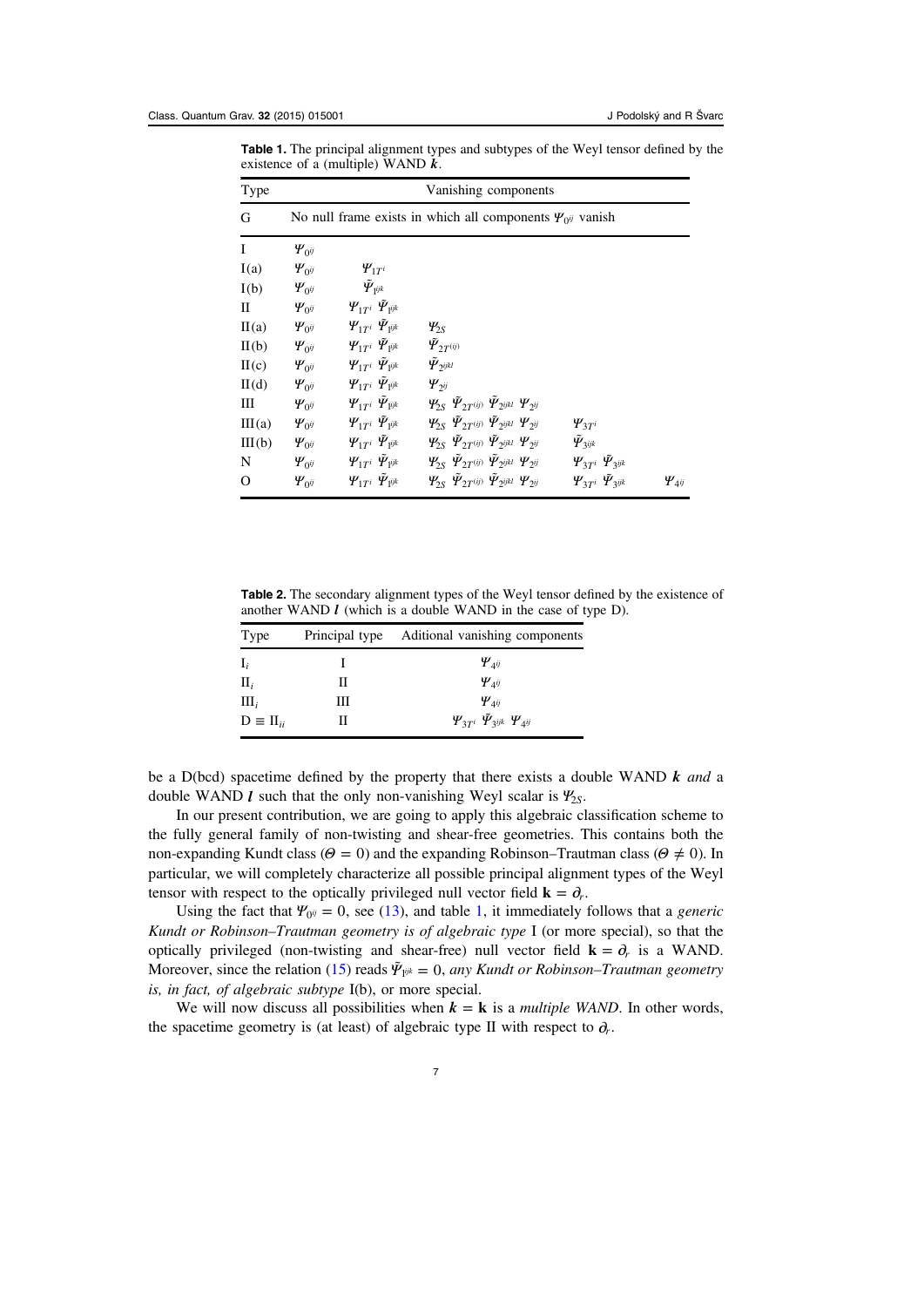**Table 1.** The principal alignment types and subtypes of the Weyl tensor defined by the existence of a (multiple) WAND $\boldsymbol{k}$.

| Type | Vanishing components | | | | |
|---|---|---|---|---|---|
| G | No null frame exists in which all components $\Psi_{0^{ij}}$ vanish | | | | |
| I | $\Psi_{0^{ij}}$ | | | | |
| I(a) | $\Psi_{0^{ij}}$ | $\Psi_{1T^i}$ | | | |
| I(b) | $\Psi_{0^{ij}}$ | $\tilde{\Psi}_{1^{ijk}}$ | | | |
| II | $\Psi_{0^{ij}}$ | $\Psi_{1T^i}$ $\tilde{\Psi}_{1^{ijk}}$ | | | |
| II(a) | $\Psi_{0^{ij}}$ | $\Psi_{1T^i}$ $\tilde{\Psi}_{1^{ijk}}$ | $\Psi_{2S}$ | | |
| II(b) | $\Psi_{0^{ij}}$ | $\Psi_{1T^i}$ $\tilde{\Psi}_{1^{ijk}}$ | $\tilde{\Psi}_{2T^{(ij)}}$ | | |
| II(c) | $\Psi_{0^{ij}}$ | $\Psi_{1T^i}$ $\tilde{\Psi}_{1^{ijk}}$ | $\tilde{\Psi}_{2^{ijkl}}$ | | |
| II(d) | $\Psi_{0^{ij}}$ | $\Psi_{1T^i}$ $\tilde{\Psi}_{1^{ijk}}$ | $\Psi_{2^{ij}}$ | | |
| III | $\Psi_{0^{ij}}$ | $\Psi_{1T^i}$ $\tilde{\Psi}_{1^{ijk}}$ | $\Psi_{2S}$ $\tilde{\Psi}_{2T^{(ij)}}$ $\tilde{\Psi}_{2^{ijkl}}$ $\Psi_{2^{ij}}$ | | |
| III(a) | $\Psi_{0^{ij}}$ | $\Psi_{1T^i}$ $\tilde{\Psi}_{1^{ijk}}$ | $\Psi_{2S}$ $\tilde{\Psi}_{2T^{(ij)}}$ $\tilde{\Psi}_{2^{ijkl}}$ $\Psi_{2^{ij}}$ | $\Psi_{3T^i}$ | |
| III(b) | $\Psi_{0^{ij}}$ | $\Psi_{1T^i}$ $\tilde{\Psi}_{1^{ijk}}$ | $\Psi_{2S}$ $\tilde{\Psi}_{2T^{(ij)}}$ $\tilde{\Psi}_{2^{ijkl}}$ $\Psi_{2^{ij}}$ | $\tilde{\Psi}_{3^{ijk}}$ | |
| N | $\Psi_{0^{ij}}$ | $\Psi_{1T^i}$ $\tilde{\Psi}_{1^{ijk}}$ | $\Psi_{2S}$ $\tilde{\Psi}_{2T^{(ij)}}$ $\tilde{\Psi}_{2^{ijkl}}$ $\Psi_{2^{ij}}$ | $\Psi_{3T^i}$ $\tilde{\Psi}_{3^{ijk}}$ | |
| O | $\Psi_{0^{ij}}$ | $\Psi_{1T^i}$ $\tilde{\Psi}_{1^{ijk}}$ | $\Psi_{2S}$ $\tilde{\Psi}_{2T^{(ij)}}$ $\tilde{\Psi}_{2^{ijkl}}$ $\Psi_{2^{ij}}$ | $\Psi_{3T^i}$ $\tilde{\Psi}_{3^{ijk}}$ | $\Psi_{4^{ij}}$ |

**Table 2.** The secondary alignment types of the Weyl tensor defined by the existence of another WAND $\boldsymbol{l}$ (which is a double WAND in the case of type D).

| Type | Principal type | Aditional vanishing components |
|---|---|---|
| $\mathrm{I}_i$ | I | $\Psi_{4^{ij}}$ |
| $\mathrm{II}_i$ | II | $\Psi_{4^{ij}}$ |
| $\mathrm{III}_i$ | III | $\Psi_{4^{ij}}$ |
| $\mathrm{D} \equiv \mathrm{II}_{ii}$ | II | $\Psi_{3T^i}$ $\tilde{\Psi}_{3^{ijk}}$ $\Psi_{4^{ij}}$ |

be a D(bcd) spacetime defined by the property that there exists a double WAND $\boldsymbol{k}$ *and* a double WAND $\boldsymbol{l}$ such that the only non-vanishing Weyl scalar is $\Psi_{2S}$.

In our present contribution, we are going to apply this algebraic classification scheme to the fully general family of non-twisting and shear-free geometries. This contains both the non-expanding Kundt class ($\Theta = 0$) and the expanding Robinson–Trautman class ($\Theta \neq 0$). In particular, we will completely characterize all possible principal alignment types of the Weyl tensor with respect to the optically privileged null vector field $\mathbf{k} = \partial_r$.

Using the fact that $\Psi_{0^{ij}} = 0$, see (13), and table 1, it immediately follows that a *generic Kundt or Robinson–Trautman geometry is of algebraic type* I (or more special), so that the optically privileged (non-twisting and shear-free) null vector field $\mathbf{k} = \partial_r$ is a WAND. Moreover, since the relation (15) reads $\tilde{\Psi}_{1^{ijk}} = 0$, *any Kundt or Robinson–Trautman geometry is, in fact, of algebraic subtype* I(b), or more special.

We will now discuss all possibilities when $\boldsymbol{k} = \mathbf{k}$ is a *multiple WAND*. In other words, the spacetime geometry is (at least) of algebraic type II with respect to $\partial_r$.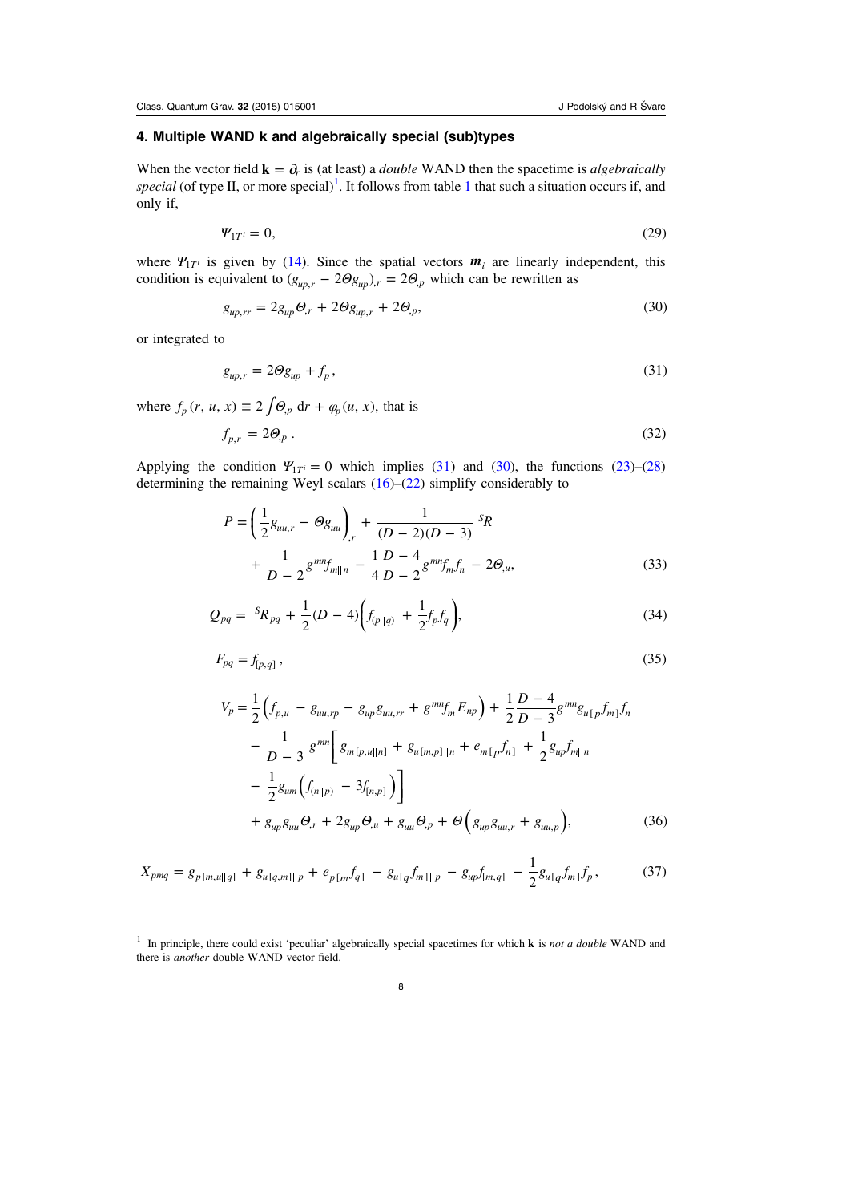## 4. Multiple WAND k and algebraically special (sub)types

When the vector field $\mathbf{k} = \partial_r$ is (at least) a *double* WAND then the spacetime is *algebraically special* (of type II, or more special)[1]. It follows from table 1 that such a situation occurs if, and only if,

$$\Psi_{1T^i} = 0, \tag{29}$$

where $\Psi_{1T^i}$ is given by (14). Since the spatial vectors $\boldsymbol{m}_i$ are linearly independent, this condition is equivalent to $(g_{up,r} - 2\Theta g_{up})_{,r} = 2\Theta_{,p}$ which can be rewritten as

$$g_{up,rr} = 2g_{up}\Theta_{,r} + 2\Theta g_{up,r} + 2\Theta_{,p}, \tag{30}$$

or integrated to

$$g_{up,r} = 2\Theta g_{up} + f_p, \tag{31}$$

where $f_p(r, u, x) \equiv 2\int \Theta_{,p}\,\mathrm{d}r + \varphi_p(u, x)$, that is

$$f_{p,r} = 2\Theta_{,p}\,. \tag{32}$$

Applying the condition $\Psi_{1T^i} = 0$ which implies (31) and (30), the functions (23)–(28) determining the remaining Weyl scalars (16)–(22) simplify considerably to

$$P = \left(\frac{1}{2}g_{uu,r} - \Theta g_{uu}\right)_{,r} + \frac{1}{(D-2)(D-3)}\,{}^{S}\!R + \frac{1}{D-2}g^{mn}f_{m||n} - \frac{1}{4}\frac{D-4}{D-2}g^{mn}f_m f_n - 2\Theta_{,u}, \tag{33}$$

$$Q_{pq} = {}^{S}\!R_{pq} + \frac{1}{2}(D-4)\left(f_{(p||q)} + \frac{1}{2}f_p f_q\right), \tag{34}$$

$$F_{pq} = f_{[p,q]}\,, \tag{35}$$

$$\begin{aligned} V_p = {} & \frac{1}{2}\Big(f_{p,u} - g_{uu,rp} - g_{up}g_{uu,rr} + g^{mn}f_m E_{np}\Big) + \frac{1}{2}\frac{D-4}{D-3}g^{mn}g_{u[p}f_{m]}f_n \\ & - \frac{1}{D-3}\,g^{mn}\Big[\,g_{m[p,u||n]} + g_{u[m,p]||n} + e_{m[p}f_{n]} + \frac{1}{2}g_{up}f_{m||n} \\ & - \frac{1}{2}g_{um}\Big(f_{(n||p)} - 3f_{[n,p]}\Big)\Big] \\ & + g_{up}g_{uu}\Theta_{,r} + 2g_{up}\Theta_{,u} + g_{uu}\Theta_{,p} + \Theta\Big(g_{up}g_{uu,r} + g_{uu,p}\Big), \end{aligned} \tag{36}$$

$$X_{pmq} = g_{p[m,u||q]} + g_{u[q,m]||p} + e_{p[m}f_{q]} - g_{u[q}f_{m]||p} - g_{up}f_{[m,q]} - \frac{1}{2}g_{u[q}f_{m]}f_p\,, \tag{37}$$

[1] In principle, there could exist 'peculiar' algebraically special spacetimes for which **k** is *not a double* WAND and there is *another* double WAND vector field.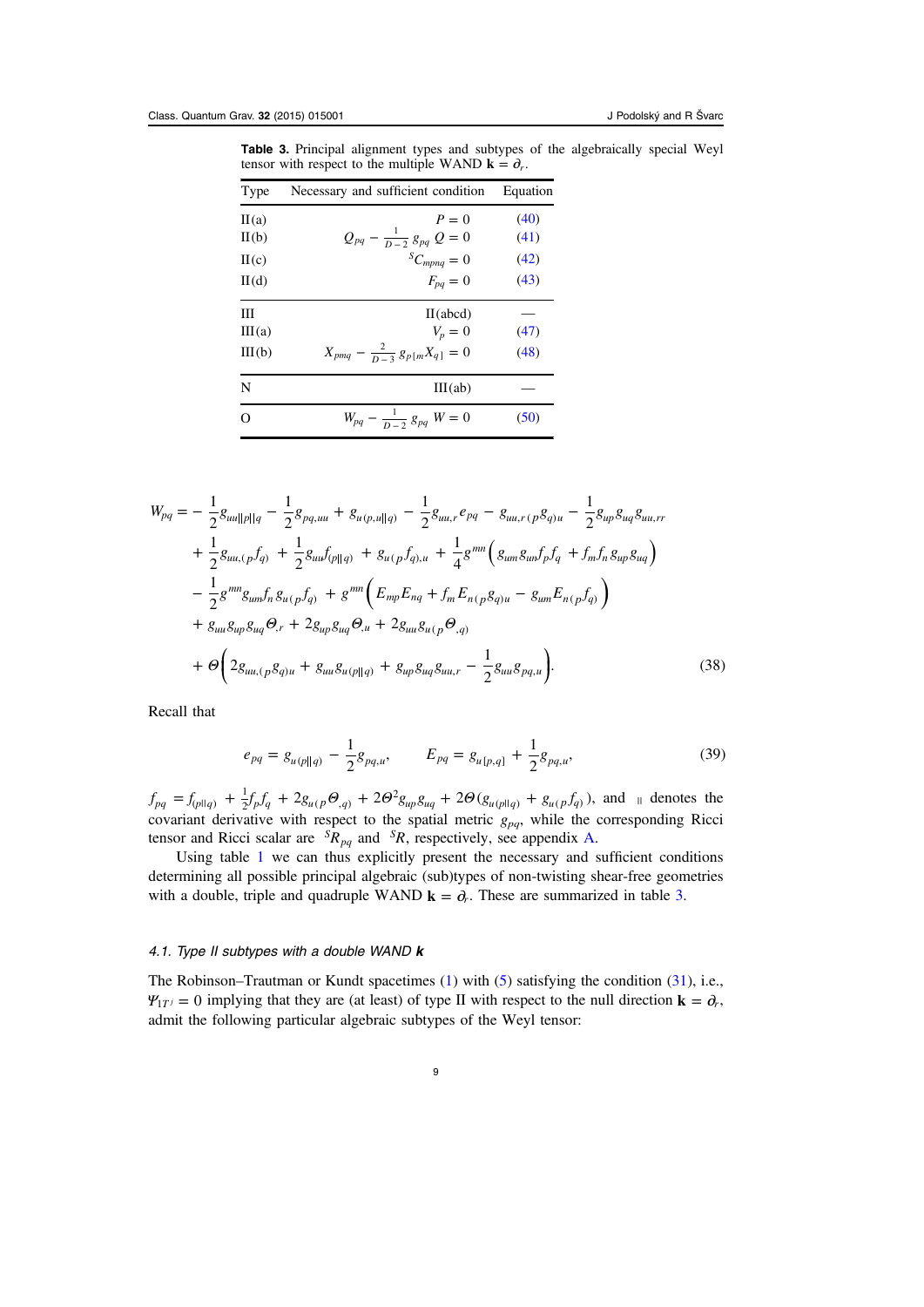**Table 3.** Principal alignment types and subtypes of the algebraically special Weyl tensor with respect to the multiple WAND $\mathbf{k} = \partial_r$.

| Type | Necessary and sufficient condition | Equation |
|---|---|---|
| II(a) | $P = 0$ | (40) |
| II(b) | $Q_{pq} - \frac{1}{D-2}\, g_{pq}\, Q = 0$ | (41) |
| II(c) | ${}^S C_{mpnq} = 0$ | (42) |
| II(d) | $F_{pq} = 0$ | (43) |
| III | II(abcd) | — |
| III(a) | $V_p = 0$ | (47) |
| III(b) | $X_{pmq} - \frac{2}{D-3}\, g_{p[m} X_{q]} = 0$ | (48) |
| N | III(ab) | — |
| O | $W_{pq} - \frac{1}{D-2}\, g_{pq}\, W = 0$ | (50) |

$$
\begin{aligned}
W_{pq} = &-\frac{1}{2} g_{uu||p||q} - \frac{1}{2} g_{pq,uu} + g_{u(p,u||q)} - \frac{1}{2} g_{uu,r}\, e_{pq} - g_{uu,r\,(p} g_{q)u} - \frac{1}{2} g_{up} g_{uq} g_{uu,rr} \\
&+ \frac{1}{2} g_{uu,(p} f_{q)} + \frac{1}{2} g_{uu} f_{(p||q)} + g_{u(p} f_{q),u} + \frac{1}{4} g^{mn} \Big( g_{um} g_{un} f_p f_q + f_m f_n\, g_{up} g_{uq} \Big) \\
&- \frac{1}{2} g^{mn} g_{um} f_n\, g_{u(p} f_{q)} + g^{mn} \Big( E_{mp} E_{nq} + f_m\, E_{n(p} g_{q)u} - g_{um} E_{n(p} f_{q)} \Big) \\
&+ g_{uu} g_{up} g_{uq} \Theta_{,r} + 2 g_{up} g_{uq} \Theta_{,u} + 2 g_{uu} g_{u(p} \Theta_{,q)} \\
&+ \Theta \bigg( 2 g_{uu,(p} g_{q)u} + g_{uu} g_{u(p||q)} + g_{up} g_{uq} g_{uu,r} - \frac{1}{2} g_{uu} g_{pq,u} \bigg).
\end{aligned} \tag{38}
$$

Recall that

$$
e_{pq} = g_{u(p||q)} - \frac{1}{2} g_{pq,u}, \qquad E_{pq} = g_{u[p,q]} + \frac{1}{2} g_{pq,u}, \tag{39}
$$

$f_{pq} = f_{(p||q)} + \frac{1}{2} f_p f_q + 2 g_{u(p} \Theta_{,q)} + 2\Theta^2 g_{up} g_{uq} + 2\Theta (g_{u(p||q)} + g_{u(p} f_{q)})$, and $_{||}$ denotes the covariant derivative with respect to the spatial metric $g_{pq}$, while the corresponding Ricci tensor and Ricci scalar are ${}^S R_{pq}$ and ${}^S R$, respectively, see appendix A.

Using table 1 we can thus explicitly present the necessary and sufficient conditions determining all possible principal algebraic (sub)types of non-twisting shear-free geometries with a double, triple and quadruple WAND $\mathbf{k} = \partial_r$. These are summarized in table 3.

### 4.1. Type II subtypes with a double WAND $\mathbf{k}$

The Robinson–Trautman or Kundt spacetimes (1) with (5) satisfying the condition (31), i.e., $\Psi_{1T^j} = 0$ implying that they are (at least) of type II with respect to the null direction $\mathbf{k} = \partial_r$, admit the following particular algebraic subtypes of the Weyl tensor: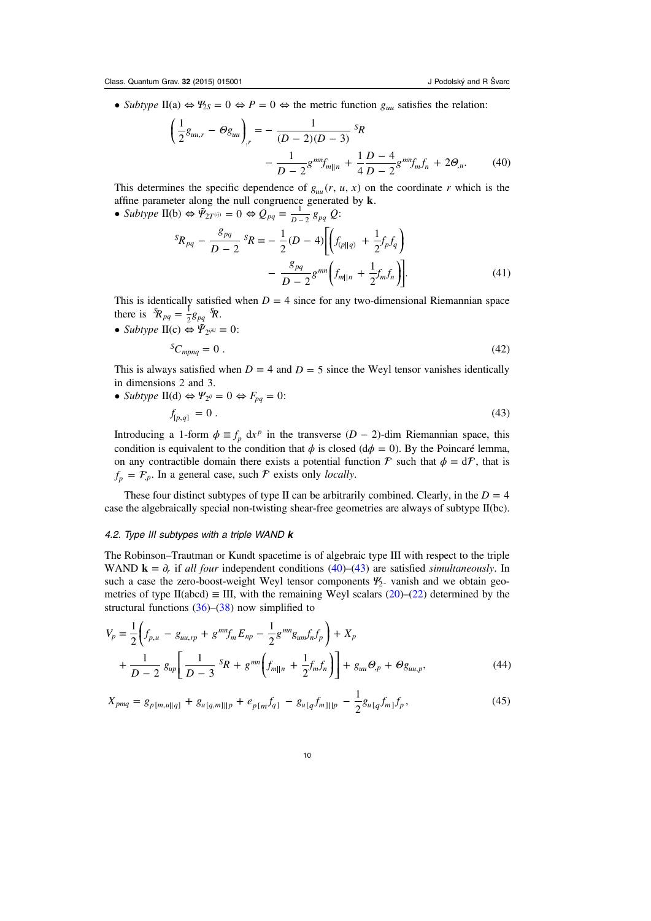- *Subtype* II(a) $\Leftrightarrow \Psi_{2S} = 0 \Leftrightarrow P = 0 \Leftrightarrow$ the metric function $g_{uu}$ satisfies the relation:

$$\left(\frac{1}{2}g_{uu,r} - \Theta g_{uu}\right)_{,r} = -\frac{1}{(D-2)(D-3)}\,{}^{S}R - \frac{1}{D-2}g^{mn}f_{m||n} + \frac{1}{4}\frac{D-4}{D-2}g^{mn}f_m f_n + 2\Theta_{,u}. \tag{40}$$

This determines the specific dependence of $g_{uu}(r, u, x)$ on the coordinate $r$ which is the affine parameter along the null congruence generated by $\mathbf{k}$.

- *Subtype* II(b) $\Leftrightarrow \tilde{\Psi}_{2T^{(ij)}} = 0 \Leftrightarrow Q_{pq} = \frac{1}{D-2}\,g_{pq}\,Q$:

$${}^{S}R_{pq} - \frac{g_{pq}}{D-2}\,{}^{S}R = -\frac{1}{2}(D-4)\left[\left(f_{(p||q)} + \frac{1}{2}f_p f_q\right) - \frac{g_{pq}}{D-2}g^{mn}\left(f_{m||n} + \frac{1}{2}f_m f_n\right)\right]. \tag{41}$$

This is identically satisfied when $D = 4$ since for any two-dimensional Riemannian space there is ${}^{S}R_{pq} = \frac{1}{2}g_{pq}\,{}^{S}R$.

- *Subtype* II(c) $\Leftrightarrow \tilde{\Psi}_{2^{ijkl}} = 0$:

$${}^{S}C_{mpnq} = 0\,. \tag{42}$$

This is always satisfied when $D = 4$ and $D = 5$ since the Weyl tensor vanishes identically in dimensions 2 and 3.

- *Subtype* II(d) $\Leftrightarrow \Psi_{2^{ij}} = 0 \Leftrightarrow F_{pq} = 0$:

$$f_{[p,q]} = 0\,. \tag{43}$$

Introducing a 1-form $\phi \equiv f_p\,\mathrm{d}x^p$ in the transverse $(D-2)$-dim Riemannian space, this condition is equivalent to the condition that $\phi$ is closed ($\mathrm{d}\phi = 0$). By the Poincaré lemma, on any contractible domain there exists a potential function $\mathcal{F}$ such that $\phi = \mathrm{d}\mathcal{F}$, that is $f_p = \mathcal{F}_{,p}$. In a general case, such $\mathcal{F}$ exists only *locally*.

These four distinct subtypes of type II can be arbitrarily combined. Clearly, in the $D = 4$ case the algebraically special non-twisting shear-free geometries are always of subtype II(bc).

### 4.2. Type III subtypes with a triple WAND $\boldsymbol{k}$

The Robinson–Trautman or Kundt spacetime is of algebraic type III with respect to the triple WAND $\mathbf{k} = \partial_r$ if *all four* independent conditions (40)–(43) are satisfied *simultaneously*. In such a case the zero-boost-weight Weyl tensor components $\Psi_{2\cdots}$ vanish and we obtain geometries of type II(abcd) $\equiv$ III, with the remaining Weyl scalars (20)–(22) determined by the structural functions (36)–(38) now simplified to

$$V_p = \frac{1}{2}\left(f_{p,u} - g_{uu,rp} + g^{mn}f_m E_{np} - \frac{1}{2}g^{mn}g_{um}f_n f_p\right) + X_p + \frac{1}{D-2}\,g_{up}\left[\frac{1}{D-3}\,{}^{S}R + g^{mn}\left(f_{m||n} + \frac{1}{2}f_m f_n\right)\right] + g_{uu}\Theta_{,p} + \Theta g_{uu,p}, \tag{44}$$

$$X_{pmq} = g_{p[m,u||q]} + g_{u[q,m]||p} + e_{p[m}f_{q]} - g_{u[q}f_{m]||p} - \frac{1}{2}g_{u[q}f_{m]}f_p, \tag{45}$$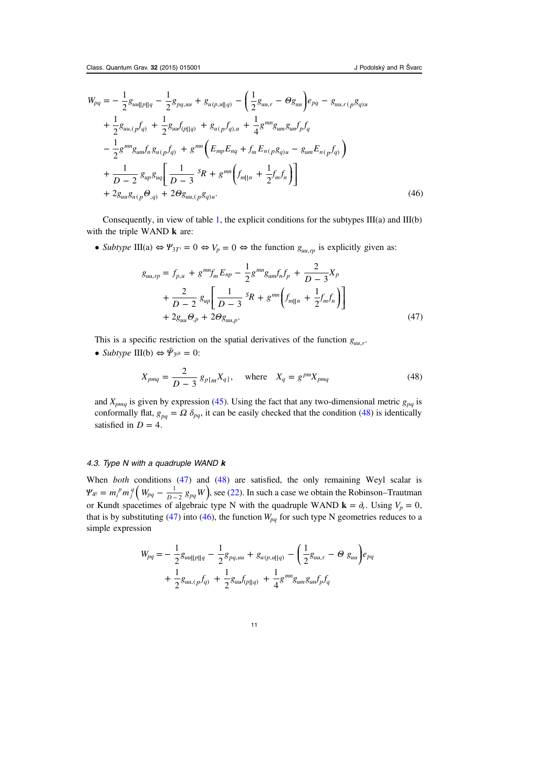$$
\begin{aligned}
W_{pq} = & -\frac{1}{2} g_{uu||p||q} - \frac{1}{2} g_{pq,uu} + g_{u(p,u||q)} - \left( \frac{1}{2} g_{uu,r} - \Theta g_{uu} \right) e_{pq} - g_{uu,r(p} g_{q)u} \\
& + \frac{1}{2} g_{uu,(p} f_{q)} + \frac{1}{2} g_{uu} f_{(p||q)} + g_{u(p} f_{q),u} + \frac{1}{4} g^{mn} g_{um} g_{un} f_p f_q \\
& - \frac{1}{2} g^{mn} g_{um} f_n g_{u(p} f_{q)} + g^{mn} \left( E_{mp} E_{nq} + f_m E_{n(p} g_{q)u} - g_{um} E_{n(p} f_{q)} \right) \\
& + \frac{1}{D-2} g_{up} g_{uq} \left[ \frac{1}{D-3} {}^S R + g^{mn} \left( f_{m||n} + \frac{1}{2} f_m f_n \right) \right] \\
& + 2 g_{uu} g_{u(p} \Theta_{,q)} + 2 \Theta g_{uu,(p} g_{q)u}.
\end{aligned}
\tag{46}
$$

Consequently, in view of table 1, the explicit conditions for the subtypes III(a) and III(b) with the triple WAND $\mathbf{k}$ are:

- *Subtype* III(a) $\Leftrightarrow \Psi_{3T^i} = 0 \Leftrightarrow V_p = 0 \Leftrightarrow$ the function $g_{uu,rp}$ is explicitly given as:

$$
\begin{aligned}
g_{uu,rp} = & f_{p,u} + g^{mn} f_m E_{np} - \frac{1}{2} g^{mn} g_{um} f_n f_p + \frac{2}{D-3} X_p \\
& + \frac{2}{D-2} g_{up} \left[ \frac{1}{D-3} {}^S R + g^{mn} \left( f_{m||n} + \frac{1}{2} f_m f_n \right) \right] \\
& + 2 g_{uu} \Theta_{,p} + 2 \Theta g_{uu,p}.
\end{aligned}
\tag{47}
$$

This is a specific restriction on the spatial derivatives of the function $g_{uu,r}$.

- *Subtype* III(b) $\Leftrightarrow \tilde{\Psi}_{3^{ijk}} = 0$:

$$
X_{pmq} = \frac{2}{D-3} g_{p[m} X_{q]}, \qquad \text{where} \quad X_q = g^{pm} X_{pmq} \tag{48}
$$

and $X_{pmq}$ is given by expression (45). Using the fact that any two-dimensional metric $g_{pq}$ is conformally flat, $g_{pq} = \Omega\, \delta_{pq}$, it can be easily checked that the condition (48) is identically satisfied in $D = 4$.

### 4.3. Type N with a quadruple WAND $\mathbf{k}$

When *both* conditions (47) and (48) are satisfied, the only remaining Weyl scalar is $\Psi_{4^{ij}} = m_i^{\,p} m_j^{\,q} \left( W_{pq} - \frac{1}{D-2} g_{pq} W \right)$, see (22). In such a case we obtain the Robinson–Trautman or Kundt spacetimes of algebraic type N with the quadruple WAND $\mathbf{k} = \partial_r$. Using $V_p = 0$, that is by substituting (47) into (46), the function $W_{pq}$ for such type N geometries reduces to a simple expression

$$
\begin{aligned}
W_{pq} = & -\frac{1}{2} g_{uu||p||q} - \frac{1}{2} g_{pq,uu} + g_{u(p,u||q)} - \left( \frac{1}{2} g_{uu,r} - \Theta\, g_{uu} \right) e_{pq} \\
& + \frac{1}{2} g_{uu,(p} f_{q)} + \frac{1}{2} g_{uu} f_{(p||q)} + \frac{1}{4} g^{mn} g_{um} g_{un} f_p f_q
\end{aligned}
$$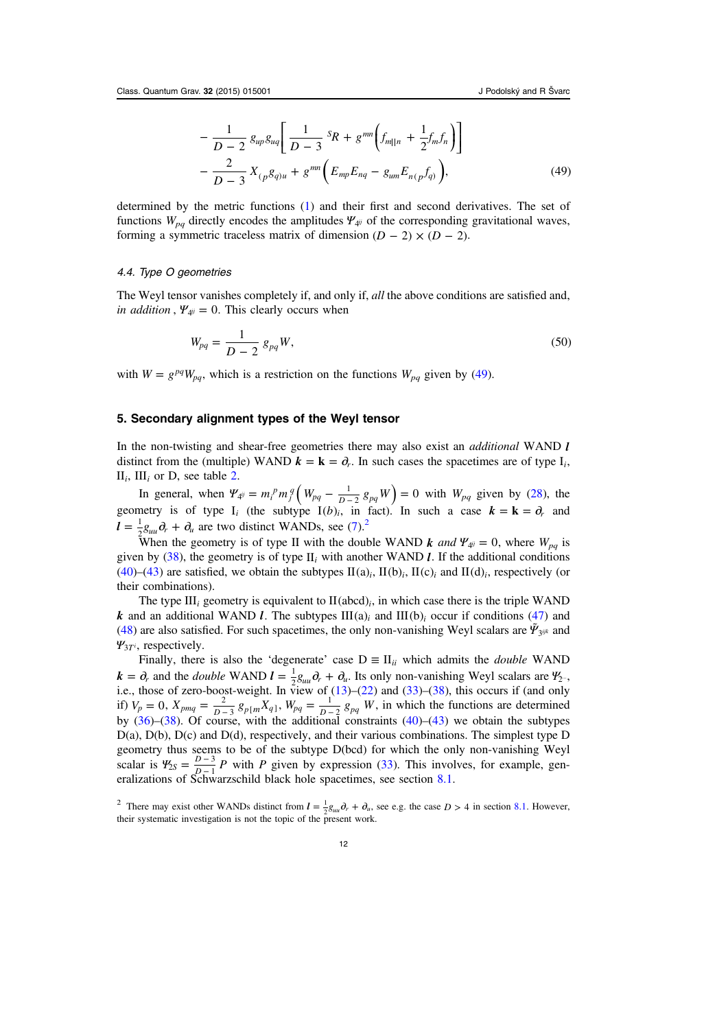$$
\begin{aligned}
&- \frac{1}{D-2}\, g_{up} g_{uq} \left[ \frac{1}{D-3}\, {}^{S}R + g^{mn} \left( f_{m||n} + \frac{1}{2} f_m f_n \right) \right] \\
&- \frac{2}{D-3}\, X_{(p} g_{q)u} + g^{mn} \left( E_{mp} E_{nq} - g_{um} E_{n(p} f_{q)} \right),
\end{aligned}
\tag{49}
$$

determined by the metric functions (1) and their first and second derivatives. The set of functions $W_{pq}$ directly encodes the amplitudes $\Psi_{4^{ij}}$ of the corresponding gravitational waves, forming a symmetric traceless matrix of dimension $(D-2) \times (D-2)$.

### 4.4. Type O geometries

The Weyl tensor vanishes completely if, and only if, *all* the above conditions are satisfied and, *in addition*, $\Psi_{4^{ij}} = 0$. This clearly occurs when

$$
W_{pq} = \frac{1}{D-2}\, g_{pq} W,
\tag{50}
$$

with $W = g^{pq} W_{pq}$, which is a restriction on the functions $W_{pq}$ given by (49).

## 5. Secondary alignment types of the Weyl tensor

In the non-twisting and shear-free geometries there may also exist an *additional* WAND $\boldsymbol{l}$ distinct from the (multiple) WAND $\boldsymbol{k} = \mathbf{k} = \partial_r$. In such cases the spacetimes are of type $\mathrm{I}_i$, $\mathrm{II}_i$, $\mathrm{III}_i$ or D, see table 2.

In general, when $\Psi_{4^{ij}} = m_i^{\,p} m_j^{\,q} \left( W_{pq} - \frac{1}{D-2}\, g_{pq} W \right) = 0$ with $W_{pq}$ given by (28), the geometry is of type $\mathrm{I}_i$ (the subtype $\mathrm{I}(b)_i$, in fact). In such a case $\boldsymbol{k} = \mathbf{k} = \partial_r$ and $\boldsymbol{l} = \frac{1}{2} g_{uu} \partial_r + \partial_u$ are two distinct WANDs, see (7).[2]

When the geometry is of type II with the double WAND $\boldsymbol{k}$ *and* $\Psi_{4^{ij}} = 0$, where $W_{pq}$ is given by (38), the geometry is of type $\mathrm{II}_i$ with another WAND $\boldsymbol{l}$. If the additional conditions (40)–(43) are satisfied, we obtain the subtypes $\mathrm{II(a)}_i$, $\mathrm{II(b)}_i$, $\mathrm{II(c)}_i$ and $\mathrm{II(d)}_i$, respectively (or their combinations).

The type $\mathrm{III}_i$ geometry is equivalent to $\mathrm{II(abcd)}_i$, in which case there is the triple WAND $\boldsymbol{k}$ and an additional WAND $\boldsymbol{l}$. The subtypes $\mathrm{III(a)}_i$ and $\mathrm{III(b)}_i$ occur if conditions (47) and (48) are also satisfied. For such spacetimes, the only non-vanishing Weyl scalars are $\tilde{\Psi}_{3^{ijk}}$ and $\Psi_{3T^i}$, respectively.

Finally, there is also the 'degenerate' case $\mathrm{D} \equiv \mathrm{II}_{ii}$ which admits the *double* WAND $\boldsymbol{k} = \partial_r$ and the *double* WAND $\boldsymbol{l} = \frac{1}{2} g_{uu} \partial_r + \partial_u$. Its only non-vanishing Weyl scalars are $\Psi_{2^{\cdots}}$, i.e., those of zero-boost-weight. In view of (13)–(22) and (33)–(38), this occurs if (and only if) $V_p = 0$, $X_{pmq} = \frac{2}{D-3}\, g_{p[m} X_{q]}$, $W_{pq} = \frac{1}{D-2}\, g_{pq}\, W$, in which the functions are determined by (36)–(38). Of course, with the additional constraints (40)–(43) we obtain the subtypes D(a), D(b), D(c) and D(d), respectively, and their various combinations. The simplest type D geometry thus seems to be of the subtype D(bcd) for which the only non-vanishing Weyl scalar is $\Psi_{2S} = \frac{D-3}{D-1}\, P$ with $P$ given by expression (33). This involves, for example, generalizations of Schwarzschild black hole spacetimes, see section 8.1.

[2] There may exist other WANDs distinct from $\boldsymbol{l} = \frac{1}{2} g_{uu} \partial_r + \partial_u$, see e.g. the case $D > 4$ in section 8.1. However, their systematic investigation is not the topic of the present work.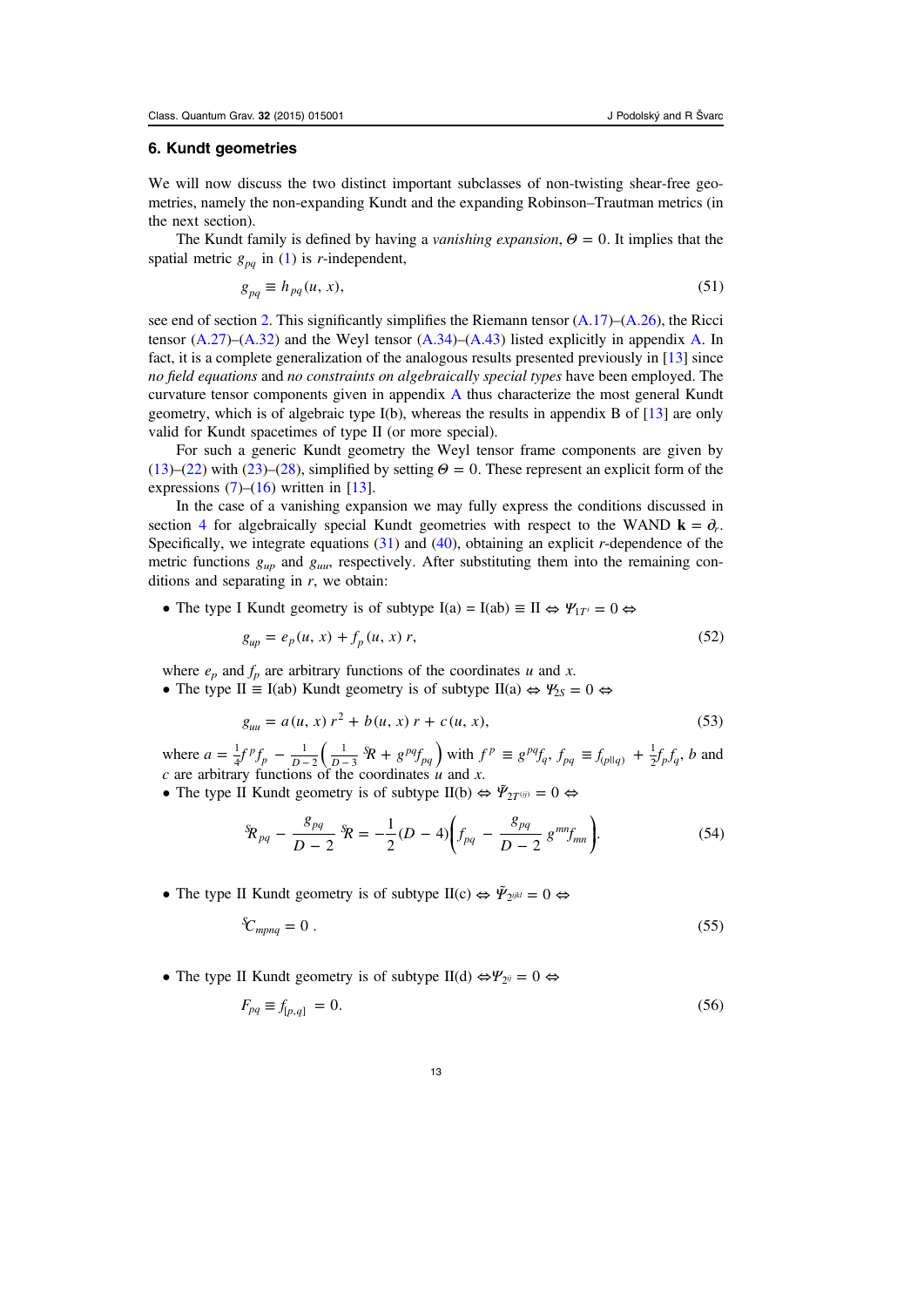## 6. Kundt geometries

We will now discuss the two distinct important subclasses of non-twisting shear-free geometries, namely the non-expanding Kundt and the expanding Robinson–Trautman metrics (in the next section).

The Kundt family is defined by having a *vanishing expansion*, $\Theta = 0$. It implies that the spatial metric $g_{pq}$ in (1) is $r$-independent,

$$g_{pq} \equiv h_{pq}(u, x), \tag{51}$$

see end of section 2. This significantly simplifies the Riemann tensor (A.17)–(A.26), the Ricci tensor (A.27)–(A.32) and the Weyl tensor (A.34)–(A.43) listed explicitly in appendix A. In fact, it is a complete generalization of the analogous results presented previously in [13] since *no field equations* and *no constraints on algebraically special types* have been employed. The curvature tensor components given in appendix A thus characterize the most general Kundt geometry, which is of algebraic type I(b), whereas the results in appendix B of [13] are only valid for Kundt spacetimes of type II (or more special).

For such a generic Kundt geometry the Weyl tensor frame components are given by (13)–(22) with (23)–(28), simplified by setting $\Theta = 0$. These represent an explicit form of the expressions (7)–(16) written in [13].

In the case of a vanishing expansion we may fully express the conditions discussed in section 4 for algebraically special Kundt geometries with respect to the WAND $\mathbf{k} = \partial_r$. Specifically, we integrate equations (31) and (40), obtaining an explicit $r$-dependence of the metric functions $g_{up}$ and $g_{uu}$, respectively. After substituting them into the remaining conditions and separating in $r$, we obtain:

- The type I Kundt geometry is of subtype I(a) = I(ab) ≡ II ⇔ $\Psi_{1T^i} = 0$ ⇔

$$g_{up} = e_p(u, x) + f_p(u, x)\, r, \tag{52}$$

where $e_p$ and $f_p$ are arbitrary functions of the coordinates $u$ and $x$.

- The type II ≡ I(ab) Kundt geometry is of subtype II(a) ⇔ $\Psi_{2S} = 0$ ⇔

$$g_{uu} = a(u, x)\, r^2 + b(u, x)\, r + c(u, x), \tag{53}$$

where $a = \frac{1}{4} f^p f_p - \frac{1}{D-2}\left(\frac{1}{D-3}\, {}^S\!R + g^{pq} f_{pq}\right)$ with $f^p \equiv g^{pq} f_q$, $f_{pq} \equiv f_{(p||q)} + \frac{1}{2} f_p f_q$, $b$ and $c$ are arbitrary functions of the coordinates $u$ and $x$.

- The type II Kundt geometry is of subtype II(b) ⇔ $\tilde{\Psi}_{2T^{(ij)}} = 0$ ⇔

$$ {}^S\!R_{pq} - \frac{g_{pq}}{D-2}\, {}^S\!R = -\frac{1}{2}(D-4)\left(f_{pq} - \frac{g_{pq}}{D-2}\, g^{mn} f_{mn}\right). \tag{54}$$

- The type II Kundt geometry is of subtype II(c) ⇔ $\tilde{\Psi}_{2^{ijkl}} = 0$ ⇔

$$ {}^S C_{mpnq} = 0\ . \tag{55}$$

- The type II Kundt geometry is of subtype II(d) ⇔ $\Psi_{2^{ij}} = 0$ ⇔

$$F_{pq} \equiv f_{[p,q]} = 0. \tag{56}$$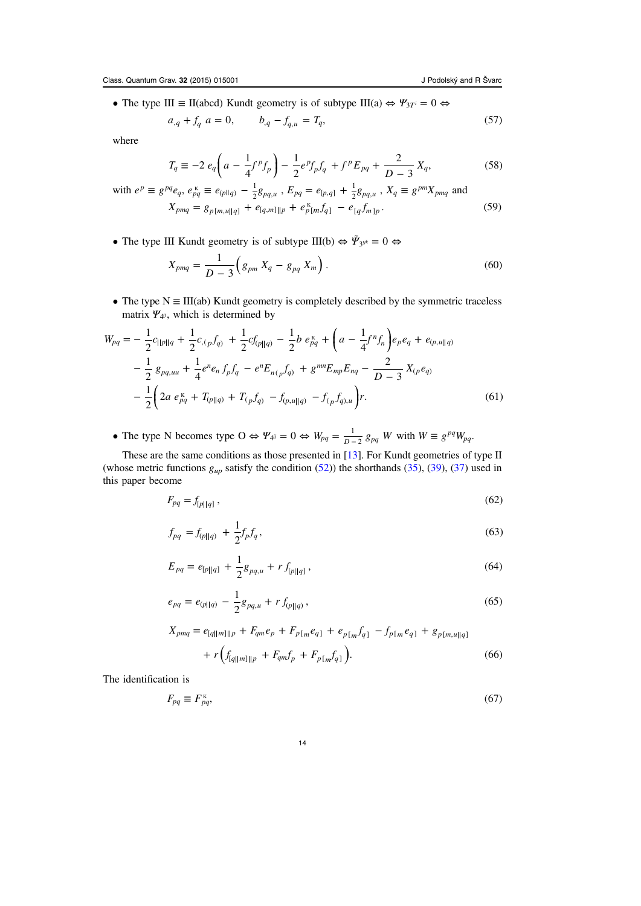- The type III ≡ II(abcd) Kundt geometry is of subtype III(a) $\Leftrightarrow \Psi_{3T^i} = 0 \Leftrightarrow$

$$
a_{,q} + f_q\, a = 0, \qquad b_{,q} - f_{q,u} = T_q, \tag{57}
$$

where

$$
T_q \equiv -2\, e_q \left( a - \frac{1}{4} f^p f_p \right) - \frac{1}{2} e^p f_p f_q + f^p E_{pq} + \frac{2}{D-3} X_q, \tag{58}
$$

with $e^p \equiv g^{pq} e_q$, $e^{\kappa}_{pq} \equiv e_{(p||q)} - \frac{1}{2} g_{pq,u}$, $E_{pq} = e_{[p,q]} + \frac{1}{2} g_{pq,u}$, $X_q \equiv g^{pm} X_{pmq}$ and

$$
X_{pmq} = g_{p[m,u||q]} + e_{[q,m]||p} + e^{\kappa}_{p[m} f_{q]} - e_{[q} f_{m]p}. \tag{59}
$$

- The type III Kundt geometry is of subtype III(b) $\Leftrightarrow \tilde{\Psi}_{3^{ijk}} = 0 \Leftrightarrow$

$$
X_{pmq} = \frac{1}{D-3} \Big( g_{pm}\, X_q - g_{pq}\, X_m \Big). \tag{60}
$$

- The type N ≡ III(ab) Kundt geometry is completely described by the symmetric traceless matrix $\Psi_{4^{ij}}$, which is determined by

$$
\begin{aligned}
W_{pq} = & -\frac{1}{2} c_{||p||q} + \frac{1}{2} c_{,(p} f_{q)} + \frac{1}{2} c f_{(p||q)} - \frac{1}{2} b\, e^{\kappa}_{pq} + \left( a - \frac{1}{4} f^n f_n \right) e_p e_q + e_{(p,u||q)} \\
& - \frac{1}{2}\, g_{pq,uu} + \frac{1}{4} e^n e_n\, f_p f_q - e^n E_{n(p} f_{q)} + g^{mn} E_{mp} E_{nq} - \frac{2}{D-3}\, X_{(p} e_{q)} \\
& - \frac{1}{2} \Big( 2a\, e^{\kappa}_{pq} + T_{(p||q)} + T_{(p} f_{q)} - f_{(p,u||q)} - f_{(p} f_{q),u} \Big) r.
\end{aligned} \tag{61}
$$

- The type N becomes type O $\Leftrightarrow \Psi_{4^{ij}} = 0 \Leftrightarrow W_{pq} = \frac{1}{D-2}\, g_{pq}\, W$ with $W \equiv g^{pq} W_{pq}$.

These are the same conditions as those presented in [13]. For Kundt geometries of type II (whose metric functions $g_{up}$ satisfy the condition (52)) the shorthands (35), (39), (37) used in this paper become

$$
F_{pq} = f_{[p||q]}, \tag{62}
$$

$$
f_{pq} = f_{(p||q)} + \frac{1}{2} f_p f_q, \tag{63}
$$

$$
E_{pq} = e_{[p||q]} + \frac{1}{2} g_{pq,u} + r\, f_{[p||q]}, \tag{64}
$$

$$
e_{pq} = e_{(p||q)} - \frac{1}{2} g_{pq,u} + r\, f_{(p||q)}, \tag{65}
$$

$$
\begin{aligned}
X_{pmq} = & \; e_{[q||m]||p} + F_{qm} e_p + F_{p[m} e_{q]} + e_{p[m} f_{q]} - f_{p[m} e_{q]} + g_{p[m,u||q]} \\
& + r \Big( f_{[q||m]||p} + F_{qm} f_p + F_{p[m} f_{q]} \Big).
\end{aligned} \tag{66}
$$

The identification is

$$
F_{pq} \equiv F^{\kappa}_{pq}, \tag{67}
$$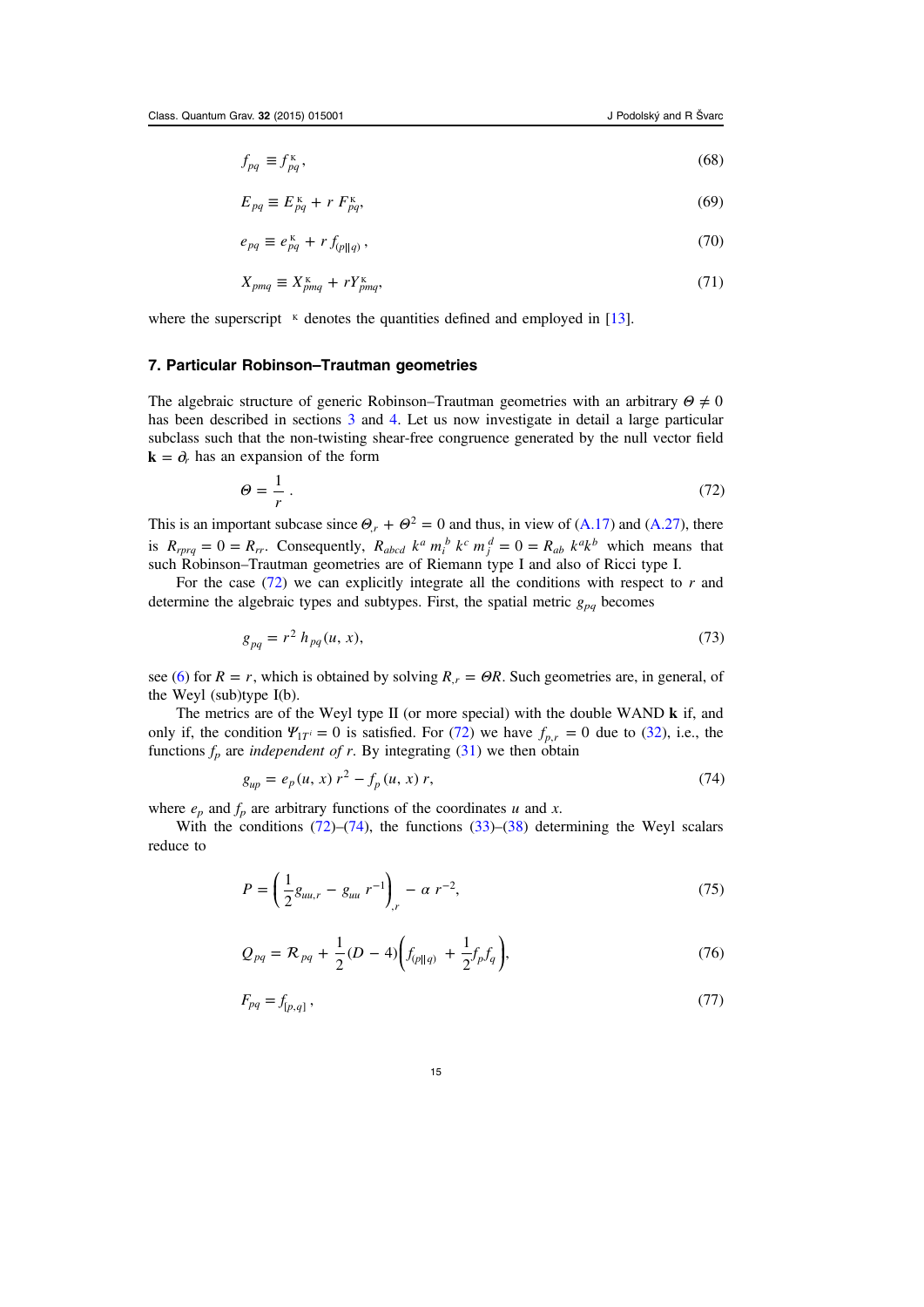$$f_{pq} \equiv f^{\,\text{K}}_{pq}, \tag{68}$$

$$E_{pq} \equiv E^{\,\text{K}}_{pq} + r\, F^{\,\text{K}}_{pq}, \tag{69}$$

$$e_{pq} \equiv e^{\,\text{K}}_{pq} + r\, f_{(p||q)}\,, \tag{70}$$

$$X_{pmq} \equiv X^{\,\text{K}}_{pmq} + rY^{\,\text{K}}_{pmq}, \tag{71}$$

where the superscript $^{\text{K}}$ denotes the quantities defined and employed in [13].

## 7. Particular Robinson–Trautman geometries

The algebraic structure of generic Robinson–Trautman geometries with an arbitrary $\Theta \neq 0$ has been described in sections 3 and 4. Let us now investigate in detail a large particular subclass such that the non-twisting shear-free congruence generated by the null vector field $\mathbf{k} = \partial_r$ has an expansion of the form

$$\Theta = \frac{1}{r}\,. \tag{72}$$

This is an important subcase since $\Theta_{,r} + \Theta^2 = 0$ and thus, in view of (A.17) and (A.27), there is $R_{rprq} = 0 = R_{rr}$. Consequently, $R_{abcd}\; k^a\, m_i^{\,b}\; k^c\; m_j^{\,d} = 0 = R_{ab}\; k^a k^b$ which means that such Robinson–Trautman geometries are of Riemann type I and also of Ricci type I.

For the case (72) we can explicitly integrate all the conditions with respect to $r$ and determine the algebraic types and subtypes. First, the spatial metric $g_{pq}$ becomes

$$g_{pq} = r^2\; h_{pq}(u,\, x), \tag{73}$$

see (6) for $R = r$, which is obtained by solving $R_{,r} = \Theta R$. Such geometries are, in general, of the Weyl (sub)type I(b).

The metrics are of the Weyl type II (or more special) with the double WAND $\mathbf{k}$ if, and only if, the condition $\Psi_{1T^i} = 0$ is satisfied. For (72) we have $f_{p,r} = 0$ due to (32), i.e., the functions $f_p$ are *independent of* $r$. By integrating (31) we then obtain

$$g_{up} = e_p(u,\, x)\; r^2 - f_p(u,\, x)\; r, \tag{74}$$

where $e_p$ and $f_p$ are arbitrary functions of the coordinates $u$ and $x$.

With the conditions (72)–(74), the functions (33)–(38) determining the Weyl scalars reduce to

$$P = \left(\frac{1}{2} g_{uu,r} - g_{uu}\; r^{-1}\right)_{,r} - \alpha\; r^{-2}, \tag{75}$$

$$Q_{pq} = \mathcal{R}_{pq} + \frac{1}{2}(D - 4)\left(f_{(p||q)} + \frac{1}{2} f_p f_q\right), \tag{76}$$

$$F_{pq} = f_{[p,q]}\,, \tag{77}$$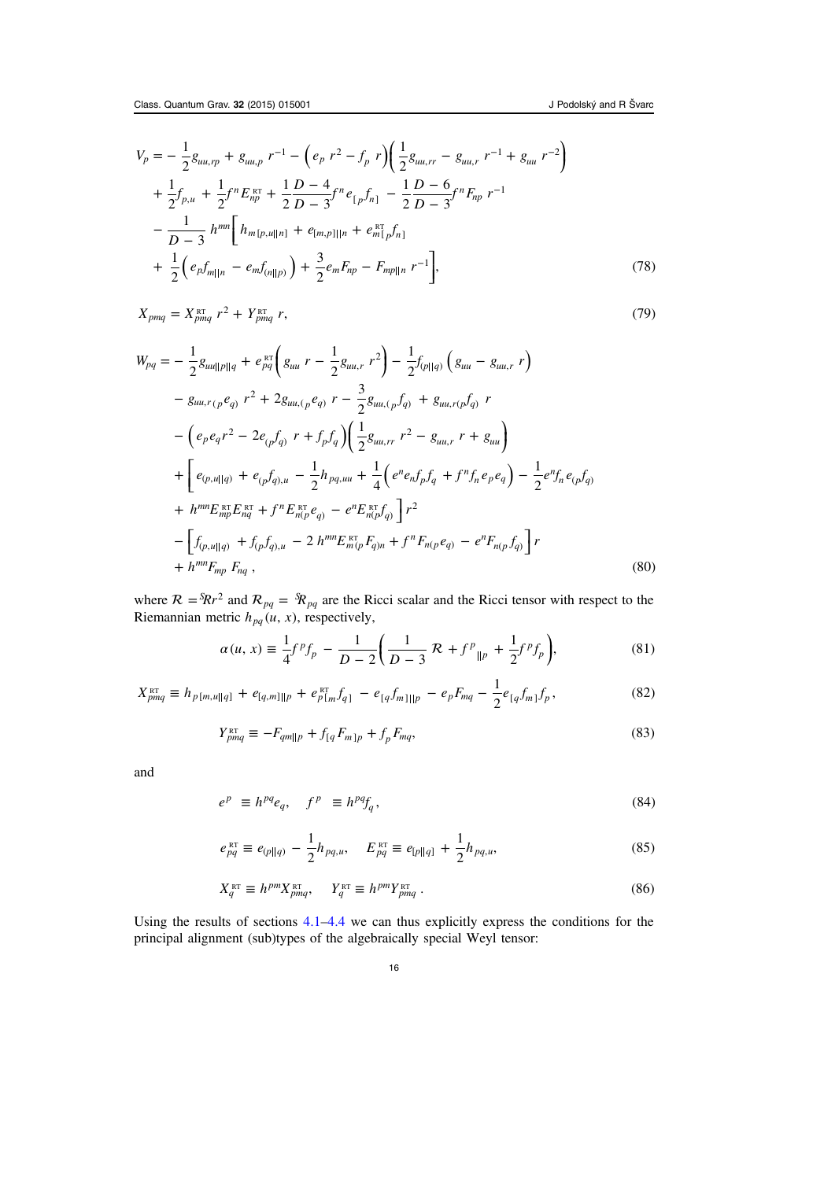$$
\begin{aligned}
V_p = &-\frac{1}{2}g_{uu,rp} + g_{uu,p}\, r^{-1} - \left(e_p\, r^2 - f_p\, r\right)\left(\frac{1}{2}g_{uu,rr} - g_{uu,r}\, r^{-1} + g_{uu}\, r^{-2}\right) \\
&+ \frac{1}{2}f_{p,u} + \frac{1}{2}f^n E^{\rm RT}_{np} + \frac{1}{2}\frac{D-4}{D-3}f^n e_{[p}f_{n]} - \frac{1}{2}\frac{D-6}{D-3}f^n F_{np}\, r^{-1} \\
&- \frac{1}{D-3}\, h^{mn}\bigg[\, h_{m[p,u||n]} + e_{[m,p]||n} + e^{\rm RT}_{m[p}f_{n]} \\
&+ \frac{1}{2}\left(e_p f_{m||n} - e_m f_{(n||p)}\right) + \frac{3}{2}e_m F_{np} - F_{mp||n}\, r^{-1}\bigg],
\end{aligned}
\tag{78}
$$

$$
X_{pmq} = X^{\rm RT}_{pmq}\, r^2 + Y^{\rm RT}_{pmq}\, r, \tag{79}
$$

$$
\begin{aligned}
W_{pq} = &-\frac{1}{2}g_{uu||p||q} + e^{\rm RT}_{pq}\left(g_{uu}\, r - \frac{1}{2}g_{uu,r}\, r^2\right) - \frac{1}{2}f_{(p||q)}\left(g_{uu} - g_{uu,r}\, r\right) \\
&- g_{uu,r(p}e_{q)}\, r^2 + 2g_{uu,(p}e_{q)}\, r - \frac{3}{2}g_{uu,(p}f_{q)} + g_{uu,r(p}f_{q)}\, r \\
&- \left(e_p e_q r^2 - 2e_{(p}f_{q)}\, r + f_p f_q\right)\left(\frac{1}{2}g_{uu,rr}\, r^2 - g_{uu,r}\, r + g_{uu}\right) \\
&+ \bigg[\, e_{(p,u||q)} + e_{(p}f_{q),u} - \frac{1}{2}h_{pq,uu} + \frac{1}{4}\left(e^n e_n f_p f_q + f^n f_n e_p e_q\right) - \frac{1}{2}e^n f_n e_{(p}f_{q)} \\
&+ h^{mn}E^{\rm RT}_{mp}E^{\rm RT}_{nq} + f^n E^{\rm RT}_{n(p}e_{q)} - e^n E^{\rm RT}_{n(p}f_{q)}\,\bigg]\, r^2 \\
&- \bigg[\, f_{(p,u||q)} + f_{(p}f_{q),u} - 2\, h^{mn}E^{\rm RT}_{m(p}F_{q)n} + f^n F_{n(p}e_{q)} - e^n F_{n(p}f_{q)}\bigg]\, r \\
&+ h^{mn}F_{mp}\, F_{nq}\,,
\end{aligned}
\tag{80}
$$

where $\mathcal{R} = {}^{S}\!R r^2$ and $\mathcal{R}_{pq} = {}^{S}\!R_{pq}$ are the Ricci scalar and the Ricci tensor with respect to the Riemannian metric $h_{pq}(u, x)$, respectively,

$$
\alpha(u, x) \equiv \frac{1}{4}f^p f_p - \frac{1}{D-2}\left(\frac{1}{D-3}\,\mathcal{R} + f^p{}_{||p} + \frac{1}{2}f^p f_p\right), \tag{81}
$$

$$
X^{\rm RT}_{pmq} \equiv h_{p[m,u||q]} + e_{[q,m]||p} + e^{\rm RT}_{p[m}f_{q]} - e_{[q}f_{m]||p} - e_p F_{mq} - \frac{1}{2}e_{[q}f_{m]}f_p, \tag{82}
$$

$$
Y^{\rm RT}_{pmq} \equiv -F_{qm||p} + f_{[q}F_{m]p} + f_p F_{mq}, \tag{83}
$$

and

$$
e^p \equiv h^{pq}e_q, \quad f^p \equiv h^{pq}f_q, \tag{84}
$$

$$
e^{\rm RT}_{pq} \equiv e_{(p||q)} - \frac{1}{2}h_{pq,u}, \quad E^{\rm RT}_{pq} \equiv e_{[p||q]} + \frac{1}{2}h_{pq,u}, \tag{85}
$$

$$
X^{\rm RT}_q \equiv h^{pm}X^{\rm RT}_{pmq}, \quad Y^{\rm RT}_q \equiv h^{pm}Y^{\rm RT}_{pmq}\,. \tag{86}
$$

Using the results of sections 4.1–4.4 we can thus explicitly express the conditions for the principal alignment (sub)types of the algebraically special Weyl tensor: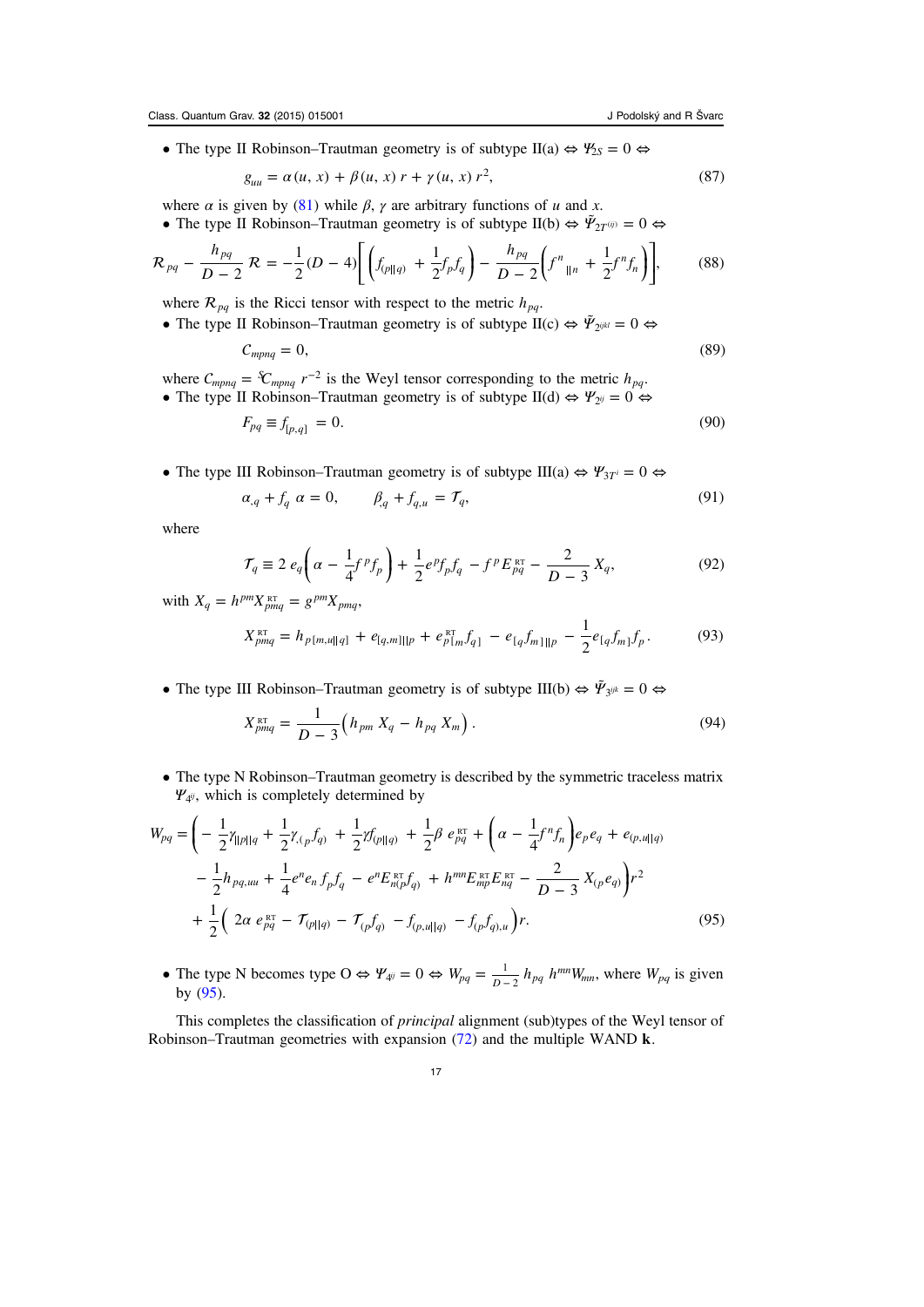- The type II Robinson–Trautman geometry is of subtype II(a) $\Leftrightarrow \Psi_{2S} = 0 \Leftrightarrow$

$$g_{uu} = \alpha(u, x) + \beta(u, x)\, r + \gamma(u, x)\, r^2, \tag{87}$$

where $\alpha$ is given by (81) while $\beta$, $\gamma$ are arbitrary functions of $u$ and $x$.

- The type II Robinson–Trautman geometry is of subtype II(b) $\Leftrightarrow \tilde{\Psi}_{2T^{(ij)}} = 0 \Leftrightarrow$

$$\mathcal{R}_{pq} - \frac{h_{pq}}{D-2}\,\mathcal{R} = -\frac{1}{2}(D-4)\left[\left(f_{(p||q)} + \frac{1}{2}f_p f_q\right) - \frac{h_{pq}}{D-2}\left(f^n{}_{||n} + \frac{1}{2}f^n f_n\right)\right], \tag{88}$$

where $\mathcal{R}_{pq}$ is the Ricci tensor with respect to the metric $h_{pq}$.

- The type II Robinson–Trautman geometry is of subtype II(c) $\Leftrightarrow \tilde{\Psi}_{2ijkl} = 0 \Leftrightarrow$

$$\mathcal{C}_{mpnq} = 0, \tag{89}$$

where $\mathcal{C}_{mpnq} = {}^{S}\!C_{mpnq}\, r^{-2}$ is the Weyl tensor corresponding to the metric $h_{pq}$.

- The type II Robinson–Trautman geometry is of subtype II(d) $\Leftrightarrow \Psi_{2^{ij}} = 0 \Leftrightarrow$

$$F_{pq} \equiv f_{[p,q]} = 0. \tag{90}$$

- The type III Robinson–Trautman geometry is of subtype III(a) $\Leftrightarrow \Psi_{3T^i} = 0 \Leftrightarrow$

$$\alpha_{,q} + f_q\, \alpha = 0, \qquad \beta_{,q} + f_{q,u} = \mathcal{T}_q, \tag{91}$$

where

$$\mathcal{T}_q \equiv 2\, e_q\left(\alpha - \frac{1}{4}f^p f_p\right) + \frac{1}{2}e^p f_p f_q - f^p E^{\text{RT}}_{pq} - \frac{2}{D-3}\,X_q, \tag{92}$$

with $X_q = h^{pm} X^{\text{RT}}_{pmq} = g^{pm} X_{pmq}$,

$$X^{\text{RT}}_{pmq} = h_{p[m,u||q]} + e_{[q,m]||p} + e^{\text{RT}}_{p[m}f_{q]} - e_{[q}f_{m]||p} - \frac{1}{2}e_{[q}f_{m]}f_p. \tag{93}$$

- The type III Robinson–Trautman geometry is of subtype III(b) $\Leftrightarrow \tilde{\Psi}_{3^{ijk}} = 0 \Leftrightarrow$

$$X^{\text{RT}}_{pmq} = \frac{1}{D-3}\left(h_{pm}\, X_q - h_{pq}\, X_m\right). \tag{94}$$

- The type N Robinson–Trautman geometry is described by the symmetric traceless matrix $\Psi_{4^{ij}}$, which is completely determined by

$$\begin{aligned}
W_{pq} = \bigg( &-\frac{1}{2}\gamma_{||p||q} + \frac{1}{2}\gamma_{,(p}f_{q)} + \frac{1}{2}\gamma f_{(p||q)} + \frac{1}{2}\beta\, e^{\text{RT}}_{pq} + \left(\alpha - \frac{1}{4}f^n f_n\right)e_p e_q + e_{(p,u||q)} \\
&- \frac{1}{2}h_{pq,uu} + \frac{1}{4}e^n e_n\, f_p f_q - e^n E^{\text{RT}}_{n(p}f_{q)} + h^{mn}E^{\text{RT}}_{mp}E^{\text{RT}}_{nq} - \frac{2}{D-3}\,X_{(p}e_{q)}\bigg) r^2 \\
&+ \frac{1}{2}\Big(2\alpha\, e^{\text{RT}}_{pq} - \mathcal{T}_{(p||q)} - \mathcal{T}_{(p}f_{q)} - f_{(p,u||q)} - f_{(p}f_{q),u}\Big) r.
\end{aligned} \tag{95}$$

- The type N becomes type O $\Leftrightarrow \Psi_{4^{ij}} = 0 \Leftrightarrow W_{pq} = \frac{1}{D-2}\, h_{pq}\, h^{mn}W_{mn}$, where $W_{pq}$ is given by (95).

This completes the classification of *principal* alignment (sub)types of the Weyl tensor of Robinson–Trautman geometries with expansion (72) and the multiple WAND $\mathbf{k}$.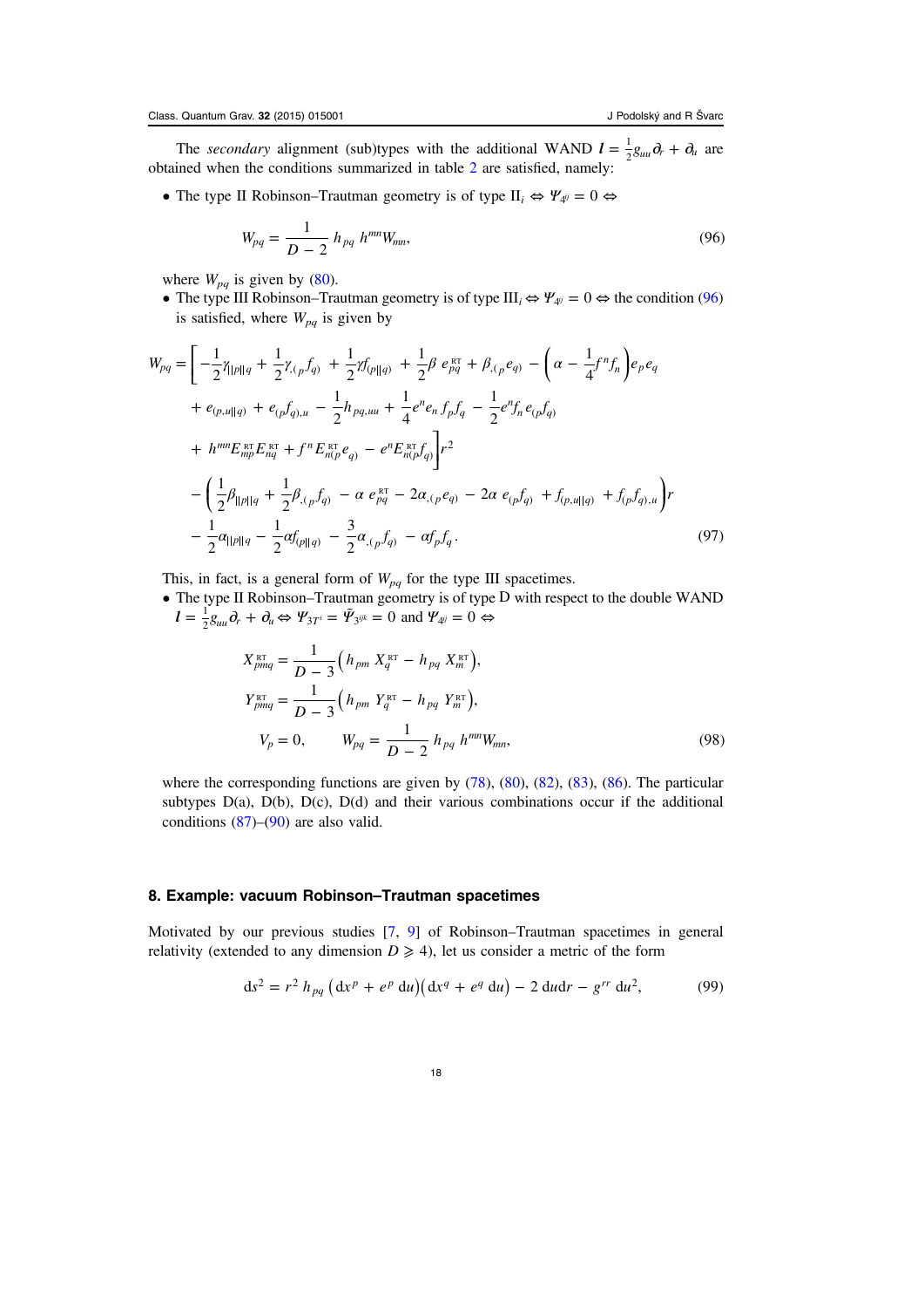The *secondary* alignment (sub)types with the additional WAND $\boldsymbol{l} = \frac{1}{2} g_{uu} \partial_r + \partial_u$ are obtained when the conditions summarized in table 2 are satisfied, namely:

- The type II Robinson–Trautman geometry is of type II$_i$ $\Leftrightarrow$ $\Psi_{4^{ij}} = 0$ $\Leftrightarrow$

$$W_{pq} = \frac{1}{D-2}\, h_{pq}\, h^{mn} W_{mn}, \tag{96}$$

where $W_{pq}$ is given by (80).

- The type III Robinson–Trautman geometry is of type III$_i$ $\Leftrightarrow$ $\Psi_{4^{ij}} = 0$ $\Leftrightarrow$ the condition (96) is satisfied, where $W_{pq}$ is given by

$$\begin{aligned}
W_{pq} = \Bigg[ &-\frac{1}{2}\gamma_{||p||q} + \frac{1}{2}\gamma_{,(p} f_{q)} + \frac{1}{2}\gamma f_{(p||q)} + \frac{1}{2}\beta\, e^{\scriptscriptstyle\rm RT}_{pq} + \beta_{,(p} e_{q)} - \left(\alpha - \frac{1}{4} f^n f_n\right) e_p e_q \\
&+ e_{(p,u||q)} + e_{(p} f_{q),u} - \frac{1}{2} h_{pq,uu} + \frac{1}{4} e^n e_n\, f_p f_q - \frac{1}{2} e^n f_n\, e_{(p} f_{q)} \\
&+ h^{mn} E^{\scriptscriptstyle\rm RT}_{mp} E^{\scriptscriptstyle\rm RT}_{nq} + f^n E^{\scriptscriptstyle\rm RT}_{n(p} e_{q)} - e^n E^{\scriptscriptstyle\rm RT}_{n(p} f_{q)} \Bigg] r^2 \\
&- \left( \frac{1}{2}\beta_{||p||q} + \frac{1}{2}\beta_{,(p} f_{q)} - \alpha\, e^{\scriptscriptstyle\rm RT}_{pq} - 2\alpha_{,(p} e_{q)} - 2\alpha\, e_{(p} f_{q)} + f_{(p,u||q)} + f_{(p} f_{q),u} \right) r \\
&- \frac{1}{2}\alpha_{||p||q} - \frac{1}{2}\alpha f_{(p||q)} - \frac{3}{2}\alpha_{,(p} f_{q)} - \alpha f_p f_q .
\end{aligned} \tag{97}$$

This, in fact, is a general form of $W_{pq}$ for the type III spacetimes.

- The type II Robinson–Trautman geometry is of type D with respect to the double WAND $\boldsymbol{l} = \frac{1}{2} g_{uu} \partial_r + \partial_u$ $\Leftrightarrow$ $\Psi_{3T^i} = \tilde{\Psi}_{3^{ijk}} = 0$ and $\Psi_{4^{ij}} = 0$ $\Leftrightarrow$

$$\begin{aligned}
X^{\scriptscriptstyle\rm RT}_{pmq} &= \frac{1}{D-3}\left( h_{pm}\, X^{\scriptscriptstyle\rm RT}_{q} - h_{pq}\, X^{\scriptscriptstyle\rm RT}_{m} \right), \\
Y^{\scriptscriptstyle\rm RT}_{pmq} &= \frac{1}{D-3}\left( h_{pm}\, Y^{\scriptscriptstyle\rm RT}_{q} - h_{pq}\, Y^{\scriptscriptstyle\rm RT}_{m} \right), \\
V_p &= 0, \qquad W_{pq} = \frac{1}{D-2}\, h_{pq}\, h^{mn} W_{mn},
\end{aligned} \tag{98}$$

where the corresponding functions are given by (78), (80), (82), (83), (86). The particular subtypes D(a), D(b), D(c), D(d) and their various combinations occur if the additional conditions (87)–(90) are also valid.

## 8. Example: vacuum Robinson–Trautman spacetimes

Motivated by our previous studies [7, 9] of Robinson–Trautman spacetimes in general relativity (extended to any dimension $D \geqslant 4$), let us consider a metric of the form

$$\mathrm{d}s^2 = r^2\, h_{pq}\, \left(\mathrm{d}x^p + e^p\, \mathrm{d}u\right)\left(\mathrm{d}x^q + e^q\, \mathrm{d}u\right) - 2\, \mathrm{d}u \mathrm{d}r - g^{rr}\, \mathrm{d}u^2, \tag{99}$$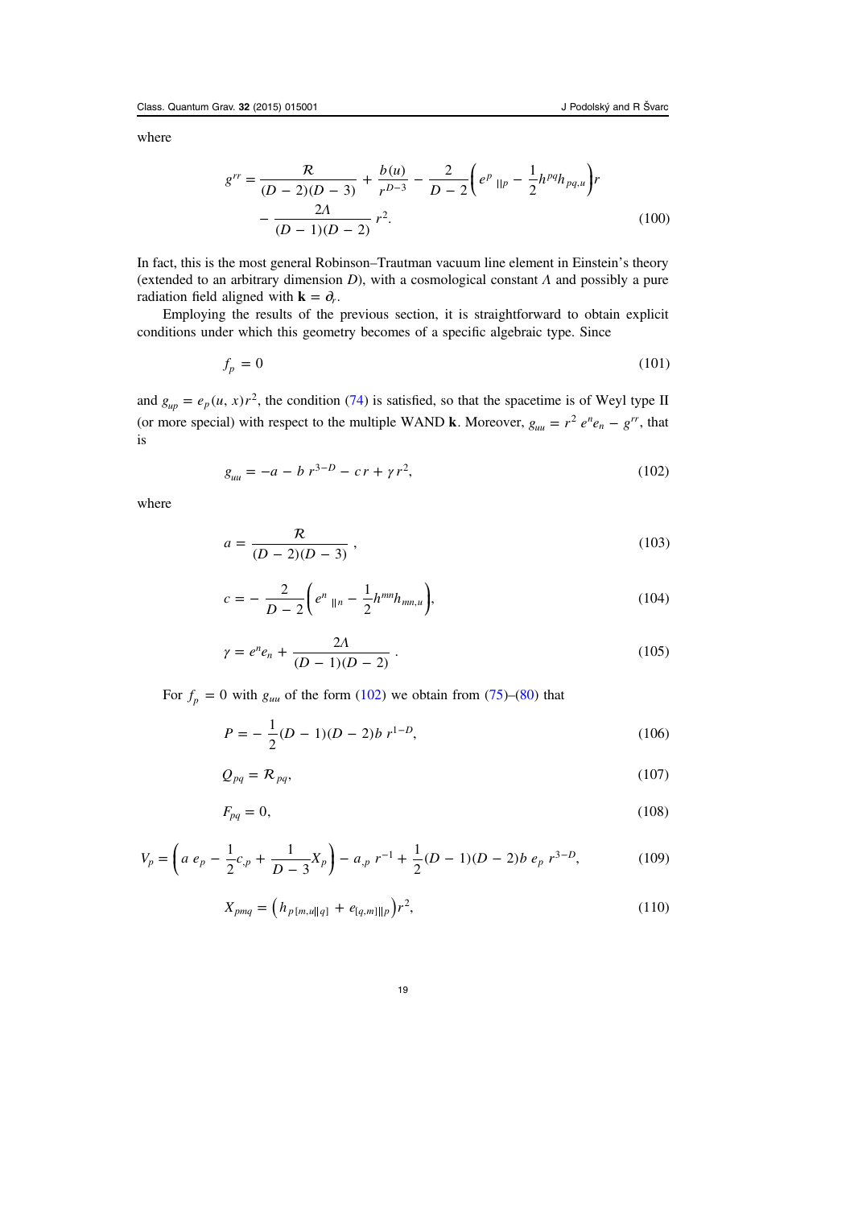where

$$
g^{rr} = \frac{\mathcal{R}}{(D-2)(D-3)} + \frac{b(u)}{r^{D-3}} - \frac{2}{D-2}\left(e^{p}{}_{||p} - \frac{1}{2}h^{pq}h_{pq,u}\right)r - \frac{2\Lambda}{(D-1)(D-2)}\,r^2. \tag{100}
$$

In fact, this is the most general Robinson–Trautman vacuum line element in Einstein's theory (extended to an arbitrary dimension $D$), with a cosmological constant $\Lambda$ and possibly a pure radiation field aligned with $\mathbf{k} = \partial_r$.

Employing the results of the previous section, it is straightforward to obtain explicit conditions under which this geometry becomes of a specific algebraic type. Since

$$
f_p = 0 \tag{101}
$$

and $g_{up} = e_p(u, x)r^2$, the condition (74) is satisfied, so that the spacetime is of Weyl type II (or more special) with respect to the multiple WAND $\mathbf{k}$. Moreover, $g_{uu} = r^2\, e^n e_n - g^{rr}$, that is

$$
g_{uu} = -a - b\, r^{3-D} - c\, r + \gamma\, r^2, \tag{102}
$$

where

$$
a = \frac{\mathcal{R}}{(D-2)(D-3)}\,, \tag{103}
$$

$$
c = -\frac{2}{D-2}\left(e^{n}{}_{||n} - \frac{1}{2}h^{mn}h_{mn,u}\right), \tag{104}
$$

$$
\gamma = e^n e_n + \frac{2\Lambda}{(D-1)(D-2)}\,. \tag{105}
$$

For $f_p = 0$ with $g_{uu}$ of the form (102) we obtain from (75)–(80) that

$$
P = -\frac{1}{2}(D-1)(D-2)b\, r^{1-D}, \tag{106}
$$

$$
Q_{pq} = \mathcal{R}_{pq}, \tag{107}
$$

$$
F_{pq} = 0, \tag{108}
$$

$$
V_p = \left(a\, e_p - \frac{1}{2}c_{,p} + \frac{1}{D-3}X_p\right) - a_{,p}\, r^{-1} + \frac{1}{2}(D-1)(D-2)b\, e_p\, r^{3-D}, \tag{109}
$$

$$
X_{pmq} = \left(h_{p[m,u||q]} + e_{[q,m]||p}\right)r^2, \tag{110}
$$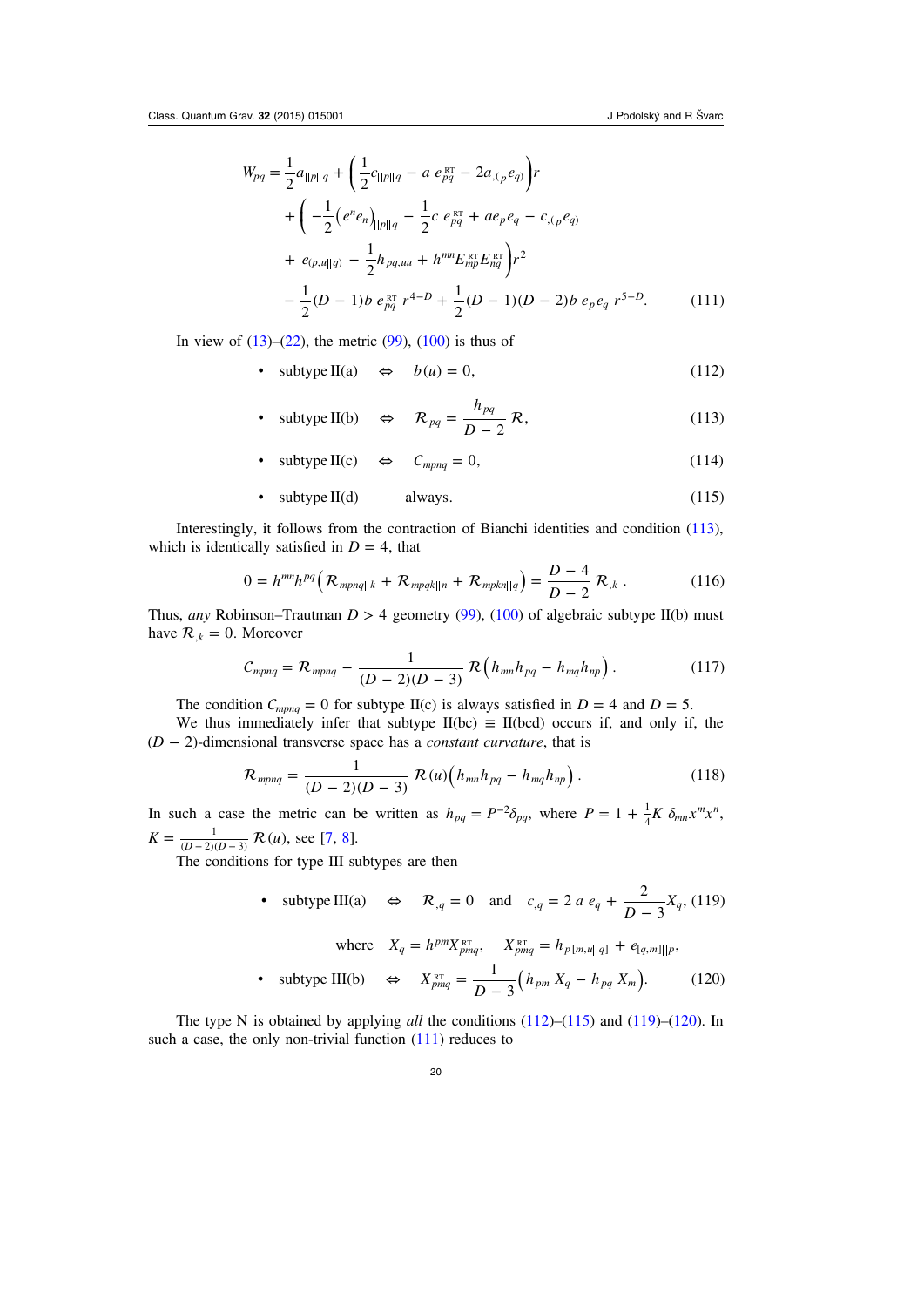$$
\begin{aligned}
W_{pq} = &\frac{1}{2}a_{||p||q} + \left(\frac{1}{2}c_{||p||q} - a\, e^{\text{RT}}_{pq} - 2a_{,(p}e_{q)}\right)r \\
&+ \left(-\frac{1}{2}\left(e^n e_n\right)_{||p||q} - \frac{1}{2}c\, e^{\text{RT}}_{pq} + a e_p e_q - c_{,(p}e_{q)}\right. \\
&\left. + e_{(p,u||q)} - \frac{1}{2}h_{pq,uu} + h^{mn}E^{\text{RT}}_{mp}E^{\text{RT}}_{nq}\right)r^2 \\
&- \frac{1}{2}(D-1)b\, e^{\text{RT}}_{pq}\, r^{4-D} + \frac{1}{2}(D-1)(D-2)b\, e_p e_q\, r^{5-D}.
\end{aligned}
\tag{111}
$$

In view of (13)–(22), the metric (99), (100) is thus of

- subtype II(a) $\quad\Leftrightarrow\quad b(u) = 0,$ $\hfill (112)$

- subtype II(b) $\quad\Leftrightarrow\quad \mathcal{R}_{pq} = \dfrac{h_{pq}}{D-2}\,\mathcal{R},$ $\hfill (113)$

- subtype II(c) $\quad\Leftrightarrow\quad C_{mpnq} = 0,$ $\hfill (114)$

- subtype II(d) $\quad$ always. $\hfill (115)$

Interestingly, it follows from the contraction of Bianchi identities and condition (113), which is identically satisfied in $D = 4$, that

$$
0 = h^{mn}h^{pq}\left(\mathcal{R}_{mpnq||k} + \mathcal{R}_{mpqk||n} + \mathcal{R}_{mpkn||q}\right) = \frac{D-4}{D-2}\,\mathcal{R}_{,k}\,. \tag{116}
$$

Thus, *any* Robinson–Trautman $D > 4$ geometry (99), (100) of algebraic subtype II(b) must have $\mathcal{R}_{,k} = 0$. Moreover

$$
C_{mpnq} = \mathcal{R}_{mpnq} - \frac{1}{(D-2)(D-3)}\,\mathcal{R}\left(h_{mn}h_{pq} - h_{mq}h_{np}\right). \tag{117}
$$

The condition $C_{mpnq} = 0$ for subtype II(c) is always satisfied in $D = 4$ and $D = 5$.

We thus immediately infer that subtype II(bc) $\equiv$ II(bcd) occurs if, and only if, the $(D-2)$-dimensional transverse space has a *constant curvature*, that is

$$
\mathcal{R}_{mpnq} = \frac{1}{(D-2)(D-3)}\,\mathcal{R}(u)\left(h_{mn}h_{pq} - h_{mq}h_{np}\right). \tag{118}
$$

In such a case the metric can be written as $h_{pq} = P^{-2}\delta_{pq}$, where $P = 1 + \frac{1}{4}K\,\delta_{mn}x^m x^n$, $K = \frac{1}{(D-2)(D-3)}\,\mathcal{R}(u)$, see [7, 8].

The conditions for type III subtypes are then

- subtype III(a) $\quad\Leftrightarrow\quad \mathcal{R}_{,q} = 0 \quad\text{and}\quad c_{,q} = 2\,a\,e_q + \dfrac{2}{D-3}X_q,$ $\hfill (119)$

  where $\quad X_q = h^{pm}X^{\text{RT}}_{pmq}, \quad X^{\text{RT}}_{pmq} = h_{p[m,u||q]} + e_{[q,m]||p},$

- subtype III(b) $\quad\Leftrightarrow\quad X^{\text{RT}}_{pmq} = \dfrac{1}{D-3}\left(h_{pm}\,X_q - h_{pq}\,X_m\right).$ $\hfill (120)$

The type N is obtained by applying *all* the conditions (112)–(115) and (119)–(120). In such a case, the only non-trivial function (111) reduces to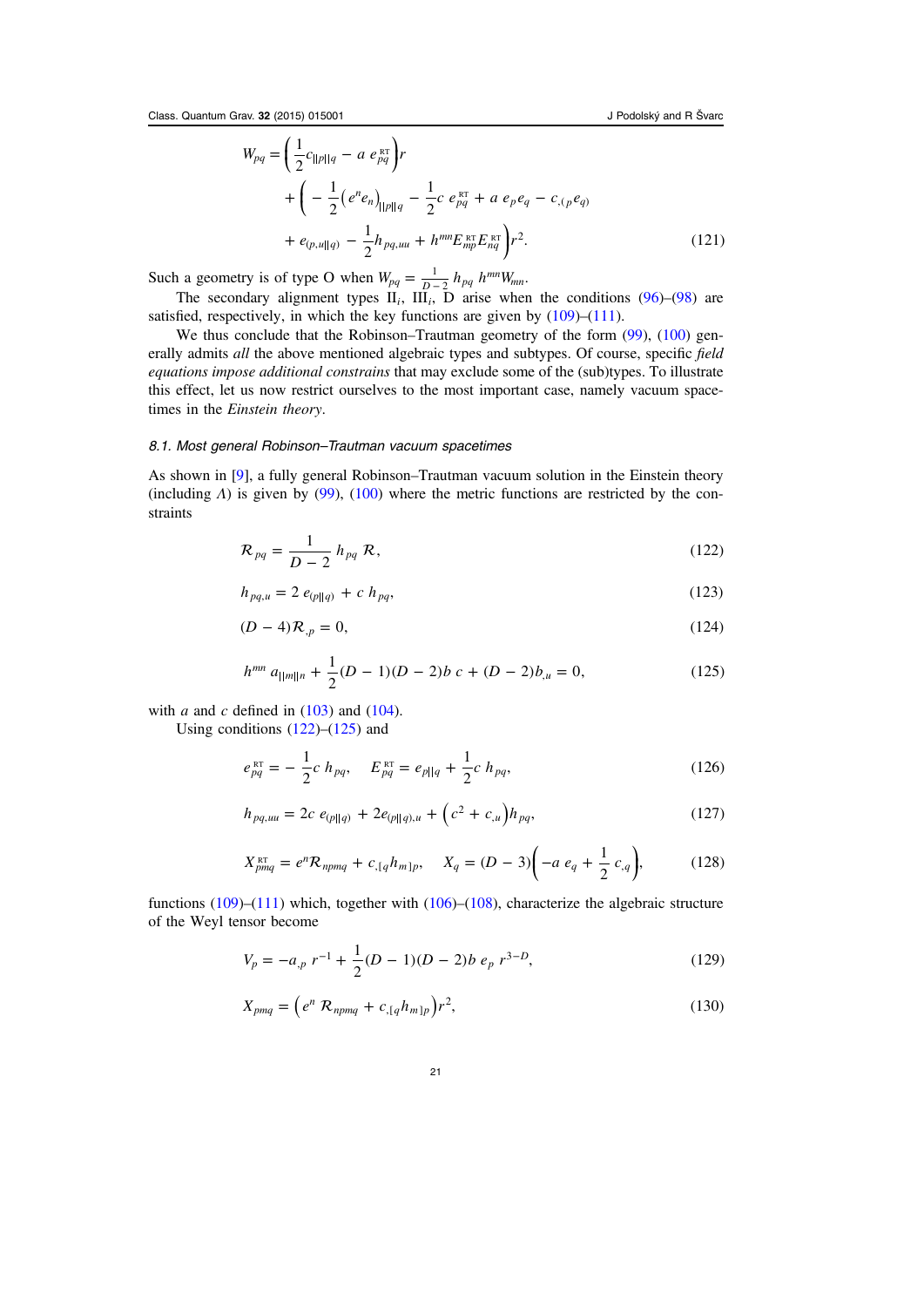$$
\begin{aligned}
W_{pq} = & \left(\frac{1}{2}c_{||p||q} - a\, e^{\text{RT}}_{pq}\right) r \\
& + \left( -\frac{1}{2}\left(e^n e_n\right)_{||p||q} - \frac{1}{2}c\, e^{\text{RT}}_{pq} + a\, e_p e_q - c_{,(p} e_{q)} \right. \\
& \left. + e_{(p,u||q)} - \frac{1}{2}h_{pq,uu} + h^{mn} E^{\text{RT}}_{mp} E^{\text{RT}}_{nq} \right) r^2.
\end{aligned} \tag{121}
$$

Such a geometry is of type O when $W_{pq} = \frac{1}{D-2}\, h_{pq}\, h^{mn} W_{mn}$.

The secondary alignment types $\mathrm{II}_i$, $\mathrm{III}_i$, D arise when the conditions (96)–(98) are satisfied, respectively, in which the key functions are given by (109)–(111).

We thus conclude that the Robinson–Trautman geometry of the form (99), (100) generally admits *all* the above mentioned algebraic types and subtypes. Of course, specific *field equations impose additional constrains* that may exclude some of the (sub)types. To illustrate this effect, let us now restrict ourselves to the most important case, namely vacuum spacetimes in the *Einstein theory*.

### *8.1. Most general Robinson–Trautman vacuum spacetimes*

As shown in [9], a fully general Robinson–Trautman vacuum solution in the Einstein theory (including $\Lambda$) is given by (99), (100) where the metric functions are restricted by the constraints

$$
\mathcal{R}_{pq} = \frac{1}{D-2}\, h_{pq}\, \mathcal{R}, \tag{122}
$$

$$
h_{pq,u} = 2\, e_{(p||q)} + c\, h_{pq}, \tag{123}
$$

$$
(D-4)\mathcal{R}_{,p} = 0, \tag{124}
$$

$$
h^{mn}\, a_{||m||n} + \frac{1}{2}(D-1)(D-2)b\, c + (D-2)b_{,u} = 0, \tag{125}
$$

with $a$ and $c$ defined in (103) and (104).

Using conditions (122)–(125) and

$$
e^{\text{RT}}_{pq} = -\frac{1}{2}c\, h_{pq}, \quad E^{\text{RT}}_{pq} = e_{p||q} + \frac{1}{2}c\, h_{pq}, \tag{126}
$$

$$
h_{pq,uu} = 2c\, e_{(p||q)} + 2e_{(p||q),u} + \left(c^2 + c_{,u}\right) h_{pq}, \tag{127}
$$

$$
X^{\text{RT}}_{pmq} = e^n \mathcal{R}_{npmq} + c_{,[q} h_{m]p}, \quad X_q = (D-3)\left(-a\, e_q + \frac{1}{2}\, c_{,q}\right), \tag{128}
$$

functions (109)–(111) which, together with (106)–(108), characterize the algebraic structure of the Weyl tensor become

$$
V_p = -a_{,p}\, r^{-1} + \frac{1}{2}(D-1)(D-2)b\, e_p\, r^{3-D}, \tag{129}
$$

$$
X_{pmq} = \left(e^n\, \mathcal{R}_{npmq} + c_{,[q} h_{m]p}\right) r^2, \tag{130}
$$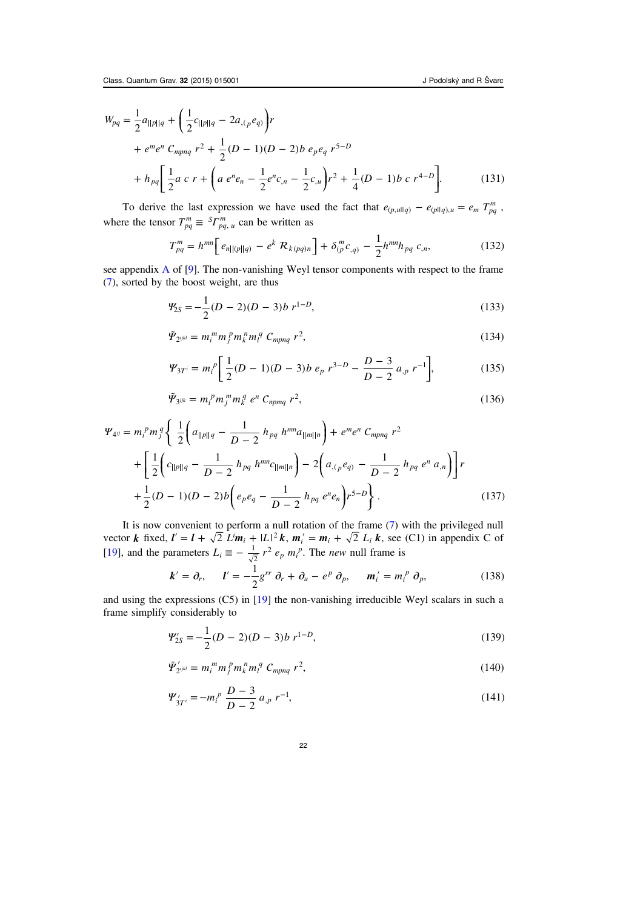$$
\begin{aligned}
W_{pq} = {} & \frac{1}{2} a_{||p||q} + \left( \frac{1}{2} c_{||p||q} - 2 a_{,(p} e_{q)} \right) r \\
& + e^m e^n \, C_{mpnq} \, r^2 + \frac{1}{2}(D-1)(D-2) b \, e_p e_q \, r^{5-D} \\
& + h_{pq} \left[ \frac{1}{2} a \, c \, r + \left( a \, e^n e_n - \frac{1}{2} e^n c_{,n} - \frac{1}{2} c_{,u} \right) r^2 + \frac{1}{4}(D-1) b \, c \, r^{4-D} \right].
\end{aligned}
\tag{131}
$$

To derive the last expression we have used the fact that $e_{(p,u||q)} - e_{(p||q),u} = e_m \, T^m_{pq}$, where the tensor $T^m_{pq} \equiv {}^S\Gamma^m_{pq,\,u}$ can be written as

$$
T^m_{pq} = h^{mn} \left[ e_{n||(p||q)} - e^k \, \mathcal{R}_{k(pq)n} \right] + \delta^m_{(p} c_{,q)} - \frac{1}{2} h^{mn} h_{pq} \, c_{,n},
\tag{132}
$$

see appendix A of [9]. The non-vanishing Weyl tensor components with respect to the frame (7), sorted by the boost weight, are thus

$$
\Psi_{2S} = -\frac{1}{2}(D-2)(D-3) b \, r^{1-D},
\tag{133}
$$

$$
\tilde{\Psi}_{2^{ijkl}} = m_i^m m_j^p m_k^n m_l^q \, C_{mpnq} \, r^2,
\tag{134}
$$

$$
\Psi_{3T^i} = m_i^p \left[ \frac{1}{2}(D-1)(D-3) b \, e_p \, r^{3-D} - \frac{D-3}{D-2} \, a_{,p} \, r^{-1} \right],
\tag{135}
$$

$$
\tilde{\Psi}_{3^{ijk}} = m_i^p m_j^m m_k^q \, e^n \, C_{npmq} \, r^2,
\tag{136}
$$

$$
\begin{aligned}
\Psi_{4^{ij}} = m_i^p m_j^q \Bigg\{ & \frac{1}{2} \left( a_{||p||q} - \frac{1}{D-2} \, h_{pq} \, h^{mn} a_{||m||n} \right) + e^m e^n \, C_{mpnq} \, r^2 \\
& + \left[ \frac{1}{2} \left( c_{||p||q} - \frac{1}{D-2} \, h_{pq} \, h^{mn} c_{||m||n} \right) - 2 \left( a_{,(p} e_{q)} - \frac{1}{D-2} \, h_{pq} \, e^n \, a_{,n} \right) \right] r \\
& + \frac{1}{2}(D-1)(D-2) b \left( e_p e_q - \frac{1}{D-2} \, h_{pq} \, e^n e_n \right) r^{5-D} \Bigg\}.
\end{aligned}
\tag{137}
$$

It is now convenient to perform a null rotation of the frame (7) with the privileged null vector $\boldsymbol{k}$ fixed, $\boldsymbol{l}' = \boldsymbol{l} + \sqrt{2} \, L^i \boldsymbol{m}_i + |L|^2 \boldsymbol{k}$, $\boldsymbol{m}_i' = \boldsymbol{m}_i + \sqrt{2} \, L_i \, \boldsymbol{k}$, see (C1) in appendix C of [19], and the parameters $L_i \equiv -\frac{1}{\sqrt{2}} \, r^2 \, e_p \, m_i^p$. The *new* null frame is

$$
\boldsymbol{k}' = \partial_r, \qquad \boldsymbol{l}' = -\frac{1}{2} g^{rr} \, \partial_r + \partial_u - e^p \, \partial_p, \qquad \boldsymbol{m}_i' = m_i^p \, \partial_p,
\tag{138}
$$

and using the expressions (C5) in [19] the non-vanishing irreducible Weyl scalars in such a frame simplify considerably to

$$
\Psi_{2S}' = -\frac{1}{2}(D-2)(D-3) b \, r^{1-D},
\tag{139}
$$

$$
\tilde{\Psi}_{2^{ijkl}}' = m_i^m m_j^p m_k^n m_l^q \, C_{mpnq} \, r^2,
\tag{140}
$$

$$
\Psi_{3T^i}' = -m_i^p \, \frac{D-3}{D-2} \, a_{,p} \, r^{-1},
\tag{141}
$$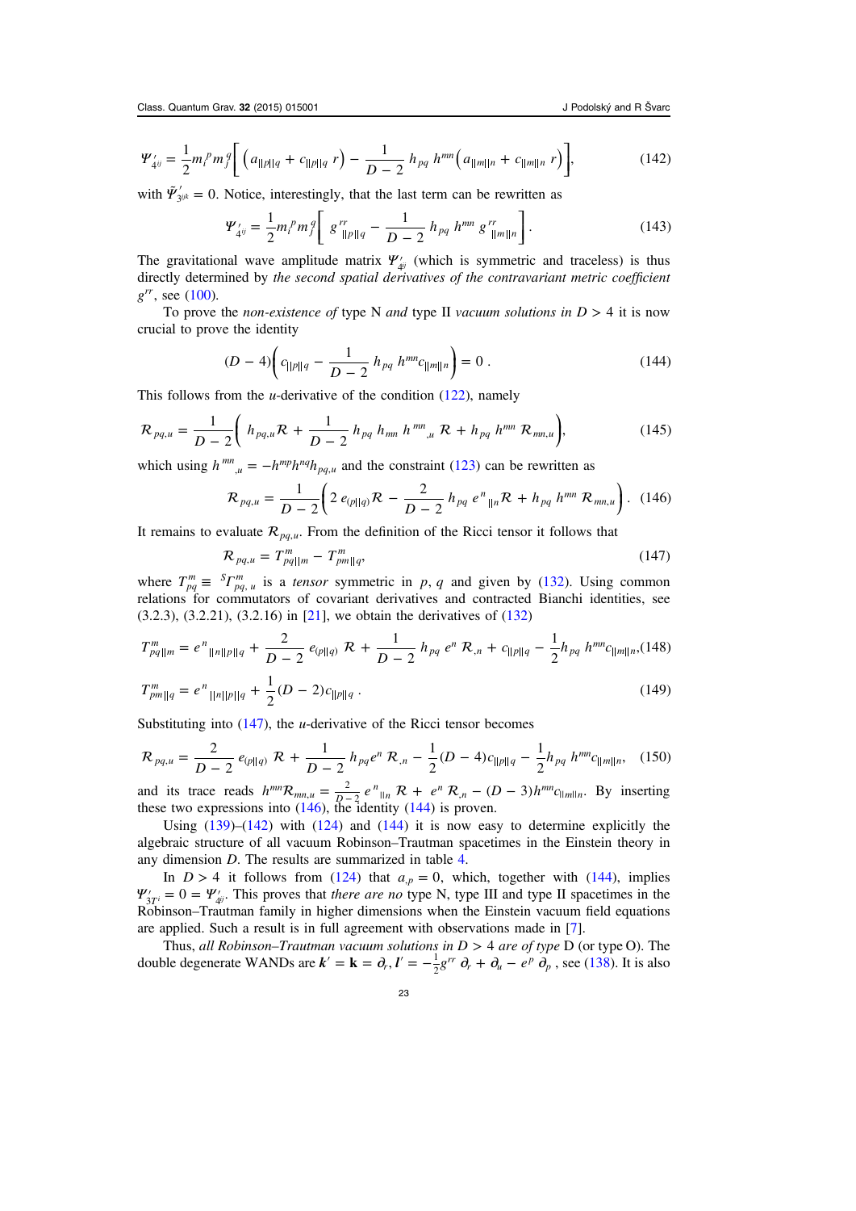$$\Psi'_{4^{ij}} = \frac{1}{2} m_i^{\,p} m_j^{\,q} \bigg[ \Big( a_{||p||q} + c_{||p||q}\, r \Big) - \frac{1}{D-2}\, h_{pq}\, h^{mn} \Big( a_{||m||n} + c_{||m||n}\, r \Big) \bigg], \tag{142}$$

with $\tilde{\Psi}'_{3^{ijk}} = 0$. Notice, interestingly, that the last term can be rewritten as

$$\Psi'_{4^{ij}} = \frac{1}{2} m_i^{\,p} m_j^{\,q} \bigg[ \, g^{rr}_{\;\;||p||q} - \frac{1}{D-2}\, h_{pq}\, h^{mn}\, g^{rr}_{\;\;||m||n} \bigg]. \tag{143}$$

The gravitational wave amplitude matrix $\Psi'_{4^{ij}}$ (which is symmetric and traceless) is thus directly determined by *the second spatial derivatives of the contravariant metric coefficient* $g^{rr}$, see (100).

To prove the *non-existence of* type N *and* type II *vacuum solutions in* $D > 4$ it is now crucial to prove the identity

$$(D-4) \bigg( c_{||p||q} - \frac{1}{D-2}\, h_{pq}\, h^{mn} c_{||m||n} \bigg) = 0\,. \tag{144}$$

This follows from the $u$-derivative of the condition (122), namely

$$\mathcal{R}_{pq,u} = \frac{1}{D-2} \bigg( \, h_{pq,u} \mathcal{R} + \frac{1}{D-2}\, h_{pq}\, h_{mn}\, h^{mn}_{\;\;\;,u}\, \mathcal{R} + h_{pq}\, h^{mn}\, \mathcal{R}_{mn,u} \bigg), \tag{145}$$

which using $h^{mn}_{\;\;\;,u} = -h^{mp} h^{nq} h_{pq,u}$ and the constraint (123) can be rewritten as

$$\mathcal{R}_{pq,u} = \frac{1}{D-2} \bigg( 2\, e_{(p||q)} \mathcal{R} - \frac{2}{D-2}\, h_{pq}\, e^{n}_{\;\;||n} \mathcal{R} + h_{pq}\, h^{mn}\, \mathcal{R}_{mn,u} \bigg). \tag{146}$$

It remains to evaluate $\mathcal{R}_{pq,u}$. From the definition of the Ricci tensor it follows that

$$\mathcal{R}_{pq,u} = T^{m}_{pq||m} - T^{m}_{pm||q}, \tag{147}$$

where $T^{m}_{pq} \equiv {}^{S}\Gamma^{m}_{pq,\,u}$ is a *tensor* symmetric in $p, q$ and given by (132). Using common relations for commutators of covariant derivatives and contracted Bianchi identities, see (3.2.3), (3.2.21), (3.2.16) in [21], we obtain the derivatives of (132)

$$T^{m}_{pq||m} = e^{n}_{\;\;||n||p||q} + \frac{2}{D-2}\, e_{(p||q)}\, \mathcal{R} + \frac{1}{D-2}\, h_{pq}\, e^{n}\, \mathcal{R}_{,n} + c_{||p||q} - \frac{1}{2} h_{pq}\, h^{mn} c_{||m||n}, \tag{148}$$

$$T^{m}_{pm||q} = e^{n}_{\;\;||n||p||q} + \frac{1}{2}(D-2) c_{||p||q}\,. \tag{149}$$

Substituting into (147), the $u$-derivative of the Ricci tensor becomes

$$\mathcal{R}_{pq,u} = \frac{2}{D-2}\, e_{(p||q)}\, \mathcal{R} + \frac{1}{D-2}\, h_{pq} e^{n}\, \mathcal{R}_{,n} - \frac{1}{2}(D-4) c_{||p||q} - \frac{1}{2} h_{pq}\, h^{mn} c_{||m||n}, \tag{150}$$

and its trace reads $h^{mn}\mathcal{R}_{mn,u} = \frac{2}{D-2}\, e^{n}_{\;\;||n}\, \mathcal{R} + \, e^{n}\, \mathcal{R}_{,n} - (D-3) h^{mn} c_{||m||n}$. By inserting these two expressions into (146), the identity (144) is proven.

Using (139)–(142) with (124) and (144) it is now easy to determine explicitly the algebraic structure of all vacuum Robinson–Trautman spacetimes in the Einstein theory in any dimension $D$. The results are summarized in table 4.

In $D > 4$ it follows from (124) that $a_{,p} = 0$, which, together with (144), implies $\Psi'_{3T^i} = 0 = \Psi'_{4^{ij}}$. This proves that *there are no* type N, type III and type II spacetimes in the Robinson–Trautman family in higher dimensions when the Einstein vacuum field equations are applied. Such a result is in full agreement with observations made in [7].

Thus, *all Robinson–Trautman vacuum solutions in* $D > 4$ *are of type* D (or type O). The double degenerate WANDs are $\boldsymbol{k}' = \mathbf{k} = \partial_r$, $\boldsymbol{l}' = -\frac{1}{2} g^{rr}\, \partial_r + \partial_u - e^{p}\, \partial_p$ , see (138). It is also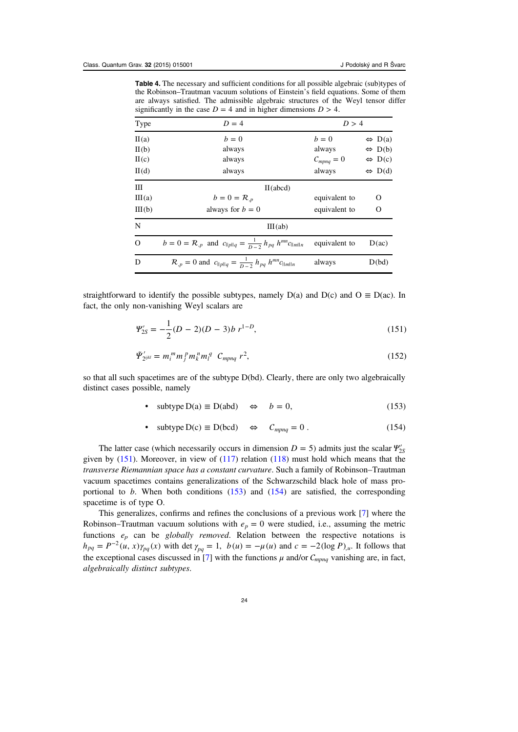**Table 4.** The necessary and sufficient conditions for all possible algebraic (sub)types of the Robinson–Trautman vacuum solutions of Einstein's field equations. Some of them are always satisfied. The admissible algebraic structures of the Weyl tensor differ significantly in the case $D = 4$ and in higher dimensions $D > 4$.

| Type | $D = 4$ | $D > 4$ | |
|---|---|---|---|
| II(a) | $b = 0$ | $b = 0$ | $\Leftrightarrow$ D(a) |
| II(b) | always | always | $\Leftrightarrow$ D(b) |
| II(c) | always | $C_{mpnq} = 0$ | $\Leftrightarrow$ D(c) |
| II(d) | always | always | $\Leftrightarrow$ D(d) |
| III | II(abcd) | | |
| III(a) | $b = 0 = \mathcal{R}_{,p}$ | equivalent to | O |
| III(b) | always for $b = 0$ | equivalent to | O |
| N | III(ab) | | |
| O | $b = 0 = \mathcal{R}_{,p}$ and $c_{\|\|p\|\|q} = \frac{1}{D-2}\, h_{pq}\, h^{mn} c_{\|\|m\|\|n}$ | equivalent to | D(ac) |
| D | $\mathcal{R}_{,p} = 0$ and $c_{\|\|p\|\|q} = \frac{1}{D-2}\, h_{pq}\, h^{mn} c_{\|\|m\|\|n}$ | always | D(bd) |

straightforward to identify the possible subtypes, namely D(a) and D(c) and O $\equiv$ D(ac). In fact, the only non-vanishing Weyl scalars are

$$\Psi'_{2S} = -\frac{1}{2}(D-2)(D-3)b\, r^{1-D}, \tag{151}$$

$$\tilde{\Psi}'_{2^{ijkl}} = m_i^m m_j^p m_k^n m_l^q \;\; C_{mpnq}\, r^2, \tag{152}$$

so that all such spacetimes are of the subtype D(bd). Clearly, there are only two algebraically distinct cases possible, namely

- subtype D(a) $\equiv$ D(abd) $\quad \Leftrightarrow \quad b = 0,$ (153)
- subtype D(c) $\equiv$ D(bcd) $\quad \Leftrightarrow \quad C_{mpnq} = 0\,.$ (154)

The latter case (which necessarily occurs in dimension $D = 5$) admits just the scalar $\Psi'_{2S}$ given by (151). Moreover, in view of (117) relation (118) must hold which means that the *transverse Riemannian space has a constant curvature*. Such a family of Robinson–Trautman vacuum spacetimes contains generalizations of the Schwarzschild black hole of mass proportional to $b$. When both conditions (153) and (154) are satisfied, the corresponding spacetime is of type O.

This generalizes, confirms and refines the conclusions of a previous work [7] where the Robinson–Trautman vacuum solutions with $e_p = 0$ were studied, i.e., assuming the metric functions $e_p$ can be *globally removed*. Relation between the respective notations is $h_{pq} = P^{-2}(u, x)\gamma_{pq}(x)$ with $\det \gamma_{pq} = 1$, $b(u) = -\mu(u)$ and $c = -2(\log P)_{,u}$. It follows that the exceptional cases discussed in [7] with the functions $\mu$ and/or $C_{mpnq}$ vanishing are, in fact, *algebraically distinct subtypes*.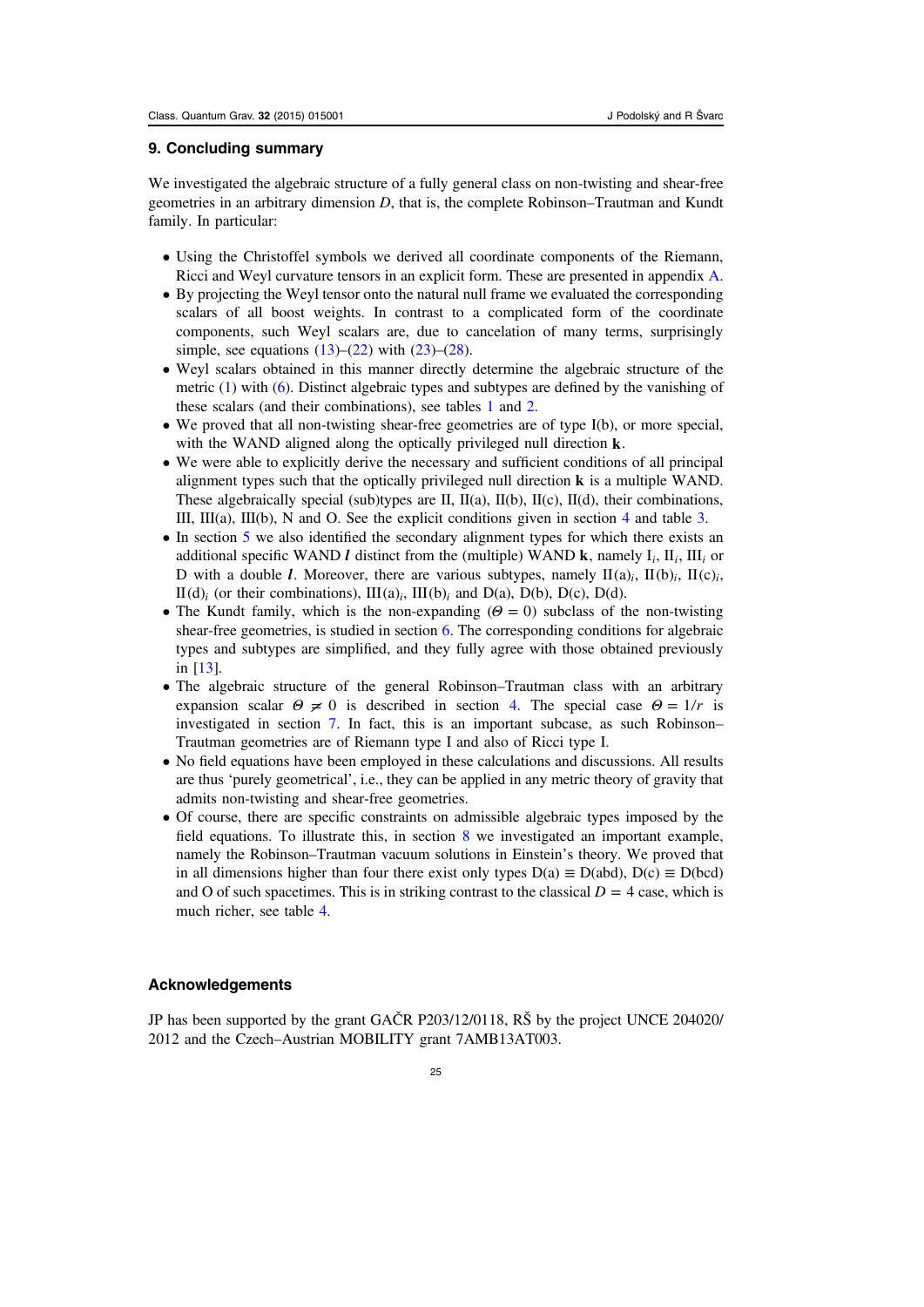## 9. Concluding summary

We investigated the algebraic structure of a fully general class on non-twisting and shear-free geometries in an arbitrary dimension $D$, that is, the complete Robinson–Trautman and Kundt family. In particular:

- Using the Christoffel symbols we derived all coordinate components of the Riemann, Ricci and Weyl curvature tensors in an explicit form. These are presented in appendix A.
- By projecting the Weyl tensor onto the natural null frame we evaluated the corresponding scalars of all boost weights. In contrast to a complicated form of the coordinate components, such Weyl scalars are, due to cancelation of many terms, surprisingly simple, see equations (13)–(22) with (23)–(28).
- Weyl scalars obtained in this manner directly determine the algebraic structure of the metric (1) with (6). Distinct algebraic types and subtypes are defined by the vanishing of these scalars (and their combinations), see tables 1 and 2.
- We proved that all non-twisting shear-free geometries are of type I(b), or more special, with the WAND aligned along the optically privileged null direction $\mathbf{k}$.
- We were able to explicitly derive the necessary and sufficient conditions of all principal alignment types such that the optically privileged null direction $\mathbf{k}$ is a multiple WAND. These algebraically special (sub)types are II, II(a), II(b), II(c), II(d), their combinations, III, III(a), III(b), N and O. See the explicit conditions given in section 4 and table 3.
- In section 5 we also identified the secondary alignment types for which there exists an additional specific WAND $\boldsymbol{l}$ distinct from the (multiple) WAND $\mathbf{k}$, namely $\mathrm{I}_i$, $\mathrm{II}_i$, $\mathrm{III}_i$ or D with a double $\boldsymbol{l}$. Moreover, there are various subtypes, namely $\mathrm{II(a)}_i$, $\mathrm{II(b)}_i$, $\mathrm{II(c)}_i$, $\mathrm{II(d)}_i$ (or their combinations), $\mathrm{III(a)}_i$, $\mathrm{III(b)}_i$ and D(a), D(b), D(c), D(d).
- The Kundt family, which is the non-expanding ($\Theta = 0$) subclass of the non-twisting shear-free geometries, is studied in section 6. The corresponding conditions for algebraic types and subtypes are simplified, and they fully agree with those obtained previously in [13].
- The algebraic structure of the general Robinson–Trautman class with an arbitrary expansion scalar $\Theta \neq 0$ is described in section 4. The special case $\Theta = 1/r$ is investigated in section 7. In fact, this is an important subcase, as such Robinson–Trautman geometries are of Riemann type I and also of Ricci type I.
- No field equations have been employed in these calculations and discussions. All results are thus 'purely geometrical', i.e., they can be applied in any metric theory of gravity that admits non-twisting and shear-free geometries.
- Of course, there are specific constraints on admissible algebraic types imposed by the field equations. To illustrate this, in section 8 we investigated an important example, namely the Robinson–Trautman vacuum solutions in Einstein's theory. We proved that in all dimensions higher than four there exist only types D(a) $\equiv$ D(abd), D(c) $\equiv$ D(bcd) and O of such spacetimes. This is in striking contrast to the classical $D = 4$ case, which is much richer, see table 4.

### Acknowledgements

JP has been supported by the grant GAČR P203/12/0118, RŠ by the project UNCE 204020/2012 and the Czech–Austrian MOBILITY grant 7AMB13AT003.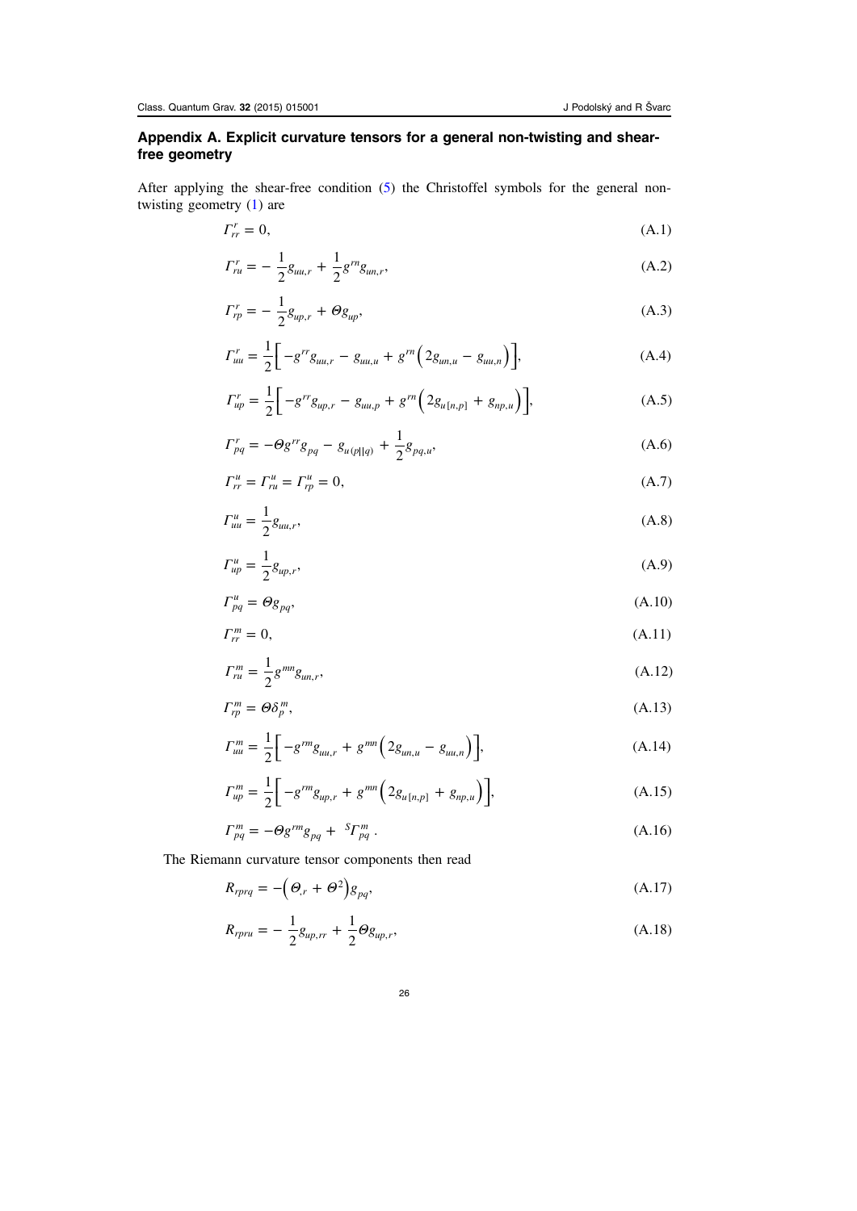## Appendix A. Explicit curvature tensors for a general non-twisting and shear-free geometry

After applying the shear-free condition (5) the Christoffel symbols for the general non-twisting geometry (1) are

$$\Gamma^r_{rr} = 0, \tag{A.1}$$

$$\Gamma^r_{ru} = -\frac{1}{2}g_{uu,r} + \frac{1}{2}g^{rn}g_{un,r}, \tag{A.2}$$

$$\Gamma^r_{rp} = -\frac{1}{2}g_{up,r} + \Theta g_{up}, \tag{A.3}$$

$$\Gamma^r_{uu} = \frac{1}{2}\Big[-g^{rr}g_{uu,r} - g_{uu,u} + g^{rn}\Big(2g_{un,u} - g_{uu,n}\Big)\Big], \tag{A.4}$$

$$\Gamma^r_{up} = \frac{1}{2}\Big[-g^{rr}g_{up,r} - g_{uu,p} + g^{rn}\Big(2g_{u[n,p]} + g_{np,u}\Big)\Big], \tag{A.5}$$

$$\Gamma^r_{pq} = -\Theta g^{rr}g_{pq} - g_{u(p||q)} + \frac{1}{2}g_{pq,u}, \tag{A.6}$$

$$\Gamma^u_{rr} = \Gamma^u_{ru} = \Gamma^u_{rp} = 0, \tag{A.7}$$

$$\Gamma^u_{uu} = \frac{1}{2}g_{uu,r}, \tag{A.8}$$

$$\Gamma^u_{up} = \frac{1}{2}g_{up,r}, \tag{A.9}$$

$$\Gamma^u_{pq} = \Theta g_{pq}, \tag{A.10}$$

$$\Gamma^m_{rr} = 0, \tag{A.11}$$

$$\Gamma^m_{ru} = \frac{1}{2}g^{mn}g_{un,r}, \tag{A.12}$$

$$\Gamma^m_{rp} = \Theta\delta^m_p, \tag{A.13}$$

$$\Gamma^m_{uu} = \frac{1}{2}\Big[-g^{rm}g_{uu,r} + g^{mn}\Big(2g_{un,u} - g_{uu,n}\Big)\Big], \tag{A.14}$$

$$\Gamma^m_{up} = \frac{1}{2}\Big[-g^{rm}g_{up,r} + g^{mn}\Big(2g_{u[n,p]} + g_{np,u}\Big)\Big], \tag{A.15}$$

$$\Gamma^m_{pq} = -\Theta g^{rm}g_{pq} + {}^S\Gamma^m_{pq}\,. \tag{A.16}$$

The Riemann curvature tensor components then read

$$R_{rprq} = -\Big(\Theta_{,r} + \Theta^2\Big)g_{pq}, \tag{A.17}$$

$$R_{rpru} = -\frac{1}{2}g_{up,rr} + \frac{1}{2}\Theta g_{up,r}, \tag{A.18}$$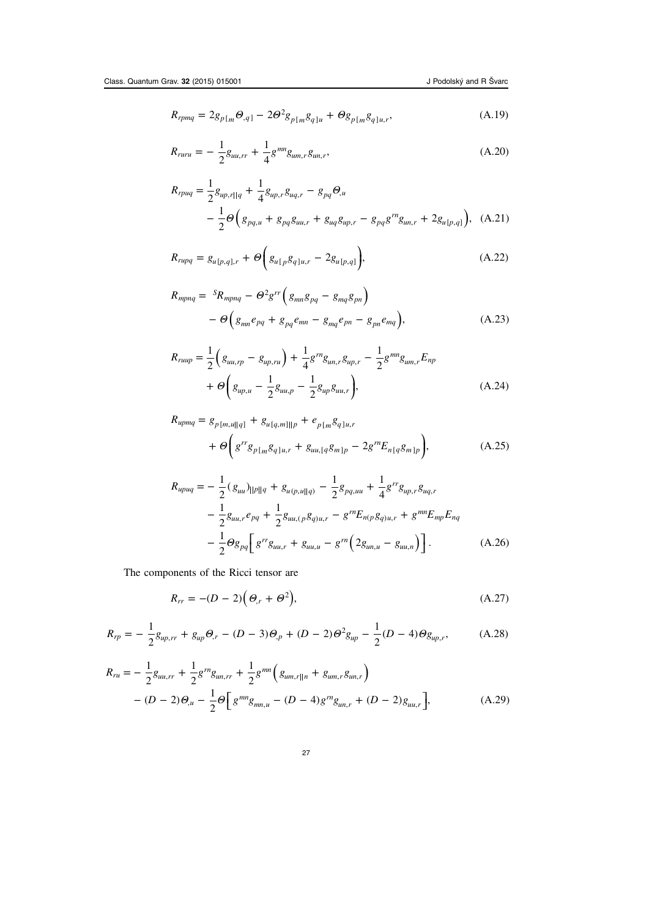$$R_{rpmq} = 2g_{p[m}\Theta_{,q]} - 2\Theta^2 g_{p[m}g_{q]u} + \Theta g_{p[m}g_{q]u,r}, \tag{A.19}$$

$$R_{ruru} = -\frac{1}{2}g_{uu,rr} + \frac{1}{4}g^{mn}g_{um,r}g_{un,r}, \tag{A.20}$$

$$\begin{aligned} R_{rpuq} = &\frac{1}{2}g_{up,r||q} + \frac{1}{4}g_{up,r}g_{uq,r} - g_{pq}\Theta_{,u} \\ &- \frac{1}{2}\Theta\Big(g_{pq,u} + g_{pq}g_{uu,r} + g_{uq}g_{up,r} - g_{pq}g^{rn}g_{un,r} + 2g_{u[p,q]}\Big), \end{aligned} \tag{A.21}$$

$$R_{rupq} = g_{u[p,q],r} + \Theta\Big(g_{u[p}g_{q]u,r} - 2g_{u[p,q]}\Big), \tag{A.22}$$

$$\begin{aligned} R_{mpnq} = &\ {}^{S}R_{mpnq} - \Theta^2 g^{rr}\Big(g_{mn}g_{pq} - g_{mq}g_{pn}\Big) \\ &- \Theta\Big(g_{mn}e_{pq} + g_{pq}e_{mn} - g_{mq}e_{pn} - g_{pn}e_{mq}\Big), \end{aligned} \tag{A.23}$$

$$\begin{aligned} R_{ruup} = &\frac{1}{2}\Big(g_{uu,rp} - g_{up,ru}\Big) + \frac{1}{4}g^{rn}g_{un,r}g_{up,r} - \frac{1}{2}g^{mn}g_{um,r}E_{np} \\ &+ \Theta\Big(g_{up,u} - \frac{1}{2}g_{uu,p} - \frac{1}{2}g_{up}g_{uu,r}\Big), \end{aligned} \tag{A.24}$$

$$\begin{aligned} R_{upmq} = &\ g_{p[m,u||q]} + g_{u[q,m]||p} + e_{p[m}g_{q]u,r} \\ &+ \Theta\Big(g^{rr}g_{p[m}g_{q]u,r} + g_{uu,[q}g_{m]p} - 2g^{rn}E_{n[q}g_{m]p}\Big), \end{aligned} \tag{A.25}$$

$$\begin{aligned} R_{upuq} = &-\frac{1}{2}(g_{uu})_{||p||q} + g_{u(p,u||q)} - \frac{1}{2}g_{pq,uu} + \frac{1}{4}g^{rr}g_{up,r}g_{uq,r} \\ &- \frac{1}{2}g_{uu,r}e_{pq} + \frac{1}{2}g_{uu,(p}g_{q)u,r} - g^{rn}E_{n(p}g_{q)u,r} + g^{mn}E_{mp}E_{nq} \\ &- \frac{1}{2}\Theta g_{pq}\Big[g^{rr}g_{uu,r} + g_{uu,u} - g^{rn}\Big(2g_{un,u} - g_{uu,n}\Big)\Big]. \end{aligned} \tag{A.26}$$

The components of the Ricci tensor are

$$R_{rr} = -(D-2)\Big(\Theta_{,r} + \Theta^2\Big), \tag{A.27}$$

$$R_{rp} = -\frac{1}{2}g_{up,rr} + g_{up}\Theta_{,r} - (D-3)\Theta_{,p} + (D-2)\Theta^2 g_{up} - \frac{1}{2}(D-4)\Theta g_{up,r}, \tag{A.28}$$

$$\begin{aligned} R_{ru} = &-\frac{1}{2}g_{uu,rr} + \frac{1}{2}g^{rn}g_{un,rr} + \frac{1}{2}g^{mn}\Big(g_{um,r||n} + g_{um,r}g_{un,r}\Big) \\ &- (D-2)\Theta_{,u} - \frac{1}{2}\Theta\Big[g^{mn}g_{mn,u} - (D-4)g^{rn}g_{un,r} + (D-2)g_{uu,r}\Big], \end{aligned} \tag{A.29}$$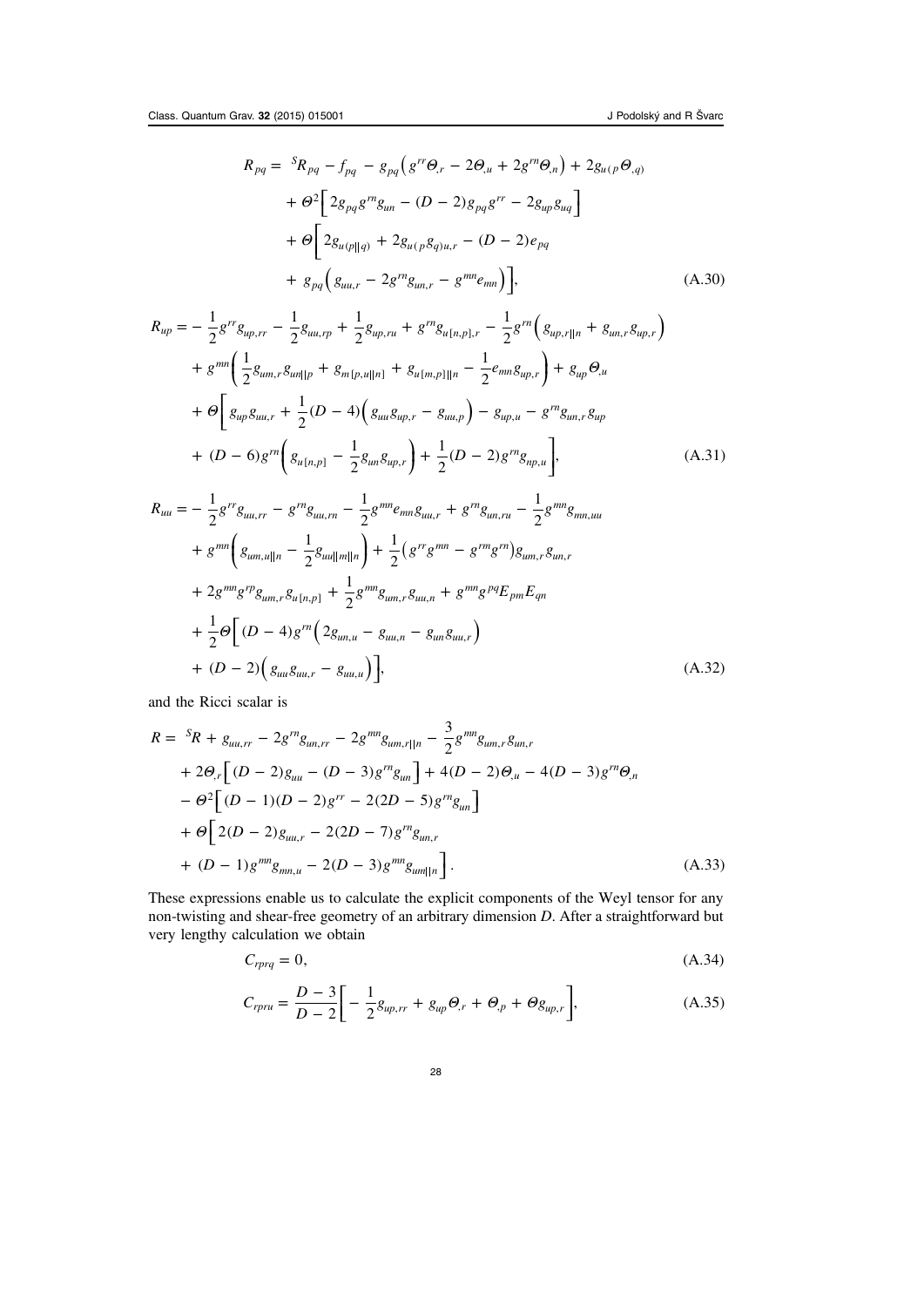$$
\begin{aligned}
R_{pq} = {} & {}^{S}R_{pq} - f_{pq} - g_{pq}\Big(g^{rr}\Theta_{,r} - 2\Theta_{,u} + 2g^{rn}\Theta_{,n}\Big) + 2g_{u(p}\Theta_{,q)} \\
& + \Theta^2\Big[2g_{pq}g^{rn}g_{un} - (D-2)g_{pq}g^{rr} - 2g_{up}g_{uq}\Big] \\
& + \Theta\bigg[2g_{u(p||q)} + 2g_{u(p}g_{q)u,r} - (D-2)e_{pq} \\
& + g_{pq}\Big(g_{uu,r} - 2g^{rn}g_{un,r} - g^{mn}e_{mn}\Big)\bigg],
\end{aligned}
\tag{A.30}
$$

$$
\begin{aligned}
R_{up} = {} & -\frac{1}{2}g^{rr}g_{up,rr} - \frac{1}{2}g_{uu,rp} + \frac{1}{2}g_{up,ru} + g^{rn}g_{u[n,p],r} - \frac{1}{2}g^{rn}\Big(g_{up,r||n} + g_{un,r}g_{up,r}\Big) \\
& + g^{mn}\bigg(\frac{1}{2}g_{um,r}g_{un||p} + g_{m[p,u||n]} + g_{u[m,p]||n} - \frac{1}{2}e_{mn}g_{up,r}\bigg) + g_{up}\Theta_{,u} \\
& + \Theta\bigg[g_{up}g_{uu,r} + \frac{1}{2}(D-4)\Big(g_{uu}g_{up,r} - g_{uu,p}\Big) - g_{up,u} - g^{rn}g_{un,r}g_{up} \\
& + (D-6)g^{rn}\bigg(g_{u[n,p]} - \frac{1}{2}g_{un}g_{up,r}\bigg) + \frac{1}{2}(D-2)g^{rn}g_{np,u}\bigg],
\end{aligned}
\tag{A.31}
$$

$$
\begin{aligned}
R_{uu} = {} & -\frac{1}{2}g^{rr}g_{uu,rr} - g^{rn}g_{uu,rn} - \frac{1}{2}g^{mn}e_{mn}g_{uu,r} + g^{rn}g_{un,ru} - \frac{1}{2}g^{mn}g_{mn,uu} \\
& + g^{mn}\bigg(g_{um,u||n} - \frac{1}{2}g_{uu||m||n}\bigg) + \frac{1}{2}\Big(g^{rr}g^{mn} - g^{rm}g^{rn}\Big)g_{um,r}g_{un,r} \\
& + 2g^{mn}g^{rp}g_{um,r}g_{u[n,p]} + \frac{1}{2}g^{mn}g_{um,r}g_{uu,n} + g^{mn}g^{pq}E_{pm}E_{qn} \\
& + \frac{1}{2}\Theta\Big[(D-4)g^{rn}\Big(2g_{un,u} - g_{uu,n} - g_{un}g_{uu,r}\Big) \\
& + (D-2)\Big(g_{uu}g_{uu,r} - g_{uu,u}\Big)\Big],
\end{aligned}
\tag{A.32}
$$

and the Ricci scalar is

$$
\begin{aligned}
R = {} & {}^{S}R + g_{uu,rr} - 2g^{rn}g_{un,rr} - 2g^{mn}g_{um,r||n} - \frac{3}{2}g^{mn}g_{um,r}g_{un,r} \\
& + 2\Theta_{,r}\Big[(D-2)g_{uu} - (D-3)g^{rn}g_{un}\Big] + 4(D-2)\Theta_{,u} - 4(D-3)g^{rn}\Theta_{,n} \\
& - \Theta^2\Big[(D-1)(D-2)g^{rr} - 2(2D-5)g^{rn}g_{un}\Big] \\
& + \Theta\Big[2(D-2)g_{uu,r} - 2(2D-7)g^{rn}g_{un,r} \\
& + (D-1)g^{mn}g_{mn,u} - 2(D-3)g^{mn}g_{um||n}\Big].
\end{aligned}
\tag{A.33}
$$

These expressions enable us to calculate the explicit components of the Weyl tensor for any non-twisting and shear-free geometry of an arbitrary dimension $D$. After a straightforward but very lengthy calculation we obtain

$$
C_{rprq} = 0,
\tag{A.34}
$$

$$
C_{rpru} = \frac{D-3}{D-2}\bigg[-\frac{1}{2}g_{up,rr} + g_{up}\Theta_{,r} + \Theta_{,p} + \Theta g_{up,r}\bigg],
\tag{A.35}
$$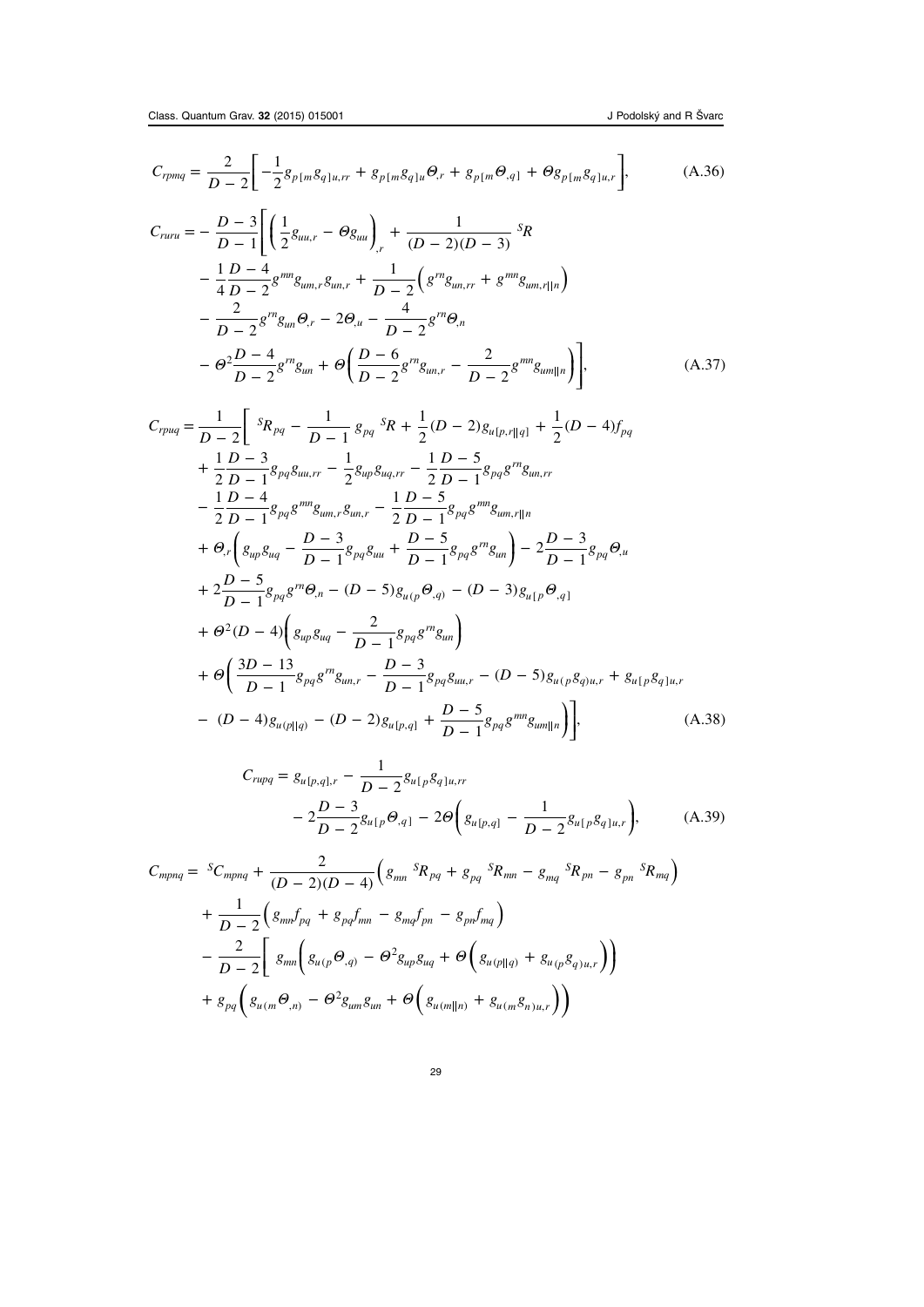$$C_{rpmq} = \frac{2}{D-2}\bigg[-\frac{1}{2}g_{p[m}g_{q]u,rr} + g_{p[m}g_{q]u}\Theta_{,r} + g_{p[m}\Theta_{,q]} + \Theta g_{p[m}g_{q]u,r}\bigg], \tag{A.36}$$

$$\begin{aligned}
C_{ruru} = &-\frac{D-3}{D-1}\bigg[\bigg(\frac{1}{2}g_{uu,r} - \Theta g_{uu}\bigg)_{,r} + \frac{1}{(D-2)(D-3)}\,{}^{S}R \\
&- \frac{1}{4}\frac{D-4}{D-2}g^{mn}g_{um,r}g_{un,r} + \frac{1}{D-2}\Big(g^{rn}g_{un,rr} + g^{mn}g_{um,r||n}\Big) \\
&- \frac{2}{D-2}g^{rn}g_{un}\Theta_{,r} - 2\Theta_{,u} - \frac{4}{D-2}g^{rn}\Theta_{,n} \\
&- \Theta^2\frac{D-4}{D-2}g^{rn}g_{un} + \Theta\bigg(\frac{D-6}{D-2}g^{rn}g_{un,r} - \frac{2}{D-2}g^{mn}g_{um||n}\bigg)\bigg],
\end{aligned} \tag{A.37}$$

$$\begin{aligned}
C_{rpuq} = \frac{1}{D-2}\bigg[ &\,{}^{S}R_{pq} - \frac{1}{D-1}\,g_{pq}\,{}^{S}R + \frac{1}{2}(D-2)g_{u[p,r||q]} + \frac{1}{2}(D-4)f_{pq} \\
&+ \frac{1}{2}\frac{D-3}{D-1}g_{pq}g_{uu,rr} - \frac{1}{2}g_{up}g_{uq,rr} - \frac{1}{2}\frac{D-5}{D-1}g_{pq}g^{rn}g_{un,rr} \\
&- \frac{1}{2}\frac{D-4}{D-1}g_{pq}g^{mn}g_{um,r}g_{un,r} - \frac{1}{2}\frac{D-5}{D-1}g_{pq}g^{mn}g_{um,r||n} \\
&+ \Theta_{,r}\bigg(g_{up}g_{uq} - \frac{D-3}{D-1}g_{pq}g_{uu} + \frac{D-5}{D-1}g_{pq}g^{rn}g_{un}\bigg) - 2\frac{D-3}{D-1}g_{pq}\Theta_{,u} \\
&+ 2\frac{D-5}{D-1}g_{pq}g^{rn}\Theta_{,n} - (D-5)g_{u(p}\Theta_{,q)} - (D-3)g_{u[p}\Theta_{,q]} \\
&+ \Theta^2(D-4)\bigg(g_{up}g_{uq} - \frac{2}{D-1}g_{pq}g^{rn}g_{un}\bigg) \\
&+ \Theta\bigg(\frac{3D-13}{D-1}g_{pq}g^{rn}g_{un,r} - \frac{D-3}{D-1}g_{pq}g_{uu,r} - (D-5)g_{u(p}g_{q)u,r} + g_{u[p}g_{q]u,r} \\
&- (D-4)g_{u(p||q)} - (D-2)g_{u[p,q]} + \frac{D-5}{D-1}g_{pq}g^{mn}g_{um||n}\bigg)\bigg],
\end{aligned} \tag{A.38}$$

$$\begin{aligned}
C_{rupq} = &\; g_{u[p,q],r} - \frac{1}{D-2}g_{u[p}g_{q]u,rr} \\
&- 2\frac{D-3}{D-2}g_{u[p}\Theta_{,q]} - 2\Theta\bigg(g_{u[p,q]} - \frac{1}{D-2}g_{u[p}g_{q]u,r}\bigg),
\end{aligned} \tag{A.39}$$

$$\begin{aligned}
C_{mpnq} = &\;{}^{S}C_{mpnq} + \frac{2}{(D-2)(D-4)}\Big(g_{mn}\,{}^{S}R_{pq} + g_{pq}\,{}^{S}R_{mn} - g_{mq}\,{}^{S}R_{pn} - g_{pn}\,{}^{S}R_{mq}\Big) \\
&+ \frac{1}{D-2}\Big(g_{mn}f_{pq} + g_{pq}f_{mn} - g_{mq}f_{pn} - g_{pn}f_{mq}\Big) \\
&- \frac{2}{D-2}\bigg[\,g_{mn}\bigg(g_{u(p}\Theta_{,q)} - \Theta^2 g_{up}g_{uq} + \Theta\Big(g_{u(p||q)} + g_{u(p}g_{q)u,r}\Big)\bigg) \\
&+ g_{pq}\bigg(g_{u(m}\Theta_{,n)} - \Theta^2 g_{um}g_{un} + \Theta\Big(g_{u(m||n)} + g_{u(m}g_{n)u,r}\Big)\bigg)
\end{aligned}$$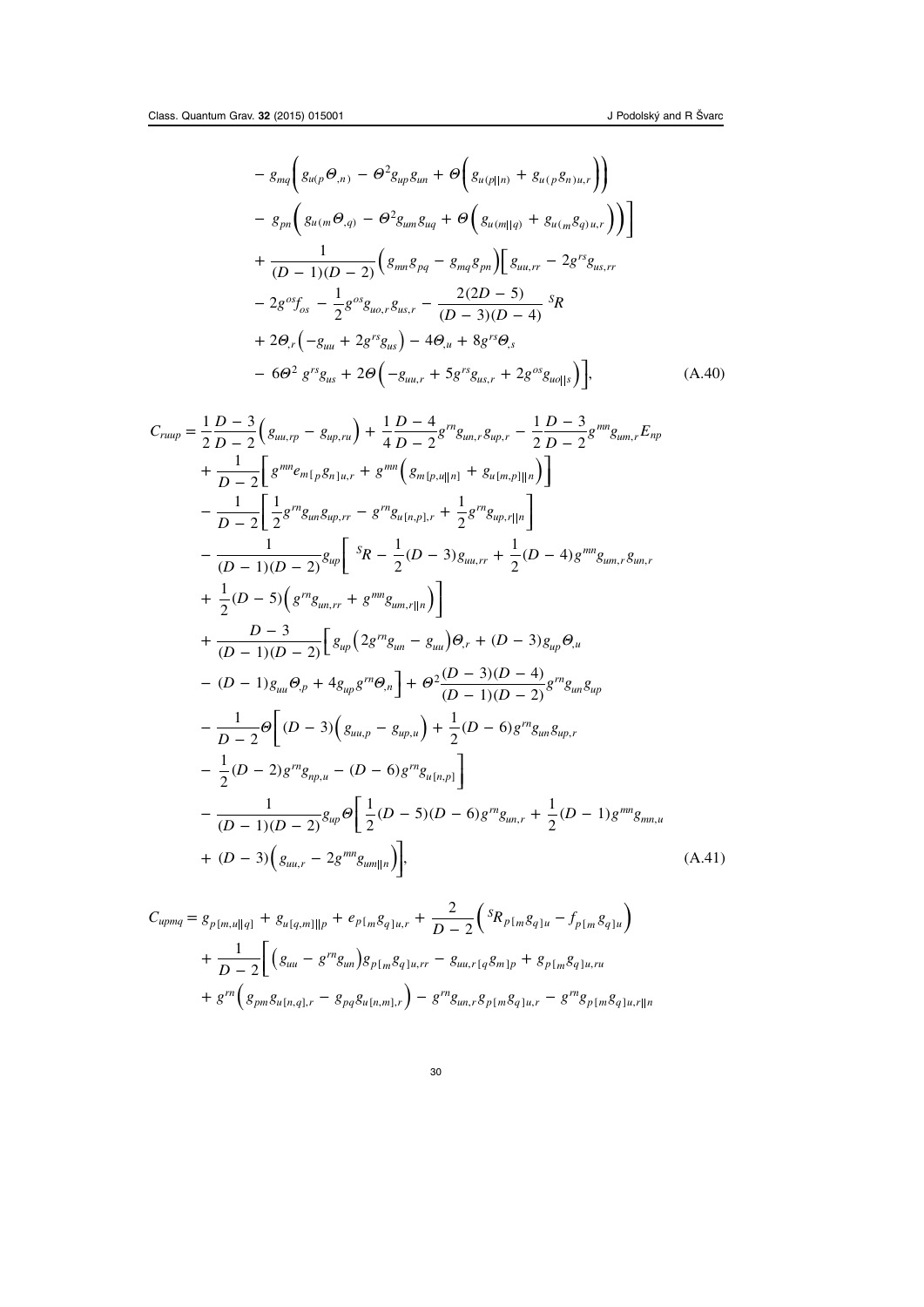$$
\begin{aligned}
&- g_{mq}\Big( g_{u(p}\Theta_{,n)} - \Theta^2 g_{up} g_{un} + \Theta\Big( g_{u(p||n)} + g_{u(p} g_{n)u,r}\Big)\Big) \\
&- g_{pn}\Big( g_{u(m}\Theta_{,q)} - \Theta^2 g_{um} g_{uq} + \Theta\Big( g_{u(m||q)} + g_{u(m} g_{q)u,r}\Big)\Big)\Big] \\
&+ \frac{1}{(D-1)(D-2)}\Big( g_{mn} g_{pq} - g_{mq} g_{pn}\Big)\Big[ g_{uu,rr} - 2g^{rs} g_{us,rr} \\
&- 2g^{os} f_{os} - \frac{1}{2} g^{os} g_{uo,r} g_{us,r} - \frac{2(2D-5)}{(D-3)(D-4)}\, {}^{S}\!R \\
&+ 2\Theta_{,r}\Big( -g_{uu} + 2g^{rs} g_{us}\Big) - 4\Theta_{,u} + 8g^{rs}\Theta_{,s} \\
&- 6\Theta^2\, g^{rs} g_{us} + 2\Theta\Big( -g_{uu,r} + 5g^{rs} g_{us,r} + 2g^{os} g_{uo||s}\Big)\Big],
\end{aligned}
\tag{A.40}
$$

$$
\begin{aligned}
C_{ruup} =& \frac{1}{2}\frac{D-3}{D-2}\Big( g_{uu,rp} - g_{up,ru}\Big) + \frac{1}{4}\frac{D-4}{D-2} g^{rn} g_{un,r} g_{up,r} - \frac{1}{2}\frac{D-3}{D-2} g^{mn} g_{um,r} E_{np} \\
&+ \frac{1}{D-2}\Big[ g^{mn} e_{m[p} g_{n]u,r} + g^{mn}\Big( g_{m[p,u||n]} + g_{u[m,p]||n}\Big)\Big] \\
&- \frac{1}{D-2}\Big[ \frac{1}{2} g^{rn} g_{un} g_{up,rr} - g^{rn} g_{u[n,p],r} + \frac{1}{2} g^{rn} g_{up,r||n}\Big] \\
&- \frac{1}{(D-1)(D-2)} g_{up}\Big[ {}^{S}\!R - \frac{1}{2}(D-3) g_{uu,rr} + \frac{1}{2}(D-4) g^{mn} g_{um,r} g_{un,r} \\
&+ \frac{1}{2}(D-5)\Big( g^{rn} g_{un,rr} + g^{mn} g_{um,r||n}\Big)\Big] \\
&+ \frac{D-3}{(D-1)(D-2)}\Big[ g_{up}\Big( 2g^{rn} g_{un} - g_{uu}\Big)\Theta_{,r} + (D-3) g_{up}\Theta_{,u} \\
&- (D-1) g_{uu}\Theta_{,p} + 4g_{up} g^{rn}\Theta_{,n}\Big] + \Theta^2\frac{(D-3)(D-4)}{(D-1)(D-2)} g^{rn} g_{un} g_{up} \\
&- \frac{1}{D-2}\Theta\Big[ (D-3)\Big( g_{uu,p} - g_{up,u}\Big) + \frac{1}{2}(D-6) g^{rn} g_{un} g_{up,r} \\
&- \frac{1}{2}(D-2) g^{rn} g_{np,u} - (D-6) g^{rn} g_{u[n,p]}\Big] \\
&- \frac{1}{(D-1)(D-2)} g_{up}\Theta\Big[ \frac{1}{2}(D-5)(D-6) g^{rn} g_{un,r} + \frac{1}{2}(D-1) g^{mn} g_{mn,u} \\
&+ (D-3)\Big( g_{uu,r} - 2g^{mn} g_{um||n}\Big)\Big],
\end{aligned}
\tag{A.41}
$$

$$
\begin{aligned}
C_{upmq} =& g_{p[m,u||q]} + g_{u[q,m]||p} + e_{p[m} g_{q]u,r} + \frac{2}{D-2}\Big( {}^{S}\!R_{p[m} g_{q]u} - f_{p[m} g_{q]u}\Big) \\
&+ \frac{1}{D-2}\Big[ \Big( g_{uu} - g^{rn} g_{un}\Big) g_{p[m} g_{q]u,rr} - g_{uu,r[q} g_{m]p} + g_{p[m} g_{q]u,ru} \\
&+ g^{rn}\Big( g_{pm} g_{u[n,q],r} - g_{pq} g_{u[n,m],r}\Big) - g^{rn} g_{un,r} g_{p[m} g_{q]u,r} - g^{rn} g_{p[m} g_{q]u,r||n}
\end{aligned}
$$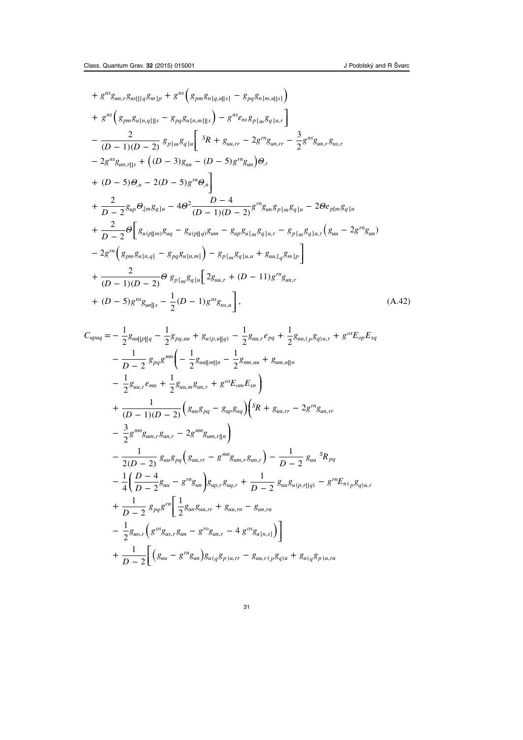$$
\begin{aligned}
&+ g^{ns} g_{un,r} g_{us||[q} g_{m]p} + g^{ns}\Big( g_{pm} g_{n[q,u||s]} - g_{pq} g_{n[m,u||s]}\Big) \\
&+ g^{ns}\Big( g_{pm} g_{u[n,q]||s} - g_{pq} g_{u[n,m]||s}\Big) - g^{ns} e_{ns} g_{p[m} g_{q]u,r}\Bigg] \\
&- \frac{2}{(D-1)(D-2)}\, g_{p[m} g_{q]u}\Bigg[\ {}^{S}\!R + g_{uu,rr} - 2g^{rn} g_{un,rr} - \frac{3}{2} g^{ns} g_{un,r} g_{us,r} \\
&- 2g^{ns} g_{un,r||s} + \Big( (D-3) g_{uu} - (D-5) g^{rn} g_{un}\Big)\Theta_{,r} \\
&+ (D-5)\Theta_{,u} - 2(D-5) g^{rn}\Theta_{,n}\Bigg] \\
&+ \frac{2}{D-2} g_{up}\Theta_{,[m} g_{q]u} - 4\Theta^2 \frac{D-4}{(D-1)(D-2)} g^{rn} g_{un} g_{p[m} g_{q]u} - 2\Theta e_{p[m} g_{q]u} \\
&+ \frac{2}{D-2}\Theta\Bigg[ g_{u(p||m)} g_{uq} - g_{u(p||q)} g_{um} - g_{up} g_{u[m} g_{q]u,r} - g_{p[m} g_{q]u,r}\Big( g_{uu} - 2g^{rn} g_{un}\Big) \\
&- 2g^{rn}\Big( g_{pm} g_{u[n,q]} - g_{pq} g_{u[n,m]}\Big) - g_{p[m} g_{q]u,u} + g_{uu,[q} g_{m]p}\Bigg] \\
&+ \frac{2}{(D-1)(D-2)}\Theta\ g_{p[m} g_{q]u}\Big[ 2g_{uu,r} + (D-11) g^{rn} g_{un,r} \\
&+ (D-5) g^{ns} g_{un||s} - \frac{1}{2}(D-1) g^{ns} g_{ns,u}\Big],
\end{aligned}
\qquad \text{(A.42)}
$$

$$
\begin{aligned}
C_{upuq} = &- \frac{1}{2} g_{uu||p||q} - \frac{1}{2} g_{pq,uu} + g_{u(p,u||q)} - \frac{1}{2} g_{uu,r} e_{pq} + \frac{1}{2} g_{uu,(p} g_{q)u,r} + g^{os} E_{op} E_{sq} \\
&- \frac{1}{D-2}\, g_{pq} g^{mn}\Bigg( -\frac{1}{2} g_{uu||m||n} - \frac{1}{2} g_{mn,uu} + g_{um,u||n} \\
&- \frac{1}{2} g_{uu,r} e_{mn} + \frac{1}{2} g_{uu,m} g_{un,r} + g^{os} E_{om} E_{sn}\Bigg) \\
&+ \frac{1}{(D-1)(D-2)}\Big( g_{uu} g_{pq} - g_{up} g_{uq}\Big)\Big( {}^{S}\!R + g_{uu,rr} - 2g^{rn} g_{un,rr} \\
&- \frac{3}{2} g^{mn} g_{um,r} g_{un,r} - 2g^{mn} g_{um,r||n}\Big) \\
&- \frac{1}{2(D-2)}\, g_{uu} g_{pq}\Big( g_{uu,rr} - g^{mn} g_{um,r} g_{un,r}\Big) - \frac{1}{D-2}\, g_{uu}\ {}^{S}\!R_{pq} \\
&- \frac{1}{4}\Big( \frac{D-4}{D-2} g_{uu} - g^{rn} g_{un}\Big) g_{up,r} g_{uq,r} + \frac{1}{D-2}\, g_{uu} g_{u(p,r||q)} - g^{rn} E_{n(p} g_{q)u,r} \\
&+ \frac{1}{D-2}\, g_{pq} g^{rn}\Bigg[ \frac{1}{2} g_{un} g_{uu,rr} + g_{uu,rn} - g_{un,ru} \\
&- \frac{1}{2} g_{uo,r}\Big( g^{os} g_{us,r} g_{un} - g^{ro} g_{un,r} - 4\, g^{os} g_{u[n,s]}\Big)\Bigg] \\
&+ \frac{1}{D-2}\Bigg[ \Big( g_{uu} - g^{rn} g_{un}\Big) g_{u(q} g_{p)u,rr} - g_{uu,r(p} g_{q)u} + g_{u(q} g_{p)u,ru}
\end{aligned}
$$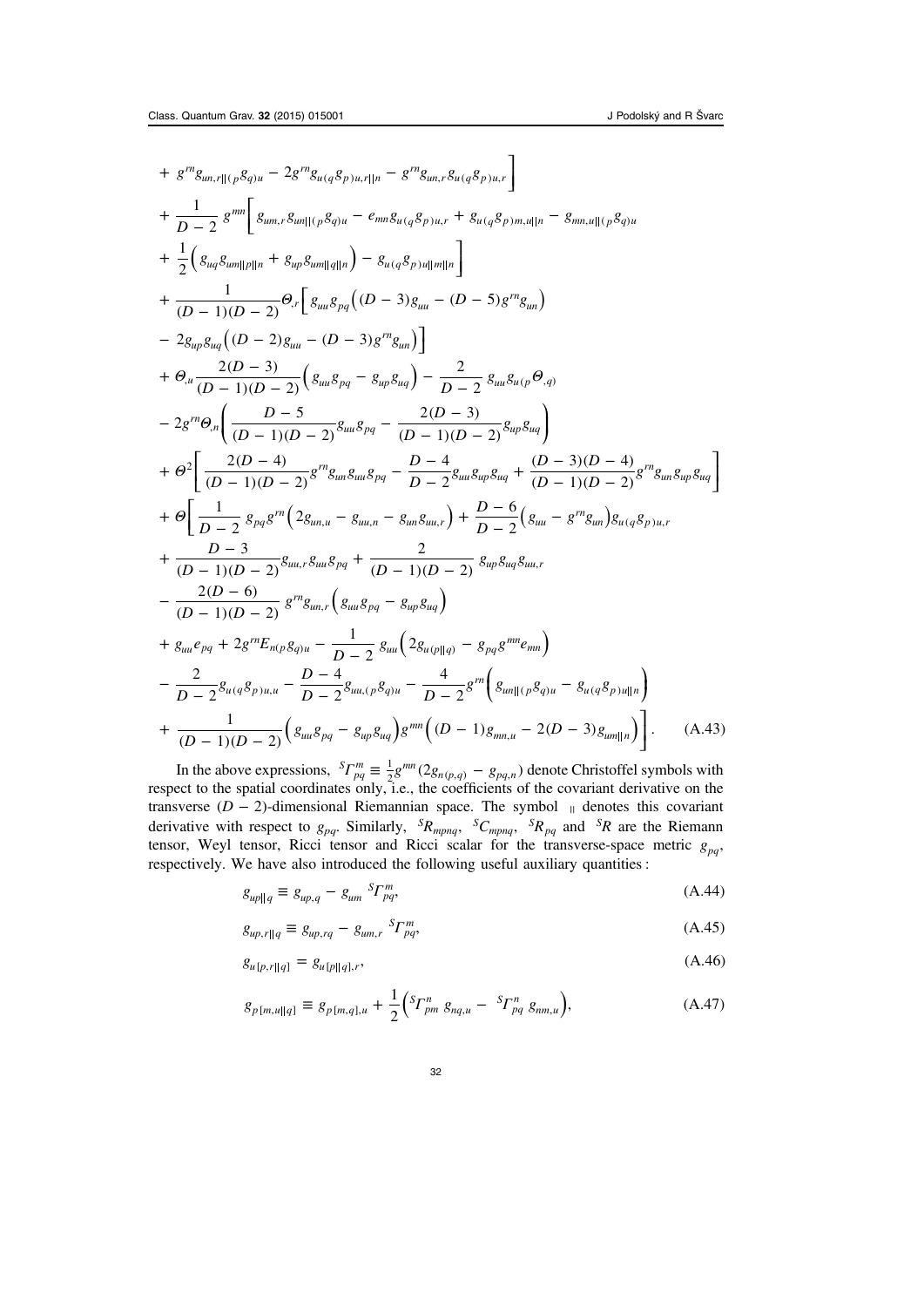$$
\begin{aligned}
&+ g^{rn} g_{un,r||(p} g_{q)u} - 2g^{rn} g_{u(q} g_{p)u,r||n} - g^{rn} g_{un,r} g_{u(q} g_{p)u,r} \Big] \\
&+ \frac{1}{D-2}\, g^{mn} \Big[ g_{um,r} g_{un||(p} g_{q)u} - e_{mn} g_{u(q} g_{p)u,r} + g_{u(q} g_{p)m,u||n} - g_{mn,u||(p} g_{q)u} \\
&+ \frac{1}{2}\Big( g_{uq} g_{um||p||n} + g_{up} g_{um||q||n} \Big) - g_{u(q} g_{p)u||m||n} \Big] \\
&+ \frac{1}{(D-1)(D-2)} \Theta_{,r} \Big[ g_{uu} g_{pq} \Big( (D-3) g_{uu} - (D-5) g^{rn} g_{un} \Big) \\
&- 2 g_{up} g_{uq} \Big( (D-2) g_{uu} - (D-3) g^{rn} g_{un} \Big) \Big] \\
&+ \Theta_{,u} \frac{2(D-3)}{(D-1)(D-2)} \Big( g_{uu} g_{pq} - g_{up} g_{uq} \Big) - \frac{2}{D-2}\, g_{uu} g_{u(p} \Theta_{,q)} \\
&- 2 g^{rn} \Theta_{,n} \Big( \frac{D-5}{(D-1)(D-2)} g_{uu} g_{pq} - \frac{2(D-3)}{(D-1)(D-2)} g_{up} g_{uq} \Big) \\
&+ \Theta^{2} \Big[ \frac{2(D-4)}{(D-1)(D-2)} g^{rn} g_{un} g_{uu} g_{pq} - \frac{D-4}{D-2} g_{uu} g_{up} g_{uq} + \frac{(D-3)(D-4)}{(D-1)(D-2)} g^{rn} g_{un} g_{up} g_{uq} \Big] \\
&+ \Theta \Big[ \frac{1}{D-2}\, g_{pq} g^{rn} \Big( 2 g_{un,u} - g_{uu,n} - g_{un} g_{uu,r} \Big) + \frac{D-6}{D-2} \Big( g_{uu} - g^{rn} g_{un} \Big) g_{u(q} g_{p)u,r} \\
&+ \frac{D-3}{(D-1)(D-2)} g_{uu,r} g_{uu} g_{pq} + \frac{2}{(D-1)(D-2)}\, g_{up} g_{uq} g_{uu,r} \\
&- \frac{2(D-6)}{(D-1)(D-2)}\, g^{rn} g_{un,r} \Big( g_{uu} g_{pq} - g_{up} g_{uq} \Big) \\
&+ g_{uu} e_{pq} + 2 g^{rn} E_{n(p} g_{q)u} - \frac{1}{D-2}\, g_{uu} \Big( 2 g_{u(p||q)} - g_{pq} g^{mn} e_{mn} \Big) \\
&- \frac{2}{D-2} g_{u(q} g_{p)u,u} - \frac{D-4}{D-2} g_{uu,(p} g_{q)u} - \frac{4}{D-2} g^{rn} \Big( g_{un||(p} g_{q)u} - g_{u(q} g_{p)u||n} \Big) \\
&+ \frac{1}{(D-1)(D-2)} \Big( g_{uu} g_{pq} - g_{up} g_{uq} \Big) g^{mn} \Big( (D-1) g_{mn,u} - 2(D-3) g_{um||n} \Big) \Big]. \qquad \text{(A.43)}
\end{aligned}
$$

In the above expressions, ${}^{S}\Gamma^{m}_{pq} \equiv \frac{1}{2} g^{mn} (2 g_{n(p,q)} - g_{pq,n})$ denote Christoffel symbols with respect to the spatial coordinates only, i.e., the coefficients of the covariant derivative on the transverse $(D-2)$-dimensional Riemannian space. The symbol $_{||}$ denotes this covariant derivative with respect to $g_{pq}$. Similarly, ${}^{S}R_{mpnq}$, ${}^{S}C_{mpnq}$, ${}^{S}R_{pq}$ and ${}^{S}R$ are the Riemann tensor, Weyl tensor, Ricci tensor and Ricci scalar for the transverse-space metric $g_{pq}$, respectively. We have also introduced the following useful auxiliary quantities:

$$
g_{up||q} \equiv g_{up,q} - g_{um}\ {}^{S}\Gamma^{m}_{pq}, \qquad \text{(A.44)}
$$

$$
g_{up,r||q} \equiv g_{up,rq} - g_{um,r}\ {}^{S}\Gamma^{m}_{pq}, \qquad \text{(A.45)}
$$

$$
g_{u[p,r||q]} = g_{u[p||q],r}, \qquad \text{(A.46)}
$$

$$
g_{p[m,u||q]} \equiv g_{p[m,q],u} + \frac{1}{2}\Big( {}^{S}\Gamma^{n}_{pm}\ g_{nq,u} - {}^{S}\Gamma^{n}_{pq}\ g_{nm,u} \Big), \qquad \text{(A.47)}
$$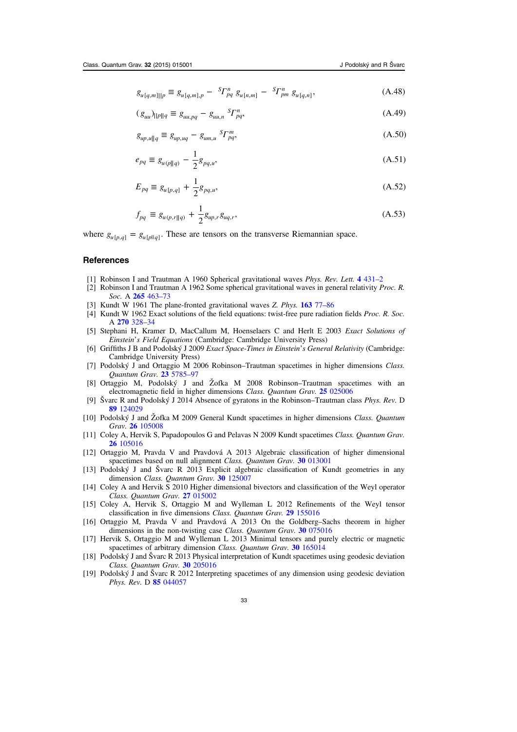$$g_{u[q,m]||p} \equiv g_{u[q,m],p} - {}^S\Gamma^n_{pq}\, g_{u[n,m]} - {}^S\Gamma^n_{pm}\, g_{u[q,n]}, \tag{A.48}$$

$$(g_{uu})_{||p||q} \equiv g_{uu,pq} - g_{uu,n}\, {}^S\Gamma^n_{pq}, \tag{A.49}$$

$$g_{up,u||q} \equiv g_{up,uq} - g_{um,u}\, {}^S\Gamma^m_{pq}, \tag{A.50}$$

$$e_{pq} \equiv g_{u(p||q)} - \frac{1}{2} g_{pq,u}, \tag{A.51}$$

$$E_{pq} \equiv g_{u[p,q]} + \frac{1}{2} g_{pq,u}, \tag{A.52}$$

$$f_{pq} \equiv g_{u(p,r||q)} + \frac{1}{2} g_{up,r}\, g_{uq,r}, \tag{A.53}$$

where $g_{u[p,q]} = g_{u[p||q]}$. These are tensors on the transverse Riemannian space.

## References

[1] Robinson I and Trautman A 1960 Spherical gravitational waves *Phys. Rev. Lett.* **4** 431–2

[2] Robinson I and Trautman A 1962 Some spherical gravitational waves in general relativity *Proc. R. Soc.* A **265** 463–73

[3] Kundt W 1961 The plane-fronted gravitational waves *Z. Phys.* **163** 77–86

[4] Kundt W 1962 Exact solutions of the field equations: twist-free pure radiation fields *Proc. R. Soc.* A **270** 328–34

[5] Stephani H, Kramer D, MacCallum M, Hoenselaers C and Herlt E 2003 *Exact Solutions of Einstein's Field Equations* (Cambridge: Cambridge University Press)

[6] Griffiths J B and Podolský J 2009 *Exact Space-Times in Einstein's General Relativity* (Cambridge: Cambridge University Press)

[7] Podolský J and Ortaggio M 2006 Robinson–Trautman spacetimes in higher dimensions *Class. Quantum Grav.* **23** 5785–97

[8] Ortaggio M, Podolský J and Žofka M 2008 Robinson–Trautman spacetimes with an electromagnetic field in higher dimensions *Class. Quantum Grav.* **25** 025006

[9] Švarc R and Podolský J 2014 Absence of gyratons in the Robinson–Trautman class *Phys. Rev.* D **89** 124029

[10] Podolský J and Žofka M 2009 General Kundt spacetimes in higher dimensions *Class. Quantum Grav.* **26** 105008

[11] Coley A, Hervik S, Papadopoulos G and Pelavas N 2009 Kundt spacetimes *Class. Quantum Grav.* **26** 105016

[12] Ortaggio M, Pravda V and Pravdová A 2013 Algebraic classification of higher dimensional spacetimes based on null alignment *Class. Quantum Grav.* **30** 013001

[13] Podolský J and Švarc R 2013 Explicit algebraic classification of Kundt geometries in any dimension *Class. Quantum Grav.* **30** 125007

[14] Coley A and Hervik S 2010 Higher dimensional bivectors and classification of the Weyl operator *Class. Quantum Grav.* **27** 015002

[15] Coley A, Hervik S, Ortaggio M and Wylleman L 2012 Refinements of the Weyl tensor classification in five dimensions *Class. Quantum Grav.* **29** 155016

[16] Ortaggio M, Pravda V and Pravdová A 2013 On the Goldberg–Sachs theorem in higher dimensions in the non-twisting case *Class. Quantum Grav.* **30** 075016

[17] Hervik S, Ortaggio M and Wylleman L 2013 Minimal tensors and purely electric or magnetic spacetimes of arbitrary dimension *Class. Quantum Grav.* **30** 165014

[18] Podolský J and Švarc R 2013 Physical interpretation of Kundt spacetimes using geodesic deviation *Class. Quantum Grav.* **30** 205016

[19] Podolský J and Švarc R 2012 Interpreting spacetimes of any dimension using geodesic deviation *Phys. Rev.* D **85** 044057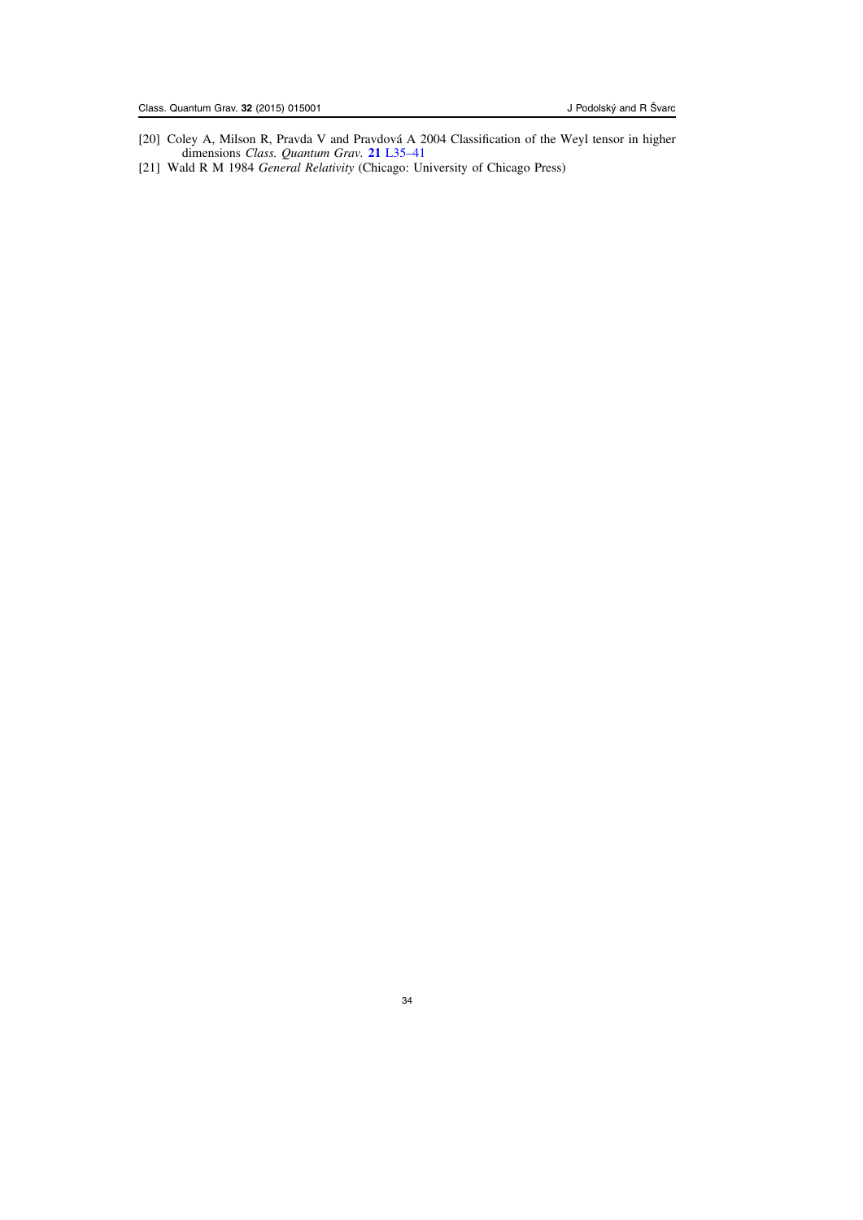[20] Coley A, Milson R, Pravda V and Pravdová A 2004 Classification of the Weyl tensor in higher dimensions *Class. Quantum Grav.* **21** L35–41

[21] Wald R M 1984 *General Relativity* (Chicago: University of Chicago Press)